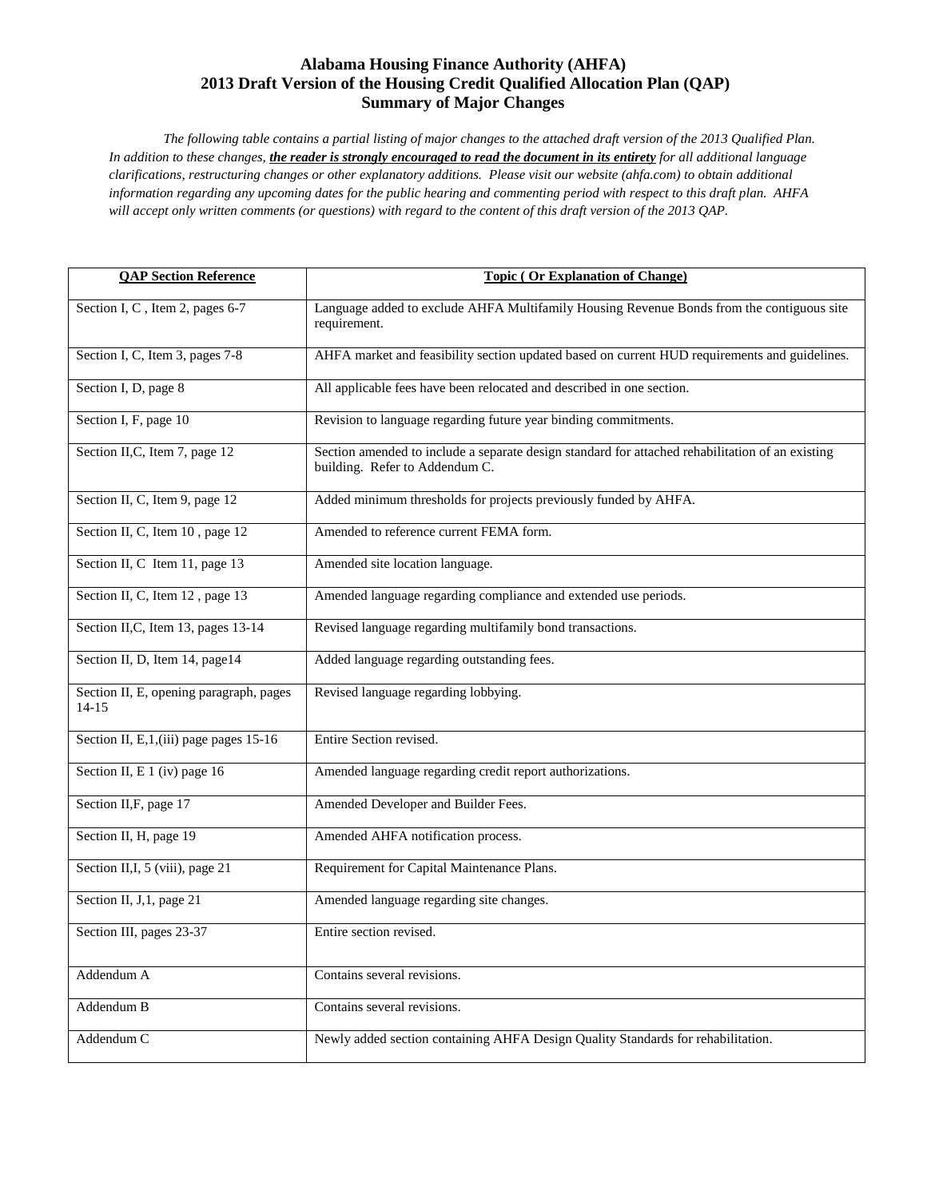# Alabama Housing Finance Authority (AHFA)
# 2013 Draft Version of the Housing Credit Qualified Allocation Plan (QAP)
# Summary of Major Changes

*The following table contains a partial listing of major changes to the attached draft version of the 2013 Qualified Plan. In addition to these changes, **the reader is strongly encouraged to read the document in its entirety** for all additional language clarifications, restructuring changes or other explanatory additions. Please visit our website (ahfa.com) to obtain additional information regarding any upcoming dates for the public hearing and commenting period with respect to this draft plan. AHFA will accept only written comments (or questions) with regard to the content of this draft version of the 2013 QAP.*

| QAP Section Reference | Topic ( Or Explanation of Change) |
|---|---|
| Section I, C , Item 2, pages 6-7 | Language added to exclude AHFA Multifamily Housing Revenue Bonds from the contiguous site requirement. |
| Section I, C, Item 3, pages 7-8 | AHFA market and feasibility section updated based on current HUD requirements and guidelines. |
| Section I, D, page 8 | All applicable fees have been relocated and described in one section. |
| Section I, F, page 10 | Revision to language regarding future year binding commitments. |
| Section II,C, Item 7, page 12 | Section amended to include a separate design standard for attached rehabilitation of an existing building. Refer to Addendum C. |
| Section II, C, Item 9, page 12 | Added minimum thresholds for projects previously funded by AHFA. |
| Section II, C, Item 10 , page 12 | Amended to reference current FEMA form. |
| Section II, C Item 11, page 13 | Amended site location language. |
| Section II, C, Item 12 , page 13 | Amended language regarding compliance and extended use periods. |
| Section II,C, Item 13, pages 13-14 | Revised language regarding multifamily bond transactions. |
| Section II, D, Item 14, page14 | Added language regarding outstanding fees. |
| Section II, E, opening paragraph, pages 14-15 | Revised language regarding lobbying. |
| Section II, E,1,(iii) page pages 15-16 | Entire Section revised. |
| Section II, E 1 (iv) page 16 | Amended language regarding credit report authorizations. |
| Section II,F, page 17 | Amended Developer and Builder Fees. |
| Section II, H, page 19 | Amended AHFA notification process. |
| Section II,I, 5 (viii), page 21 | Requirement for Capital Maintenance Plans. |
| Section II, J,1, page 21 | Amended language regarding site changes. |
| Section III, pages 23-37 | Entire section revised. |
| Addendum A | Contains several revisions. |
| Addendum B | Contains several revisions. |
| Addendum C | Newly added section containing AHFA Design Quality Standards for rehabilitation. |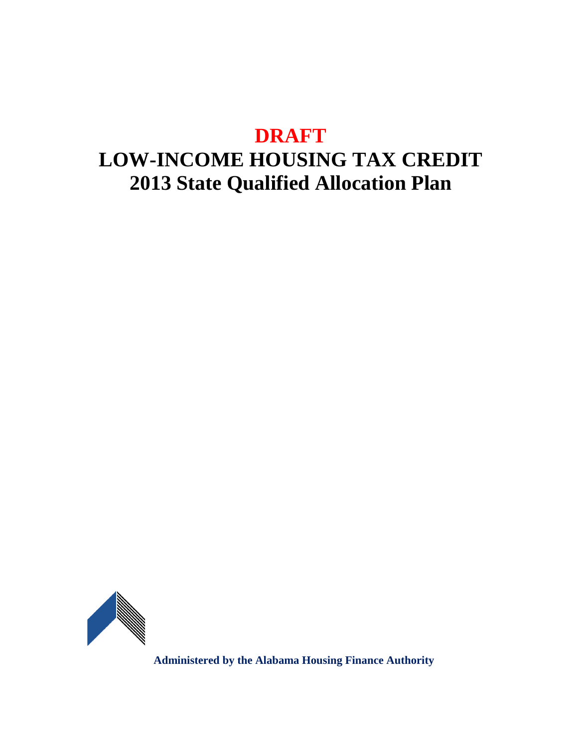# DRAFT

# LOW-INCOME HOUSING TAX CREDIT 2013 State Qualified Allocation Plan

**Administered by the Alabama Housing Finance Authority**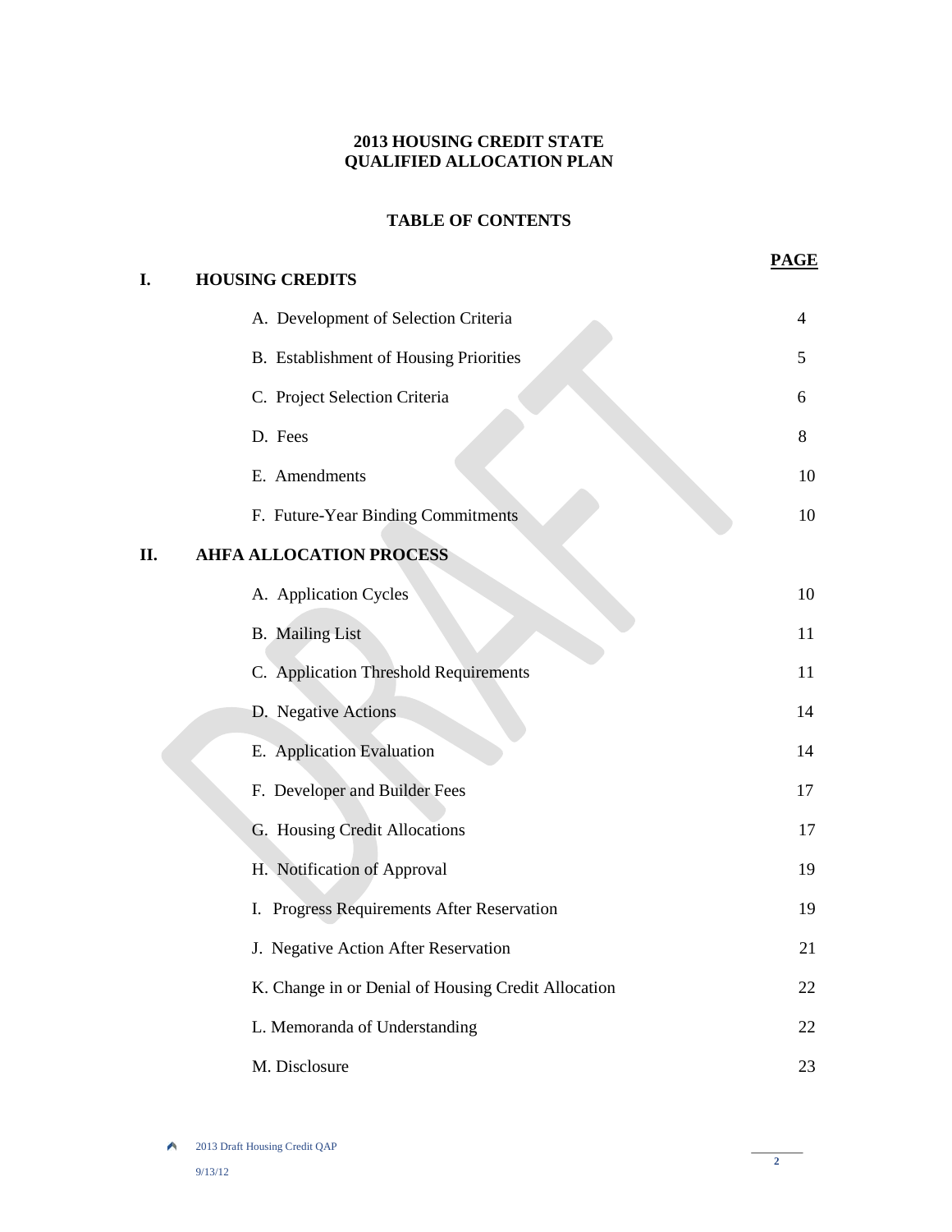# 2013 HOUSING CREDIT STATE QUALIFIED ALLOCATION PLAN

## TABLE OF CONTENTS

| | | PAGE |
|---|---|---|
| **I.** | **HOUSING CREDITS** | |
| | A. Development of Selection Criteria | 4 |
| | B. Establishment of Housing Priorities | 5 |
| | C. Project Selection Criteria | 6 |
| | D. Fees | 8 |
| | E. Amendments | 10 |
| | F. Future-Year Binding Commitments | 10 |
| **II.** | **AHFA ALLOCATION PROCESS** | |
| | A. Application Cycles | 10 |
| | B. Mailing List | 11 |
| | C. Application Threshold Requirements | 11 |
| | D. Negative Actions | 14 |
| | E. Application Evaluation | 14 |
| | F. Developer and Builder Fees | 17 |
| | G. Housing Credit Allocations | 17 |
| | H. Notification of Approval | 19 |
| | I. Progress Requirements After Reservation | 19 |
| | J. Negative Action After Reservation | 21 |
| | K. Change in or Denial of Housing Credit Allocation | 22 |
| | L. Memoranda of Understanding | 22 |
| | M. Disclosure | 23 |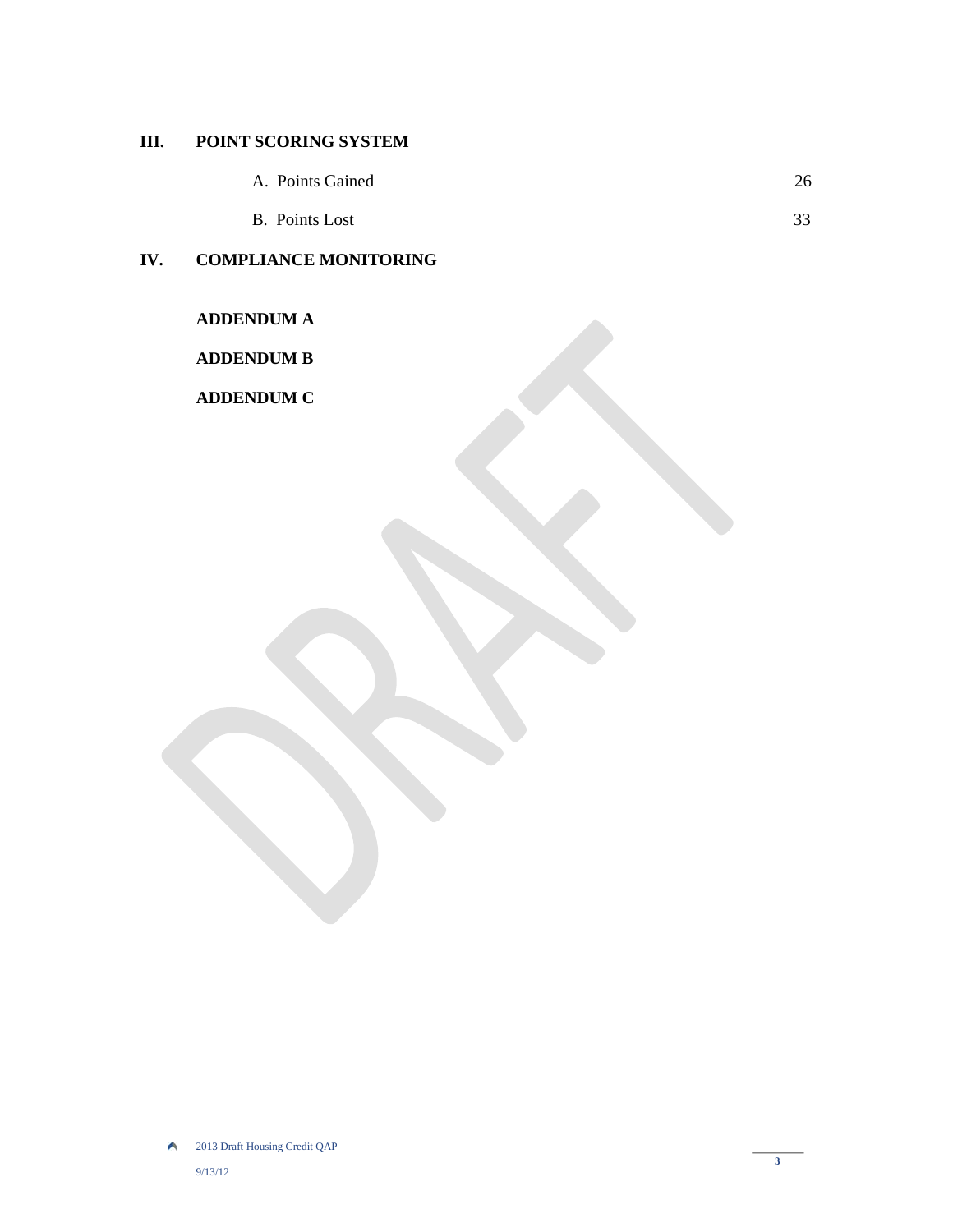**III. POINT SCORING SYSTEM**

A. Points Gained 26

B. Points Lost 33

**IV. COMPLIANCE MONITORING**

**ADDENDUM A**

**ADDENDUM B**

**ADDENDUM C**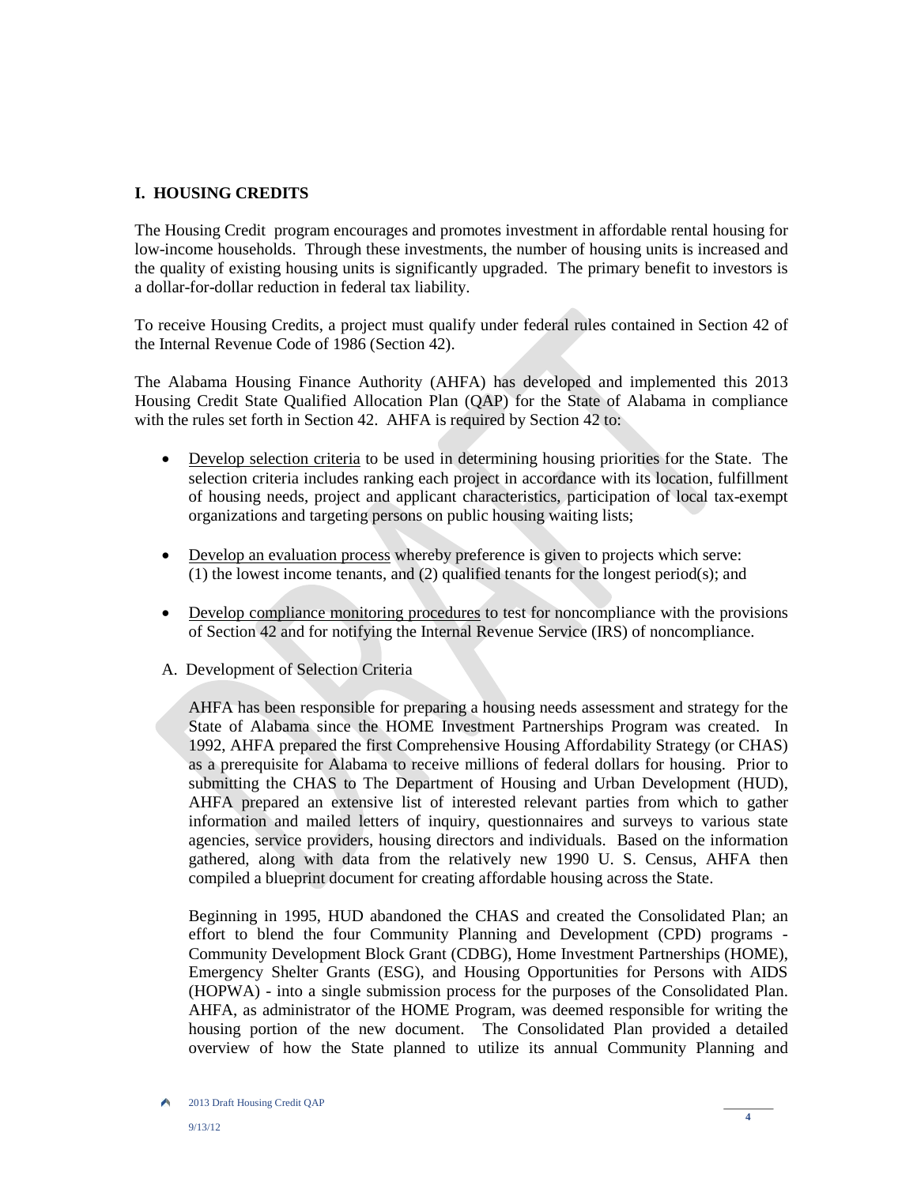## I. HOUSING CREDITS

The Housing Credit program encourages and promotes investment in affordable rental housing for low-income households. Through these investments, the number of housing units is increased and the quality of existing housing units is significantly upgraded. The primary benefit to investors is a dollar-for-dollar reduction in federal tax liability.

To receive Housing Credits, a project must qualify under federal rules contained in Section 42 of the Internal Revenue Code of 1986 (Section 42).

The Alabama Housing Finance Authority (AHFA) has developed and implemented this 2013 Housing Credit State Qualified Allocation Plan (QAP) for the State of Alabama in compliance with the rules set forth in Section 42. AHFA is required by Section 42 to:

- Develop selection criteria to be used in determining housing priorities for the State. The selection criteria includes ranking each project in accordance with its location, fulfillment of housing needs, project and applicant characteristics, participation of local tax-exempt organizations and targeting persons on public housing waiting lists;
- Develop an evaluation process whereby preference is given to projects which serve: (1) the lowest income tenants, and (2) qualified tenants for the longest period(s); and
- Develop compliance monitoring procedures to test for noncompliance with the provisions of Section 42 and for notifying the Internal Revenue Service (IRS) of noncompliance.

### A. Development of Selection Criteria

AHFA has been responsible for preparing a housing needs assessment and strategy for the State of Alabama since the HOME Investment Partnerships Program was created. In 1992, AHFA prepared the first Comprehensive Housing Affordability Strategy (or CHAS) as a prerequisite for Alabama to receive millions of federal dollars for housing. Prior to submitting the CHAS to The Department of Housing and Urban Development (HUD), AHFA prepared an extensive list of interested relevant parties from which to gather information and mailed letters of inquiry, questionnaires and surveys to various state agencies, service providers, housing directors and individuals. Based on the information gathered, along with data from the relatively new 1990 U. S. Census, AHFA then compiled a blueprint document for creating affordable housing across the State.

Beginning in 1995, HUD abandoned the CHAS and created the Consolidated Plan; an effort to blend the four Community Planning and Development (CPD) programs - Community Development Block Grant (CDBG), Home Investment Partnerships (HOME), Emergency Shelter Grants (ESG), and Housing Opportunities for Persons with AIDS (HOPWA) - into a single submission process for the purposes of the Consolidated Plan. AHFA, as administrator of the HOME Program, was deemed responsible for writing the housing portion of the new document. The Consolidated Plan provided a detailed overview of how the State planned to utilize its annual Community Planning and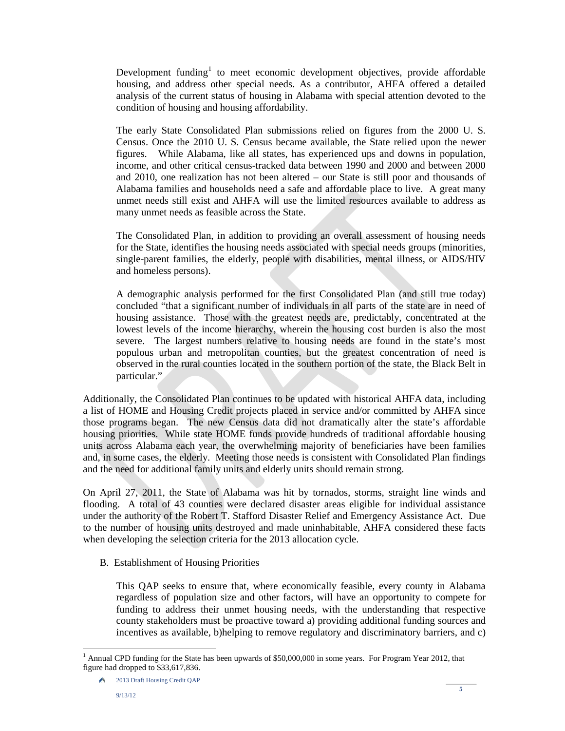Development funding[1] to meet economic development objectives, provide affordable housing, and address other special needs. As a contributor, AHFA offered a detailed analysis of the current status of housing in Alabama with special attention devoted to the condition of housing and housing affordability.

The early State Consolidated Plan submissions relied on figures from the 2000 U. S. Census. Once the 2010 U. S. Census became available, the State relied upon the newer figures. While Alabama, like all states, has experienced ups and downs in population, income, and other critical census-tracked data between 1990 and 2000 and between 2000 and 2010, one realization has not been altered – our State is still poor and thousands of Alabama families and households need a safe and affordable place to live. A great many unmet needs still exist and AHFA will use the limited resources available to address as many unmet needs as feasible across the State.

The Consolidated Plan, in addition to providing an overall assessment of housing needs for the State, identifies the housing needs associated with special needs groups (minorities, single-parent families, the elderly, people with disabilities, mental illness, or AIDS/HIV and homeless persons).

A demographic analysis performed for the first Consolidated Plan (and still true today) concluded "that a significant number of individuals in all parts of the state are in need of housing assistance. Those with the greatest needs are, predictably, concentrated at the lowest levels of the income hierarchy, wherein the housing cost burden is also the most severe. The largest numbers relative to housing needs are found in the state's most populous urban and metropolitan counties, but the greatest concentration of need is observed in the rural counties located in the southern portion of the state, the Black Belt in particular."

Additionally, the Consolidated Plan continues to be updated with historical AHFA data, including a list of HOME and Housing Credit projects placed in service and/or committed by AHFA since those programs began. The new Census data did not dramatically alter the state's affordable housing priorities. While state HOME funds provide hundreds of traditional affordable housing units across Alabama each year, the overwhelming majority of beneficiaries have been families and, in some cases, the elderly. Meeting those needs is consistent with Consolidated Plan findings and the need for additional family units and elderly units should remain strong.

On April 27, 2011, the State of Alabama was hit by tornados, storms, straight line winds and flooding. A total of 43 counties were declared disaster areas eligible for individual assistance under the authority of the Robert T. Stafford Disaster Relief and Emergency Assistance Act. Due to the number of housing units destroyed and made uninhabitable, AHFA considered these facts when developing the selection criteria for the 2013 allocation cycle.

B. Establishment of Housing Priorities

This QAP seeks to ensure that, where economically feasible, every county in Alabama regardless of population size and other factors, will have an opportunity to compete for funding to address their unmet housing needs, with the understanding that respective county stakeholders must be proactive toward a) providing additional funding sources and incentives as available, b)helping to remove regulatory and discriminatory barriers, and c)

[1] Annual CPD funding for the State has been upwards of $50,000,000 in some years. For Program Year 2012, that figure had dropped to $33,617,836.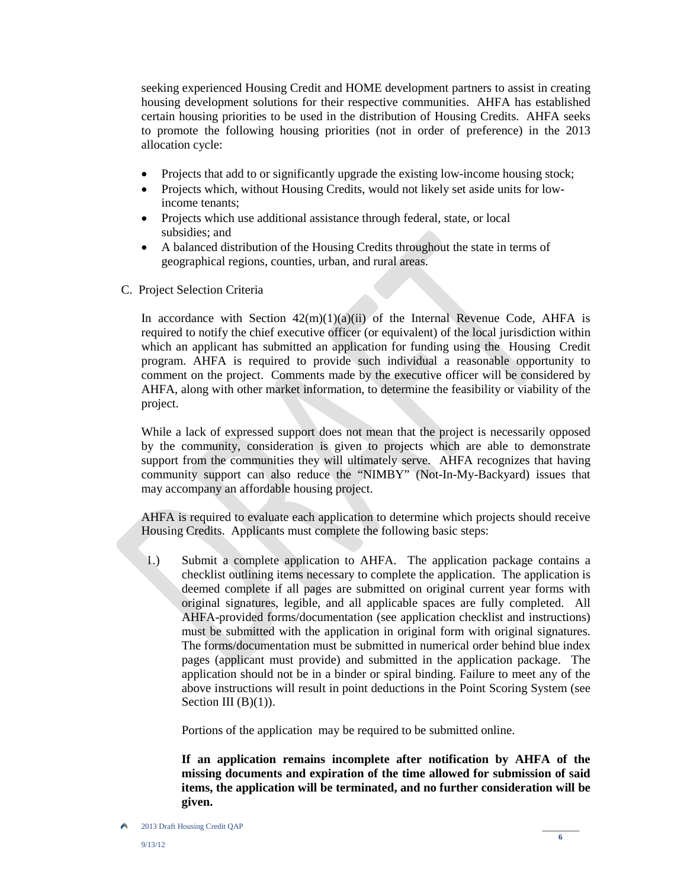seeking experienced Housing Credit and HOME development partners to assist in creating housing development solutions for their respective communities. AHFA has established certain housing priorities to be used in the distribution of Housing Credits. AHFA seeks to promote the following housing priorities (not in order of preference) in the 2013 allocation cycle:

- Projects that add to or significantly upgrade the existing low-income housing stock;
- Projects which, without Housing Credits, would not likely set aside units for low-income tenants;
- Projects which use additional assistance through federal, state, or local subsidies; and
- A balanced distribution of the Housing Credits throughout the state in terms of geographical regions, counties, urban, and rural areas.

C. Project Selection Criteria

In accordance with Section 42(m)(1)(a)(ii) of the Internal Revenue Code, AHFA is required to notify the chief executive officer (or equivalent) of the local jurisdiction within which an applicant has submitted an application for funding using the Housing Credit program. AHFA is required to provide such individual a reasonable opportunity to comment on the project. Comments made by the executive officer will be considered by AHFA, along with other market information, to determine the feasibility or viability of the project.

While a lack of expressed support does not mean that the project is necessarily opposed by the community, consideration is given to projects which are able to demonstrate support from the communities they will ultimately serve. AHFA recognizes that having community support can also reduce the "NIMBY" (Not-In-My-Backyard) issues that may accompany an affordable housing project.

AHFA is required to evaluate each application to determine which projects should receive Housing Credits. Applicants must complete the following basic steps:

1.) Submit a complete application to AHFA. The application package contains a checklist outlining items necessary to complete the application. The application is deemed complete if all pages are submitted on original current year forms with original signatures, legible, and all applicable spaces are fully completed. All AHFA-provided forms/documentation (see application checklist and instructions) must be submitted with the application in original form with original signatures. The forms/documentation must be submitted in numerical order behind blue index pages (applicant must provide) and submitted in the application package. The application should not be in a binder or spiral binding. Failure to meet any of the above instructions will result in point deductions in the Point Scoring System (see Section III (B)(1)).

    Portions of the application may be required to be submitted online.

    **If an application remains incomplete after notification by AHFA of the missing documents and expiration of the time allowed for submission of said items, the application will be terminated, and no further consideration will be given.**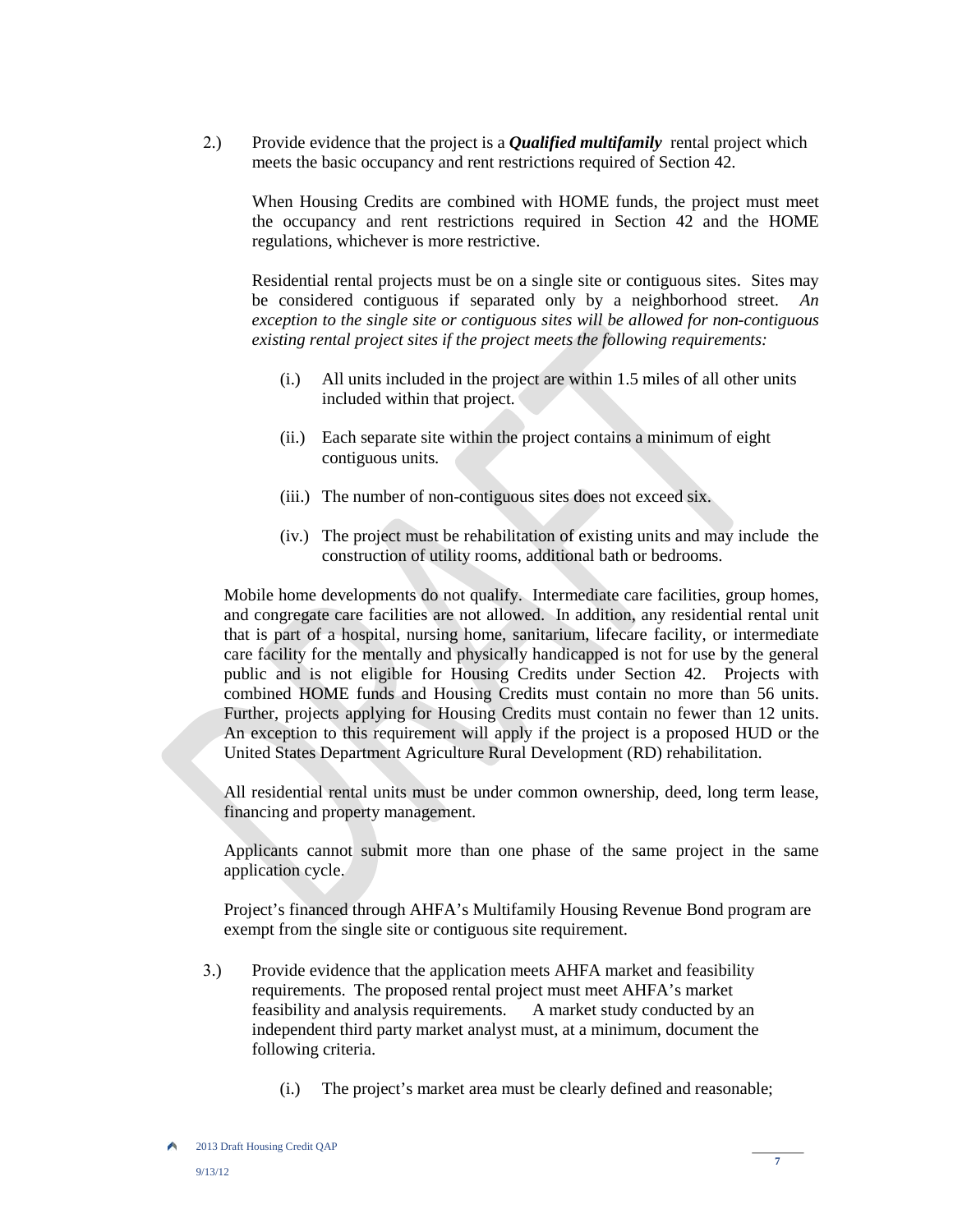2.) Provide evidence that the project is a ***Qualified multifamily*** rental project which meets the basic occupancy and rent restrictions required of Section 42.

When Housing Credits are combined with HOME funds, the project must meet the occupancy and rent restrictions required in Section 42 and the HOME regulations, whichever is more restrictive.

Residential rental projects must be on a single site or contiguous sites. Sites may be considered contiguous if separated only by a neighborhood street. *An exception to the single site or contiguous sites will be allowed for non-contiguous existing rental project sites if the project meets the following requirements:*

(i.) All units included in the project are within 1.5 miles of all other units included within that project.

(ii.) Each separate site within the project contains a minimum of eight contiguous units.

(iii.) The number of non-contiguous sites does not exceed six.

(iv.) The project must be rehabilitation of existing units and may include the construction of utility rooms, additional bath or bedrooms.

Mobile home developments do not qualify. Intermediate care facilities, group homes, and congregate care facilities are not allowed. In addition, any residential rental unit that is part of a hospital, nursing home, sanitarium, lifecare facility, or intermediate care facility for the mentally and physically handicapped is not for use by the general public and is not eligible for Housing Credits under Section 42. Projects with combined HOME funds and Housing Credits must contain no more than 56 units. Further, projects applying for Housing Credits must contain no fewer than 12 units. An exception to this requirement will apply if the project is a proposed HUD or the United States Department Agriculture Rural Development (RD) rehabilitation.

All residential rental units must be under common ownership, deed, long term lease, financing and property management.

Applicants cannot submit more than one phase of the same project in the same application cycle.

Project's financed through AHFA's Multifamily Housing Revenue Bond program are exempt from the single site or contiguous site requirement.

3.) Provide evidence that the application meets AHFA market and feasibility requirements. The proposed rental project must meet AHFA's market feasibility and analysis requirements. A market study conducted by an independent third party market analyst must, at a minimum, document the following criteria.

(i.) The project's market area must be clearly defined and reasonable;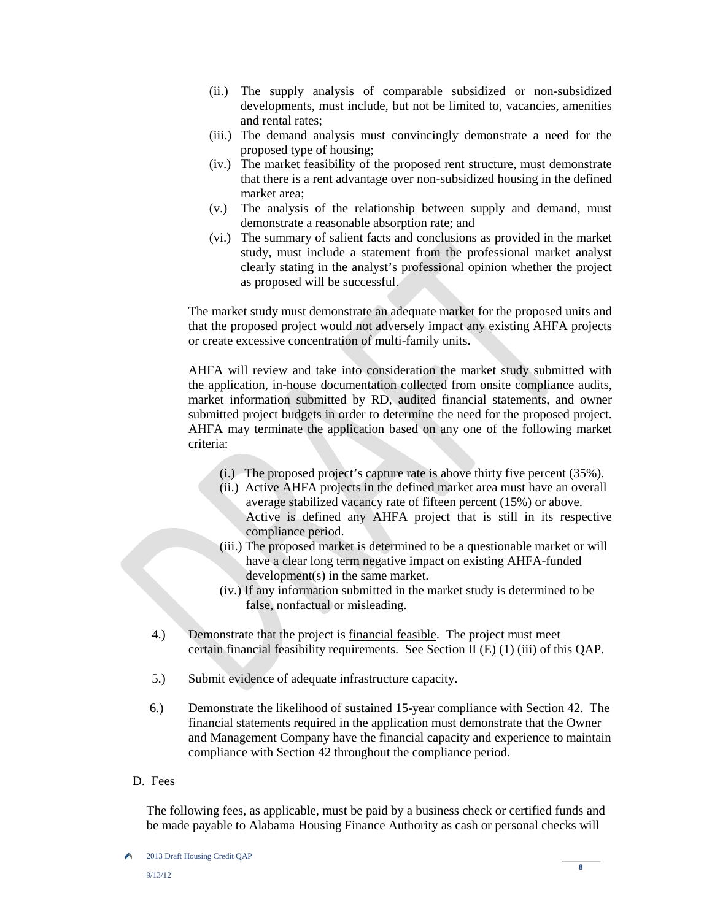(ii.) The supply analysis of comparable subsidized or non-subsidized developments, must include, but not be limited to, vacancies, amenities and rental rates;

(iii.) The demand analysis must convincingly demonstrate a need for the proposed type of housing;

(iv.) The market feasibility of the proposed rent structure, must demonstrate that there is a rent advantage over non-subsidized housing in the defined market area;

(v.) The analysis of the relationship between supply and demand, must demonstrate a reasonable absorption rate; and

(vi.) The summary of salient facts and conclusions as provided in the market study, must include a statement from the professional market analyst clearly stating in the analyst's professional opinion whether the project as proposed will be successful.

The market study must demonstrate an adequate market for the proposed units and that the proposed project would not adversely impact any existing AHFA projects or create excessive concentration of multi-family units.

AHFA will review and take into consideration the market study submitted with the application, in-house documentation collected from onsite compliance audits, market information submitted by RD, audited financial statements, and owner submitted project budgets in order to determine the need for the proposed project. AHFA may terminate the application based on any one of the following market criteria:

(i.) The proposed project's capture rate is above thirty five percent (35%).

(ii.) Active AHFA projects in the defined market area must have an overall average stabilized vacancy rate of fifteen percent (15%) or above. Active is defined any AHFA project that is still in its respective compliance period.

(iii.) The proposed market is determined to be a questionable market or will have a clear long term negative impact on existing AHFA-funded development(s) in the same market.

(iv.) If any information submitted in the market study is determined to be false, nonfactual or misleading.

4.) Demonstrate that the project is <u>financial feasible</u>. The project must meet certain financial feasibility requirements. See Section II (E) (1) (iii) of this QAP.

5.) Submit evidence of adequate infrastructure capacity.

6.) Demonstrate the likelihood of sustained 15-year compliance with Section 42. The financial statements required in the application must demonstrate that the Owner and Management Company have the financial capacity and experience to maintain compliance with Section 42 throughout the compliance period.

D. Fees

The following fees, as applicable, must be paid by a business check or certified funds and be made payable to Alabama Housing Finance Authority as cash or personal checks will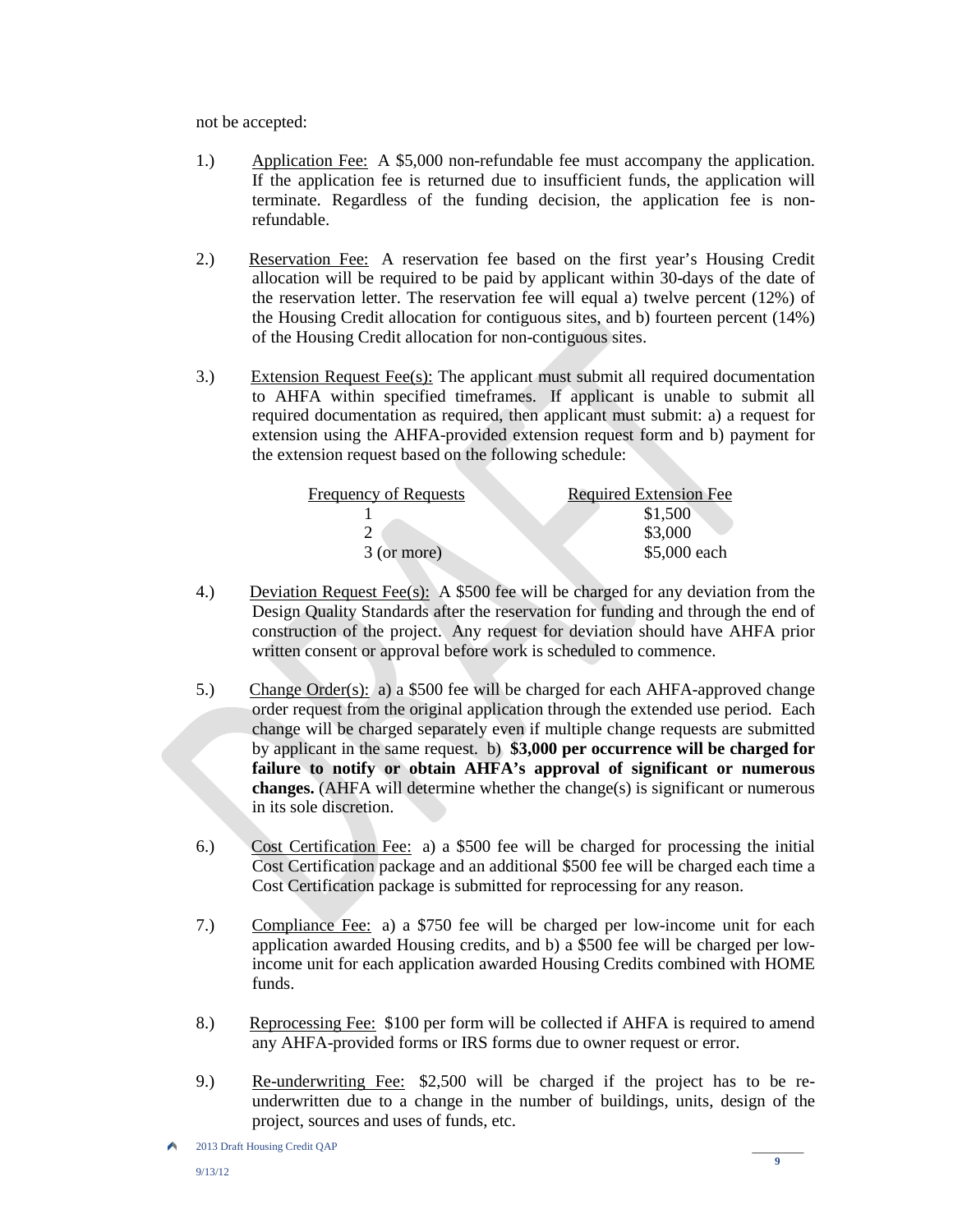not be accepted:

1.) Application Fee: A $5,000 non-refundable fee must accompany the application. If the application fee is returned due to insufficient funds, the application will terminate. Regardless of the funding decision, the application fee is non-refundable.

2.) Reservation Fee: A reservation fee based on the first year's Housing Credit allocation will be required to be paid by applicant within 30-days of the date of the reservation letter. The reservation fee will equal a) twelve percent (12%) of the Housing Credit allocation for contiguous sites, and b) fourteen percent (14%) of the Housing Credit allocation for non-contiguous sites.

3.) Extension Request Fee(s): The applicant must submit all required documentation to AHFA within specified timeframes. If applicant is unable to submit all required documentation as required, then applicant must submit: a) a request for extension using the AHFA-provided extension request form and b) payment for the extension request based on the following schedule:

| Frequency of Requests | Required Extension Fee |
|---|---|
| 1 | $1,500 |
| 2 | $3,000 |
| 3 (or more) | $5,000 each |

4.) Deviation Request Fee(s): A $500 fee will be charged for any deviation from the Design Quality Standards after the reservation for funding and through the end of construction of the project. Any request for deviation should have AHFA prior written consent or approval before work is scheduled to commence.

5.) Change Order(s): a) a $500 fee will be charged for each AHFA-approved change order request from the original application through the extended use period. Each change will be charged separately even if multiple change requests are submitted by applicant in the same request. b) **$3,000 per occurrence will be charged for failure to notify or obtain AHFA's approval of significant or numerous changes.** (AHFA will determine whether the change(s) is significant or numerous in its sole discretion.

6.) Cost Certification Fee: a) a $500 fee will be charged for processing the initial Cost Certification package and an additional $500 fee will be charged each time a Cost Certification package is submitted for reprocessing for any reason.

7.) Compliance Fee: a) a $750 fee will be charged per low-income unit for each application awarded Housing credits, and b) a $500 fee will be charged per low-income unit for each application awarded Housing Credits combined with HOME funds.

8.) Reprocessing Fee: $100 per form will be collected if AHFA is required to amend any AHFA-provided forms or IRS forms due to owner request or error.

9.) Re-underwriting Fee: $2,500 will be charged if the project has to be re-underwritten due to a change in the number of buildings, units, design of the project, sources and uses of funds, etc.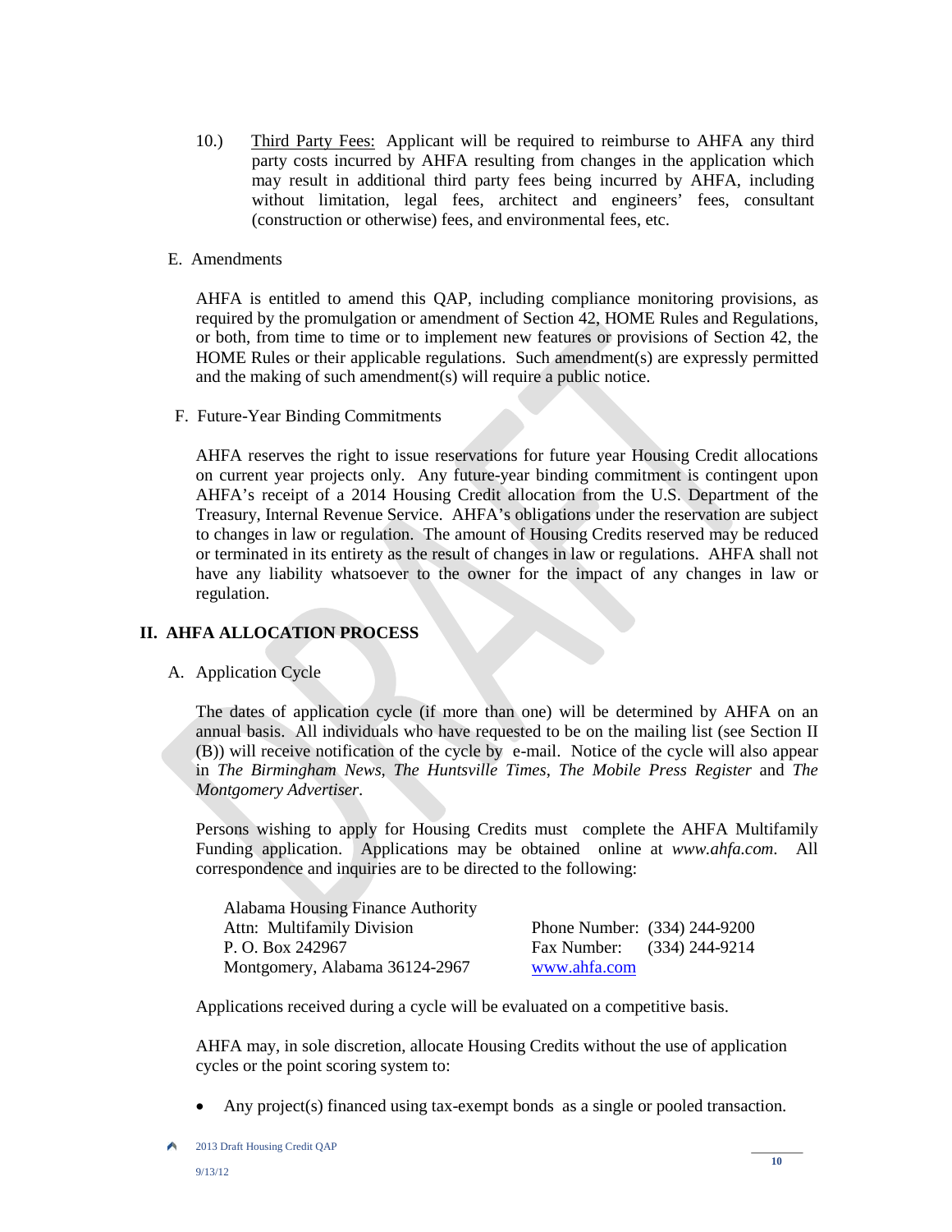10.) Third Party Fees: Applicant will be required to reimburse to AHFA any third party costs incurred by AHFA resulting from changes in the application which may result in additional third party fees being incurred by AHFA, including without limitation, legal fees, architect and engineers' fees, consultant (construction or otherwise) fees, and environmental fees, etc.

E. Amendments

AHFA is entitled to amend this QAP, including compliance monitoring provisions, as required by the promulgation or amendment of Section 42, HOME Rules and Regulations, or both, from time to time or to implement new features or provisions of Section 42, the HOME Rules or their applicable regulations. Such amendment(s) are expressly permitted and the making of such amendment(s) will require a public notice.

F. Future-Year Binding Commitments

AHFA reserves the right to issue reservations for future year Housing Credit allocations on current year projects only. Any future-year binding commitment is contingent upon AHFA's receipt of a 2014 Housing Credit allocation from the U.S. Department of the Treasury, Internal Revenue Service. AHFA's obligations under the reservation are subject to changes in law or regulation. The amount of Housing Credits reserved may be reduced or terminated in its entirety as the result of changes in law or regulations. AHFA shall not have any liability whatsoever to the owner for the impact of any changes in law or regulation.

## II. AHFA ALLOCATION PROCESS

A. Application Cycle

The dates of application cycle (if more than one) will be determined by AHFA on an annual basis. All individuals who have requested to be on the mailing list (see Section II (B)) will receive notification of the cycle by e-mail. Notice of the cycle will also appear in *The Birmingham News*, *The Huntsville Times*, *The Mobile Press Register* and *The Montgomery Advertiser*.

Persons wishing to apply for Housing Credits must complete the AHFA Multifamily Funding application. Applications may be obtained online at *www.ahfa.com*. All correspondence and inquiries are to be directed to the following:

Alabama Housing Finance Authority
Attn: Multifamily Division
P. O. Box 242967
Montgomery, Alabama 36124-2967

Phone Number: (334) 244-9200
Fax Number: (334) 244-9214
www.ahfa.com

Applications received during a cycle will be evaluated on a competitive basis.

AHFA may, in sole discretion, allocate Housing Credits without the use of application cycles or the point scoring system to:

- Any project(s) financed using tax-exempt bonds as a single or pooled transaction.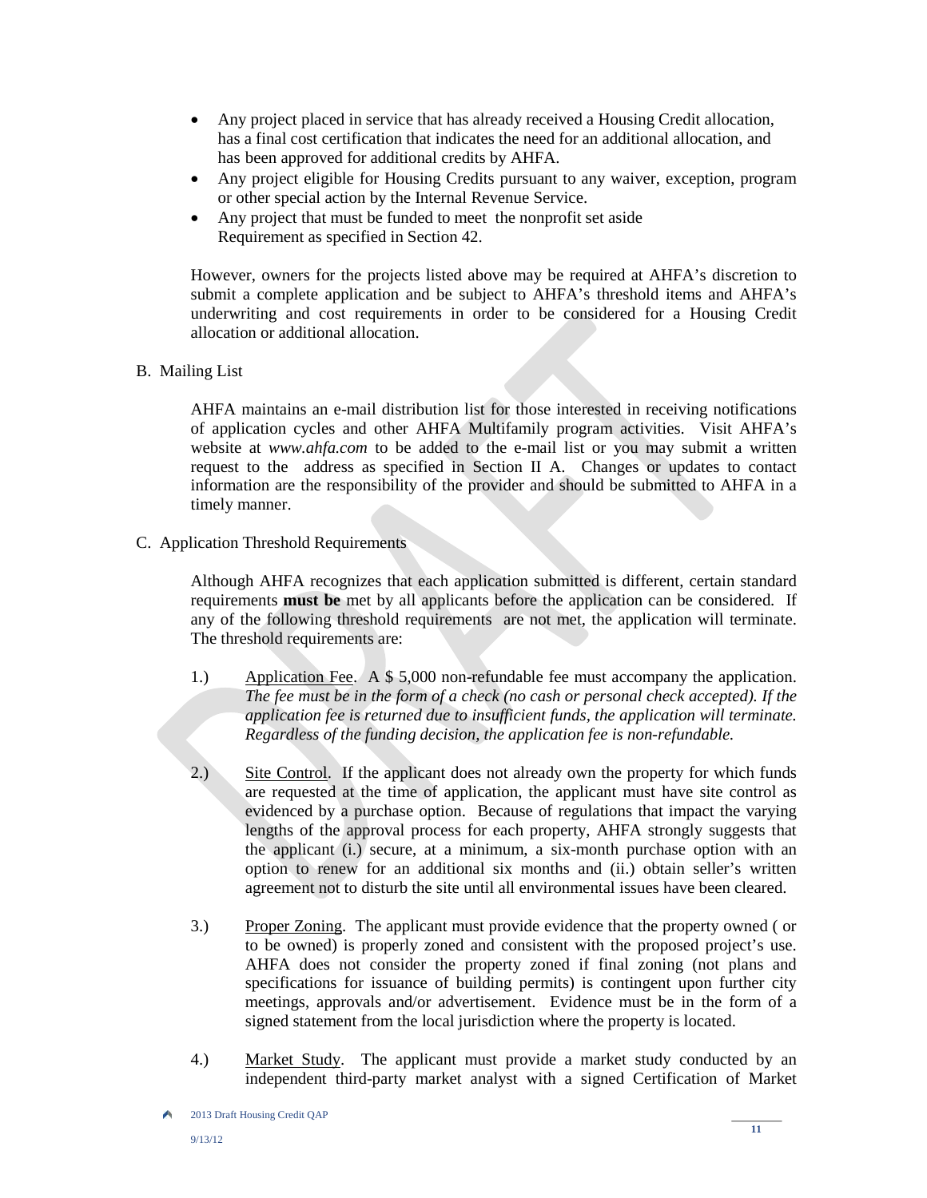- Any project placed in service that has already received a Housing Credit allocation, has a final cost certification that indicates the need for an additional allocation, and has been approved for additional credits by AHFA.
- Any project eligible for Housing Credits pursuant to any waiver, exception, program or other special action by the Internal Revenue Service.
- Any project that must be funded to meet the nonprofit set aside Requirement as specified in Section 42.

However, owners for the projects listed above may be required at AHFA's discretion to submit a complete application and be subject to AHFA's threshold items and AHFA's underwriting and cost requirements in order to be considered for a Housing Credit allocation or additional allocation.

B. Mailing List

AHFA maintains an e-mail distribution list for those interested in receiving notifications of application cycles and other AHFA Multifamily program activities. Visit AHFA's website at *www.ahfa.com* to be added to the e-mail list or you may submit a written request to the address as specified in Section II A. Changes or updates to contact information are the responsibility of the provider and should be submitted to AHFA in a timely manner.

C. Application Threshold Requirements

Although AHFA recognizes that each application submitted is different, certain standard requirements **must be** met by all applicants before the application can be considered. If any of the following threshold requirements are not met, the application will terminate. The threshold requirements are:

1.) Application Fee. A $ 5,000 non-refundable fee must accompany the application. *The fee must be in the form of a check (no cash or personal check accepted). If the application fee is returned due to insufficient funds, the application will terminate. Regardless of the funding decision, the application fee is non-refundable.*

2.) Site Control. If the applicant does not already own the property for which funds are requested at the time of application, the applicant must have site control as evidenced by a purchase option. Because of regulations that impact the varying lengths of the approval process for each property, AHFA strongly suggests that the applicant (i.) secure, at a minimum, a six-month purchase option with an option to renew for an additional six months and (ii.) obtain seller's written agreement not to disturb the site until all environmental issues have been cleared.

3.) Proper Zoning. The applicant must provide evidence that the property owned ( or to be owned) is properly zoned and consistent with the proposed project's use. AHFA does not consider the property zoned if final zoning (not plans and specifications for issuance of building permits) is contingent upon further city meetings, approvals and/or advertisement. Evidence must be in the form of a signed statement from the local jurisdiction where the property is located.

4.) Market Study. The applicant must provide a market study conducted by an independent third-party market analyst with a signed Certification of Market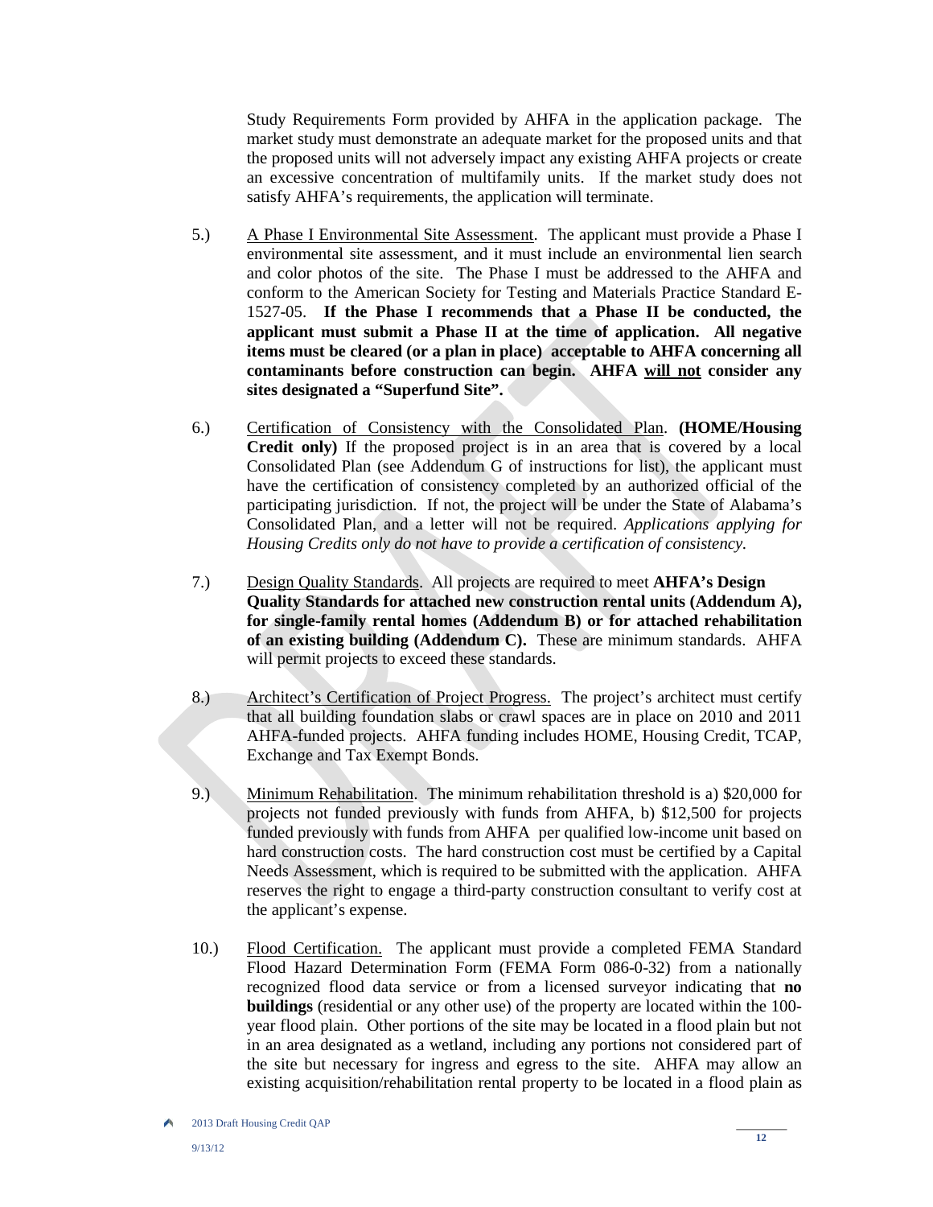Study Requirements Form provided by AHFA in the application package. The market study must demonstrate an adequate market for the proposed units and that the proposed units will not adversely impact any existing AHFA projects or create an excessive concentration of multifamily units. If the market study does not satisfy AHFA's requirements, the application will terminate.

5.) A Phase I Environmental Site Assessment. The applicant must provide a Phase I environmental site assessment, and it must include an environmental lien search and color photos of the site. The Phase I must be addressed to the AHFA and conform to the American Society for Testing and Materials Practice Standard E-1527-05. **If the Phase I recommends that a Phase II be conducted, the applicant must submit a Phase II at the time of application. All negative items must be cleared (or a plan in place) acceptable to AHFA concerning all contaminants before construction can begin. AHFA will not consider any sites designated a "Superfund Site".**

6.) Certification of Consistency with the Consolidated Plan. **(HOME/Housing Credit only)** If the proposed project is in an area that is covered by a local Consolidated Plan (see Addendum G of instructions for list), the applicant must have the certification of consistency completed by an authorized official of the participating jurisdiction. If not, the project will be under the State of Alabama's Consolidated Plan, and a letter will not be required. *Applications applying for Housing Credits only do not have to provide a certification of consistency.*

7.) Design Quality Standards. All projects are required to meet **AHFA's Design Quality Standards for attached new construction rental units (Addendum A), for single-family rental homes (Addendum B) or for attached rehabilitation of an existing building (Addendum C).** These are minimum standards. AHFA will permit projects to exceed these standards.

8.) Architect's Certification of Project Progress. The project's architect must certify that all building foundation slabs or crawl spaces are in place on 2010 and 2011 AHFA-funded projects. AHFA funding includes HOME, Housing Credit, TCAP, Exchange and Tax Exempt Bonds.

9.) Minimum Rehabilitation. The minimum rehabilitation threshold is a) $20,000 for projects not funded previously with funds from AHFA, b) $12,500 for projects funded previously with funds from AHFA per qualified low-income unit based on hard construction costs. The hard construction cost must be certified by a Capital Needs Assessment, which is required to be submitted with the application. AHFA reserves the right to engage a third-party construction consultant to verify cost at the applicant's expense.

10.) Flood Certification. The applicant must provide a completed FEMA Standard Flood Hazard Determination Form (FEMA Form 086-0-32) from a nationally recognized flood data service or from a licensed surveyor indicating that **no buildings** (residential or any other use) of the property are located within the 100-year flood plain. Other portions of the site may be located in a flood plain but not in an area designated as a wetland, including any portions not considered part of the site but necessary for ingress and egress to the site. AHFA may allow an existing acquisition/rehabilitation rental property to be located in a flood plain as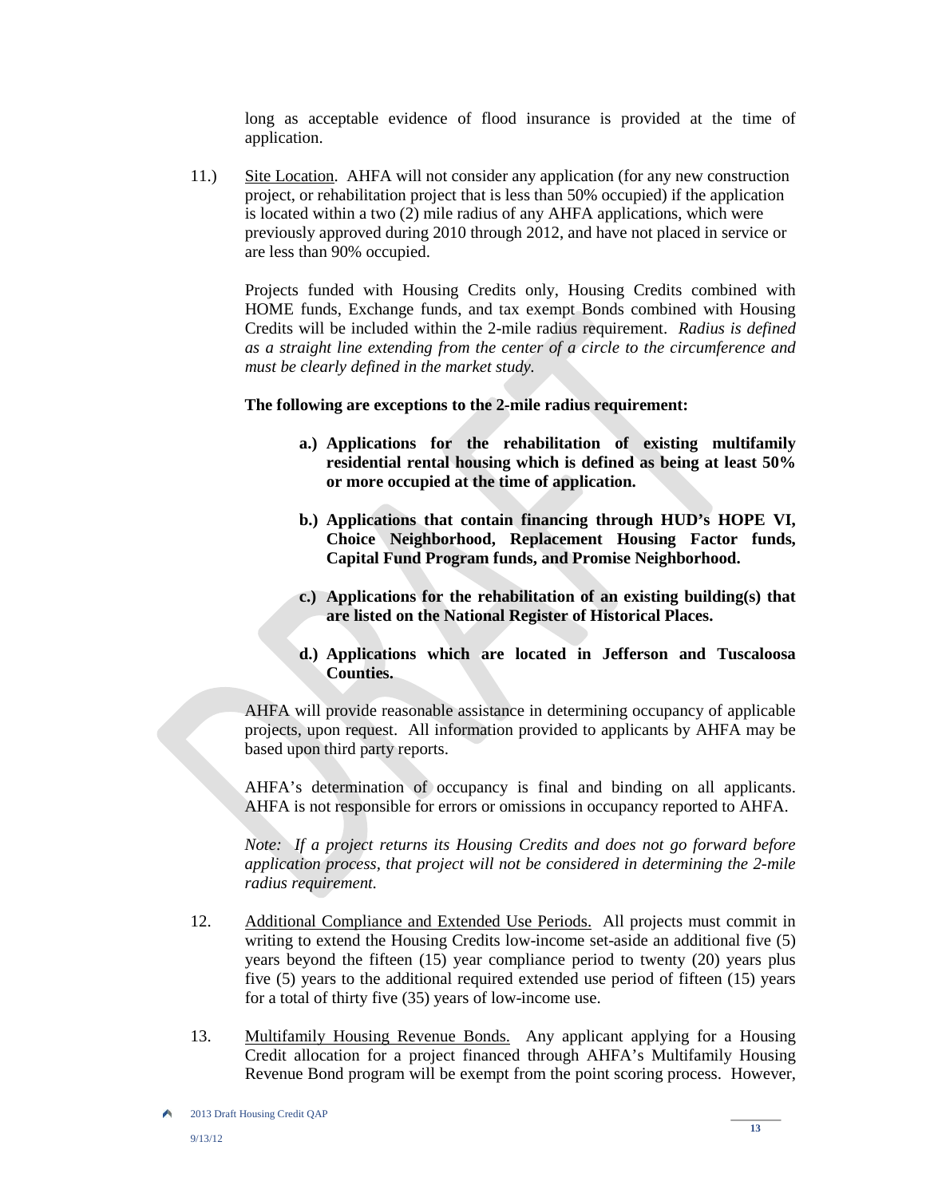long as acceptable evidence of flood insurance is provided at the time of application.

11.) Site Location. AHFA will not consider any application (for any new construction project, or rehabilitation project that is less than 50% occupied) if the application is located within a two (2) mile radius of any AHFA applications, which were previously approved during 2010 through 2012, and have not placed in service or are less than 90% occupied.

Projects funded with Housing Credits only, Housing Credits combined with HOME funds, Exchange funds, and tax exempt Bonds combined with Housing Credits will be included within the 2-mile radius requirement. *Radius is defined as a straight line extending from the center of a circle to the circumference and must be clearly defined in the market study.*

**The following are exceptions to the 2-mile radius requirement:**

- **a.) Applications for the rehabilitation of existing multifamily residential rental housing which is defined as being at least 50% or more occupied at the time of application.**
- **b.) Applications that contain financing through HUD's HOPE VI, Choice Neighborhood, Replacement Housing Factor funds, Capital Fund Program funds, and Promise Neighborhood.**
- **c.) Applications for the rehabilitation of an existing building(s) that are listed on the National Register of Historical Places.**
- **d.) Applications which are located in Jefferson and Tuscaloosa Counties.**

AHFA will provide reasonable assistance in determining occupancy of applicable projects, upon request. All information provided to applicants by AHFA may be based upon third party reports.

AHFA's determination of occupancy is final and binding on all applicants. AHFA is not responsible for errors or omissions in occupancy reported to AHFA.

*Note: If a project returns its Housing Credits and does not go forward before application process, that project will not be considered in determining the 2-mile radius requirement.*

12. Additional Compliance and Extended Use Periods. All projects must commit in writing to extend the Housing Credits low-income set-aside an additional five (5) years beyond the fifteen (15) year compliance period to twenty (20) years plus five (5) years to the additional required extended use period of fifteen (15) years for a total of thirty five (35) years of low-income use.

13. Multifamily Housing Revenue Bonds. Any applicant applying for a Housing Credit allocation for a project financed through AHFA's Multifamily Housing Revenue Bond program will be exempt from the point scoring process. However,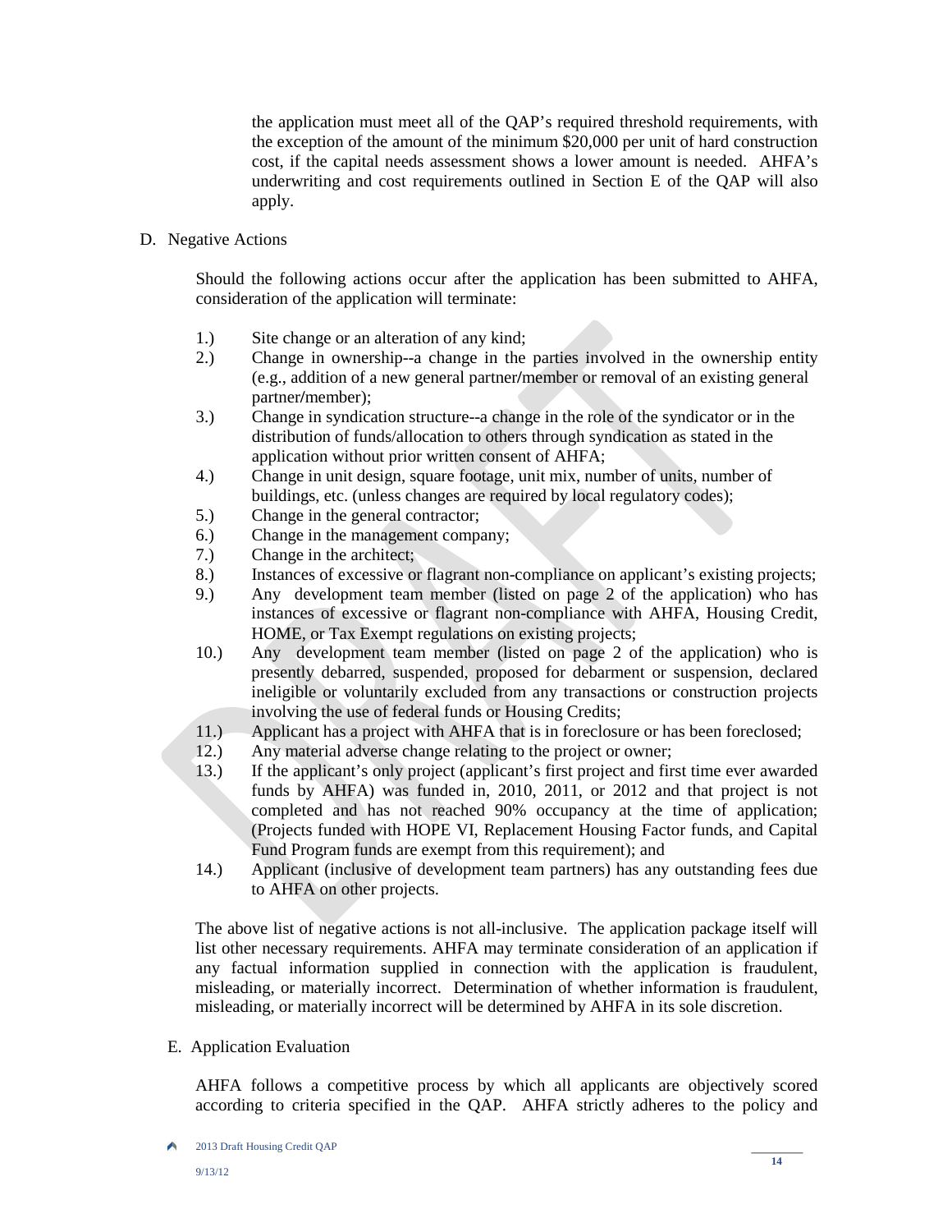the application must meet all of the QAP's required threshold requirements, with the exception of the amount of the minimum $20,000 per unit of hard construction cost, if the capital needs assessment shows a lower amount is needed. AHFA's underwriting and cost requirements outlined in Section E of the QAP will also apply.

D. Negative Actions

Should the following actions occur after the application has been submitted to AHFA, consideration of the application will terminate:

1.) Site change or an alteration of any kind;
2.) Change in ownership--a change in the parties involved in the ownership entity (e.g., addition of a new general partner/member or removal of an existing general partner/member);
3.) Change in syndication structure--a change in the role of the syndicator or in the distribution of funds/allocation to others through syndication as stated in the application without prior written consent of AHFA;
4.) Change in unit design, square footage, unit mix, number of units, number of buildings, etc. (unless changes are required by local regulatory codes);
5.) Change in the general contractor;
6.) Change in the management company;
7.) Change in the architect;
8.) Instances of excessive or flagrant non-compliance on applicant's existing projects;
9.) Any development team member (listed on page 2 of the application) who has instances of excessive or flagrant non-compliance with AHFA, Housing Credit, HOME, or Tax Exempt regulations on existing projects;
10.) Any development team member (listed on page 2 of the application) who is presently debarred, suspended, proposed for debarment or suspension, declared ineligible or voluntarily excluded from any transactions or construction projects involving the use of federal funds or Housing Credits;
11.) Applicant has a project with AHFA that is in foreclosure or has been foreclosed;
12.) Any material adverse change relating to the project or owner;
13.) If the applicant's only project (applicant's first project and first time ever awarded funds by AHFA) was funded in, 2010, 2011, or 2012 and that project is not completed and has not reached 90% occupancy at the time of application; (Projects funded with HOPE VI, Replacement Housing Factor funds, and Capital Fund Program funds are exempt from this requirement); and
14.) Applicant (inclusive of development team partners) has any outstanding fees due to AHFA on other projects.

The above list of negative actions is not all-inclusive. The application package itself will list other necessary requirements. AHFA may terminate consideration of an application if any factual information supplied in connection with the application is fraudulent, misleading, or materially incorrect. Determination of whether information is fraudulent, misleading, or materially incorrect will be determined by AHFA in its sole discretion.

E. Application Evaluation

AHFA follows a competitive process by which all applicants are objectively scored according to criteria specified in the QAP. AHFA strictly adheres to the policy and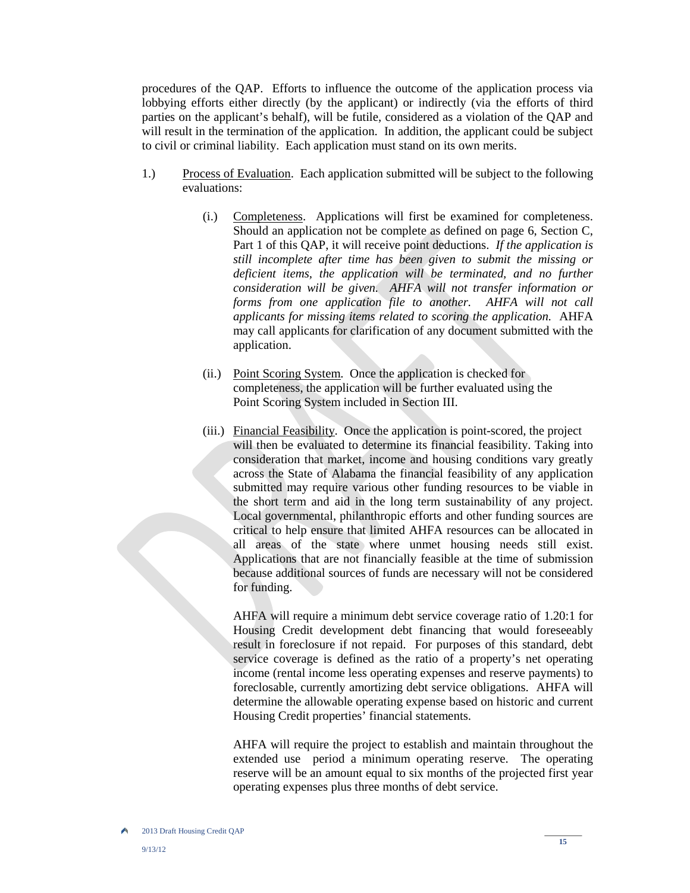procedures of the QAP. Efforts to influence the outcome of the application process via lobbying efforts either directly (by the applicant) or indirectly (via the efforts of third parties on the applicant's behalf), will be futile, considered as a violation of the QAP and will result in the termination of the application. In addition, the applicant could be subject to civil or criminal liability. Each application must stand on its own merits.

1.) Process of Evaluation. Each application submitted will be subject to the following evaluations:

   (i.) Completeness. Applications will first be examined for completeness. Should an application not be complete as defined on page 6, Section C, Part 1 of this QAP, it will receive point deductions. *If the application is still incomplete after time has been given to submit the missing or deficient items, the application will be terminated, and no further consideration will be given. AHFA will not transfer information or forms from one application file to another. AHFA will not call applicants for missing items related to scoring the application.* AHFA may call applicants for clarification of any document submitted with the application.

   (ii.) Point Scoring System. Once the application is checked for completeness, the application will be further evaluated using the Point Scoring System included in Section III.

   (iii.) Financial Feasibility. Once the application is point-scored, the project will then be evaluated to determine its financial feasibility. Taking into consideration that market, income and housing conditions vary greatly across the State of Alabama the financial feasibility of any application submitted may require various other funding resources to be viable in the short term and aid in the long term sustainability of any project. Local governmental, philanthropic efforts and other funding sources are critical to help ensure that limited AHFA resources can be allocated in all areas of the state where unmet housing needs still exist. Applications that are not financially feasible at the time of submission because additional sources of funds are necessary will not be considered for funding.

   AHFA will require a minimum debt service coverage ratio of 1.20:1 for Housing Credit development debt financing that would foreseeably result in foreclosure if not repaid. For purposes of this standard, debt service coverage is defined as the ratio of a property's net operating income (rental income less operating expenses and reserve payments) to foreclosable, currently amortizing debt service obligations. AHFA will determine the allowable operating expense based on historic and current Housing Credit properties' financial statements.

   AHFA will require the project to establish and maintain throughout the extended use period a minimum operating reserve. The operating reserve will be an amount equal to six months of the projected first year operating expenses plus three months of debt service.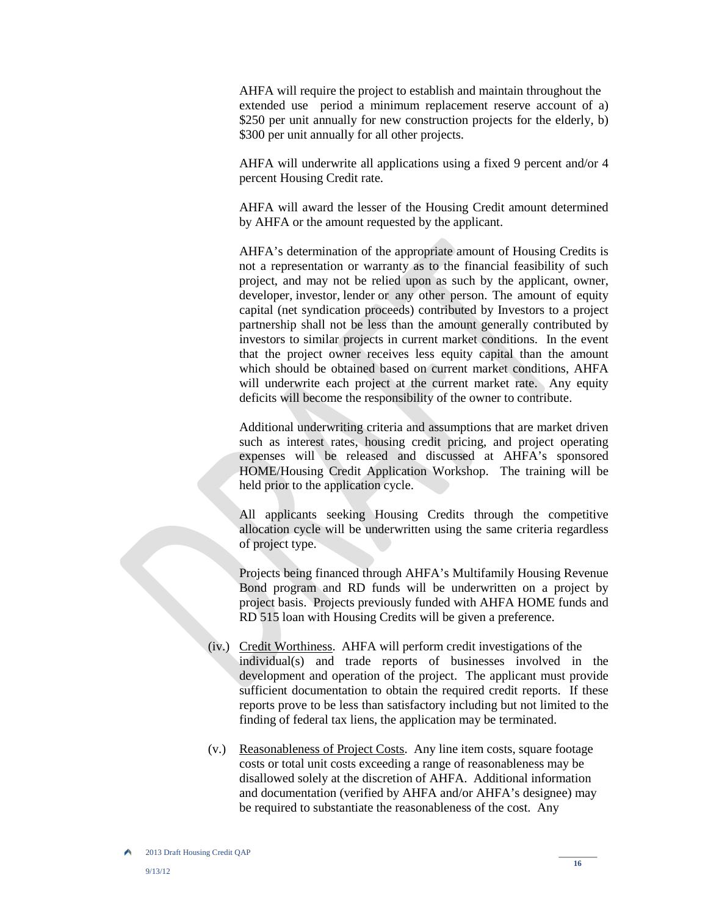AHFA will require the project to establish and maintain throughout the extended use period a minimum replacement reserve account of a) \$250 per unit annually for new construction projects for the elderly, b) \$300 per unit annually for all other projects.

AHFA will underwrite all applications using a fixed 9 percent and/or 4 percent Housing Credit rate.

AHFA will award the lesser of the Housing Credit amount determined by AHFA or the amount requested by the applicant.

AHFA's determination of the appropriate amount of Housing Credits is not a representation or warranty as to the financial feasibility of such project, and may not be relied upon as such by the applicant, owner, developer, investor, lender or any other person. The amount of equity capital (net syndication proceeds) contributed by Investors to a project partnership shall not be less than the amount generally contributed by investors to similar projects in current market conditions. In the event that the project owner receives less equity capital than the amount which should be obtained based on current market conditions, AHFA will underwrite each project at the current market rate. Any equity deficits will become the responsibility of the owner to contribute.

Additional underwriting criteria and assumptions that are market driven such as interest rates, housing credit pricing, and project operating expenses will be released and discussed at AHFA's sponsored HOME/Housing Credit Application Workshop. The training will be held prior to the application cycle.

All applicants seeking Housing Credits through the competitive allocation cycle will be underwritten using the same criteria regardless of project type.

Projects being financed through AHFA's Multifamily Housing Revenue Bond program and RD funds will be underwritten on a project by project basis. Projects previously funded with AHFA HOME funds and RD 515 loan with Housing Credits will be given a preference.

(iv.) Credit Worthiness. AHFA will perform credit investigations of the individual(s) and trade reports of businesses involved in the development and operation of the project. The applicant must provide sufficient documentation to obtain the required credit reports. If these reports prove to be less than satisfactory including but not limited to the finding of federal tax liens, the application may be terminated.

(v.) Reasonableness of Project Costs. Any line item costs, square footage costs or total unit costs exceeding a range of reasonableness may be disallowed solely at the discretion of AHFA. Additional information and documentation (verified by AHFA and/or AHFA's designee) may be required to substantiate the reasonableness of the cost. Any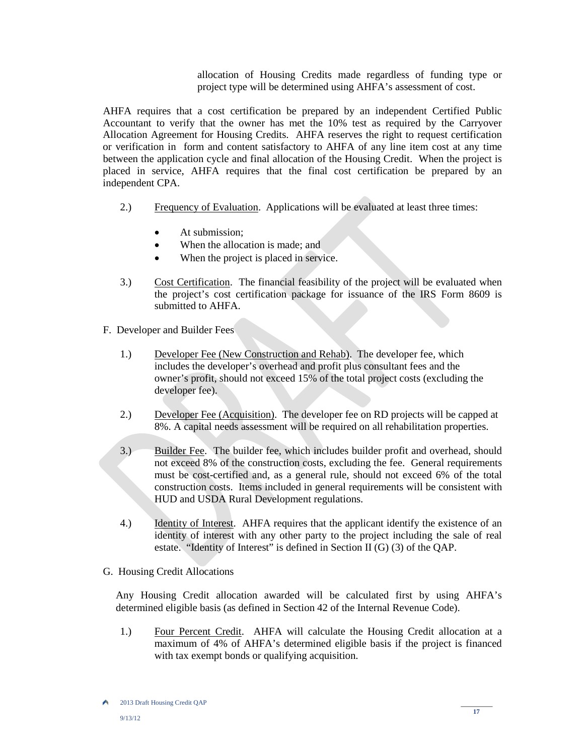allocation of Housing Credits made regardless of funding type or project type will be determined using AHFA's assessment of cost.

AHFA requires that a cost certification be prepared by an independent Certified Public Accountant to verify that the owner has met the 10% test as required by the Carryover Allocation Agreement for Housing Credits. AHFA reserves the right to request certification or verification in form and content satisfactory to AHFA of any line item cost at any time between the application cycle and final allocation of the Housing Credit. When the project is placed in service, AHFA requires that the final cost certification be prepared by an independent CPA.

2.) Frequency of Evaluation. Applications will be evaluated at least three times:

- At submission;
- When the allocation is made; and
- When the project is placed in service.

3.) Cost Certification. The financial feasibility of the project will be evaluated when the project's cost certification package for issuance of the IRS Form 8609 is submitted to AHFA.

F. Developer and Builder Fees

1.) Developer Fee (New Construction and Rehab). The developer fee, which includes the developer's overhead and profit plus consultant fees and the owner's profit, should not exceed 15% of the total project costs (excluding the developer fee).

2.) Developer Fee (Acquisition). The developer fee on RD projects will be capped at 8%. A capital needs assessment will be required on all rehabilitation properties.

3.) Builder Fee. The builder fee, which includes builder profit and overhead, should not exceed 8% of the construction costs, excluding the fee. General requirements must be cost-certified and, as a general rule, should not exceed 6% of the total construction costs. Items included in general requirements will be consistent with HUD and USDA Rural Development regulations.

4.) Identity of Interest. AHFA requires that the applicant identify the existence of an identity of interest with any other party to the project including the sale of real estate. "Identity of Interest" is defined in Section II (G) (3) of the QAP.

G. Housing Credit Allocations

Any Housing Credit allocation awarded will be calculated first by using AHFA's determined eligible basis (as defined in Section 42 of the Internal Revenue Code).

1.) Four Percent Credit. AHFA will calculate the Housing Credit allocation at a maximum of 4% of AHFA's determined eligible basis if the project is financed with tax exempt bonds or qualifying acquisition.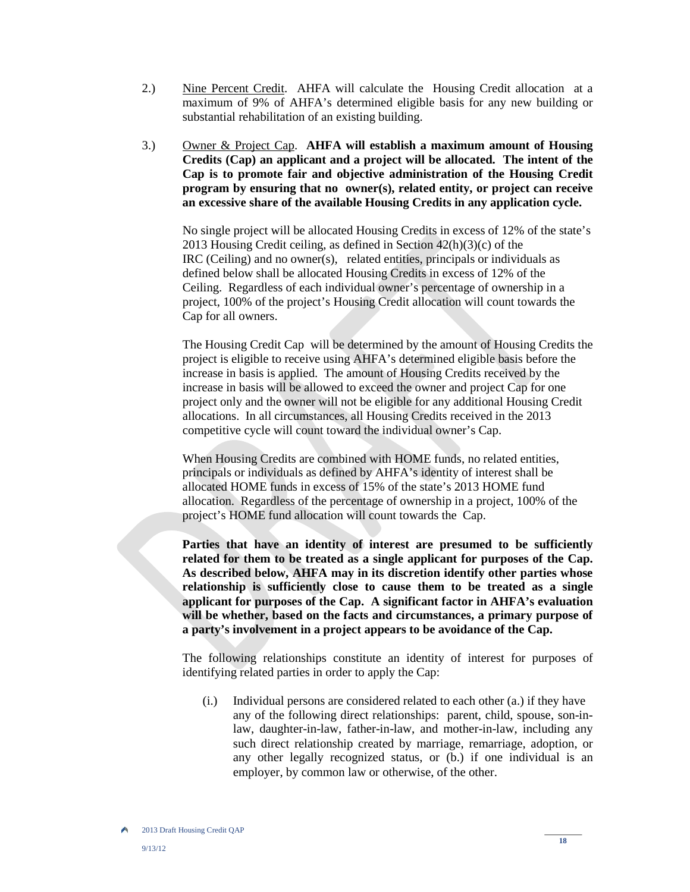2.) <u>Nine Percent Credit</u>. AHFA will calculate the Housing Credit allocation at a maximum of 9% of AHFA's determined eligible basis for any new building or substantial rehabilitation of an existing building.

3.) <u>Owner & Project Cap</u>. **AHFA will establish a maximum amount of Housing Credits (Cap) an applicant and a project will be allocated. The intent of the Cap is to promote fair and objective administration of the Housing Credit program by ensuring that no owner(s), related entity, or project can receive an excessive share of the available Housing Credits in any application cycle.**

No single project will be allocated Housing Credits in excess of 12% of the state's 2013 Housing Credit ceiling, as defined in Section 42(h)(3)(c) of the IRC (Ceiling) and no owner(s), related entities, principals or individuals as defined below shall be allocated Housing Credits in excess of 12% of the Ceiling. Regardless of each individual owner's percentage of ownership in a project, 100% of the project's Housing Credit allocation will count towards the Cap for all owners.

The Housing Credit Cap will be determined by the amount of Housing Credits the project is eligible to receive using AHFA's determined eligible basis before the increase in basis is applied. The amount of Housing Credits received by the increase in basis will be allowed to exceed the owner and project Cap for one project only and the owner will not be eligible for any additional Housing Credit allocations. In all circumstances, all Housing Credits received in the 2013 competitive cycle will count toward the individual owner's Cap.

When Housing Credits are combined with HOME funds, no related entities, principals or individuals as defined by AHFA's identity of interest shall be allocated HOME funds in excess of 15% of the state's 2013 HOME fund allocation. Regardless of the percentage of ownership in a project, 100% of the project's HOME fund allocation will count towards the Cap.

**Parties that have an identity of interest are presumed to be sufficiently related for them to be treated as a single applicant for purposes of the Cap. As described below, AHFA may in its discretion identify other parties whose relationship is sufficiently close to cause them to be treated as a single applicant for purposes of the Cap. A significant factor in AHFA's evaluation will be whether, based on the facts and circumstances, a primary purpose of a party's involvement in a project appears to be avoidance of the Cap.**

The following relationships constitute an identity of interest for purposes of identifying related parties in order to apply the Cap:

(i.) Individual persons are considered related to each other (a.) if they have any of the following direct relationships: parent, child, spouse, son-in-law, daughter-in-law, father-in-law, and mother-in-law, including any such direct relationship created by marriage, remarriage, adoption, or any other legally recognized status, or (b.) if one individual is an employer, by common law or otherwise, of the other.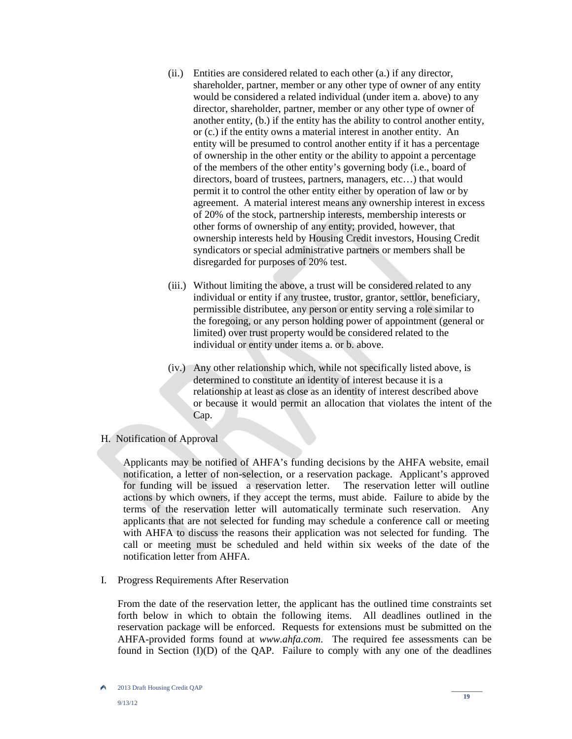(ii.) Entities are considered related to each other (a.) if any director, shareholder, partner, member or any other type of owner of any entity would be considered a related individual (under item a. above) to any director, shareholder, partner, member or any other type of owner of another entity, (b.) if the entity has the ability to control another entity, or (c.) if the entity owns a material interest in another entity. An entity will be presumed to control another entity if it has a percentage of ownership in the other entity or the ability to appoint a percentage of the members of the other entity's governing body (i.e., board of directors, board of trustees, partners, managers, etc…) that would permit it to control the other entity either by operation of law or by agreement. A material interest means any ownership interest in excess of 20% of the stock, partnership interests, membership interests or other forms of ownership of any entity; provided, however, that ownership interests held by Housing Credit investors, Housing Credit syndicators or special administrative partners or members shall be disregarded for purposes of 20% test.

(iii.) Without limiting the above, a trust will be considered related to any individual or entity if any trustee, trustor, grantor, settlor, beneficiary, permissible distributee, any person or entity serving a role similar to the foregoing, or any person holding power of appointment (general or limited) over trust property would be considered related to the individual or entity under items a. or b. above.

(iv.) Any other relationship which, while not specifically listed above, is determined to constitute an identity of interest because it is a relationship at least as close as an identity of interest described above or because it would permit an allocation that violates the intent of the Cap.

H. Notification of Approval

Applicants may be notified of AHFA's funding decisions by the AHFA website, email notification, a letter of non-selection, or a reservation package. Applicant's approved for funding will be issued a reservation letter. The reservation letter will outline actions by which owners, if they accept the terms, must abide. Failure to abide by the terms of the reservation letter will automatically terminate such reservation. Any applicants that are not selected for funding may schedule a conference call or meeting with AHFA to discuss the reasons their application was not selected for funding. The call or meeting must be scheduled and held within six weeks of the date of the notification letter from AHFA.

I. Progress Requirements After Reservation

From the date of the reservation letter, the applicant has the outlined time constraints set forth below in which to obtain the following items. All deadlines outlined in the reservation package will be enforced. Requests for extensions must be submitted on the AHFA-provided forms found at *www.ahfa.com*. The required fee assessments can be found in Section (I)(D) of the QAP. Failure to comply with any one of the deadlines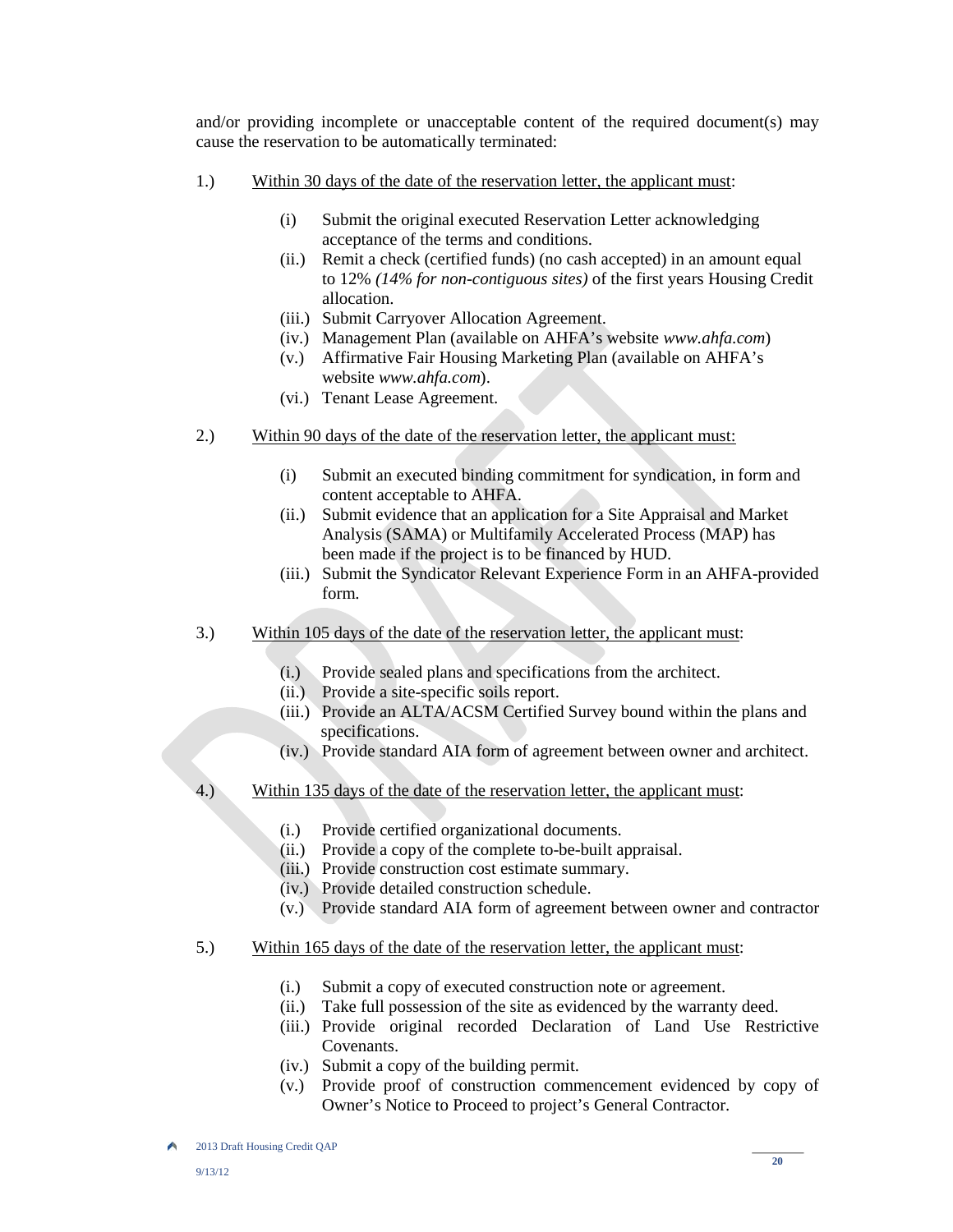and/or providing incomplete or unacceptable content of the required document(s) may cause the reservation to be automatically terminated:

1.) <u>Within 30 days of the date of the reservation letter, the applicant must</u>:

   (i) Submit the original executed Reservation Letter acknowledging acceptance of the terms and conditions.
   (ii.) Remit a check (certified funds) (no cash accepted) in an amount equal to 12% *(14% for non-contiguous sites)* of the first years Housing Credit allocation.
   (iii.) Submit Carryover Allocation Agreement.
   (iv.) Management Plan (available on AHFA's website *www.ahfa.com*)
   (v.) Affirmative Fair Housing Marketing Plan (available on AHFA's website *www.ahfa.com*).
   (vi.) Tenant Lease Agreement.

2.) <u>Within 90 days of the date of the reservation letter, the applicant must:</u>

   (i) Submit an executed binding commitment for syndication, in form and content acceptable to AHFA.
   (ii.) Submit evidence that an application for a Site Appraisal and Market Analysis (SAMA) or Multifamily Accelerated Process (MAP) has been made if the project is to be financed by HUD.
   (iii.) Submit the Syndicator Relevant Experience Form in an AHFA-provided form.

3.) <u>Within 105 days of the date of the reservation letter, the applicant must</u>:

   (i.) Provide sealed plans and specifications from the architect.
   (ii.) Provide a site-specific soils report.
   (iii.) Provide an ALTA/ACSM Certified Survey bound within the plans and specifications.
   (iv.) Provide standard AIA form of agreement between owner and architect.

4.) <u>Within 135 days of the date of the reservation letter, the applicant must</u>:

   (i.) Provide certified organizational documents.
   (ii.) Provide a copy of the complete to-be-built appraisal.
   (iii.) Provide construction cost estimate summary.
   (iv.) Provide detailed construction schedule.
   (v.) Provide standard AIA form of agreement between owner and contractor

5.) <u>Within 165 days of the date of the reservation letter, the applicant must</u>:

   (i.) Submit a copy of executed construction note or agreement.
   (ii.) Take full possession of the site as evidenced by the warranty deed.
   (iii.) Provide original recorded Declaration of Land Use Restrictive Covenants.
   (iv.) Submit a copy of the building permit.
   (v.) Provide proof of construction commencement evidenced by copy of Owner's Notice to Proceed to project's General Contractor.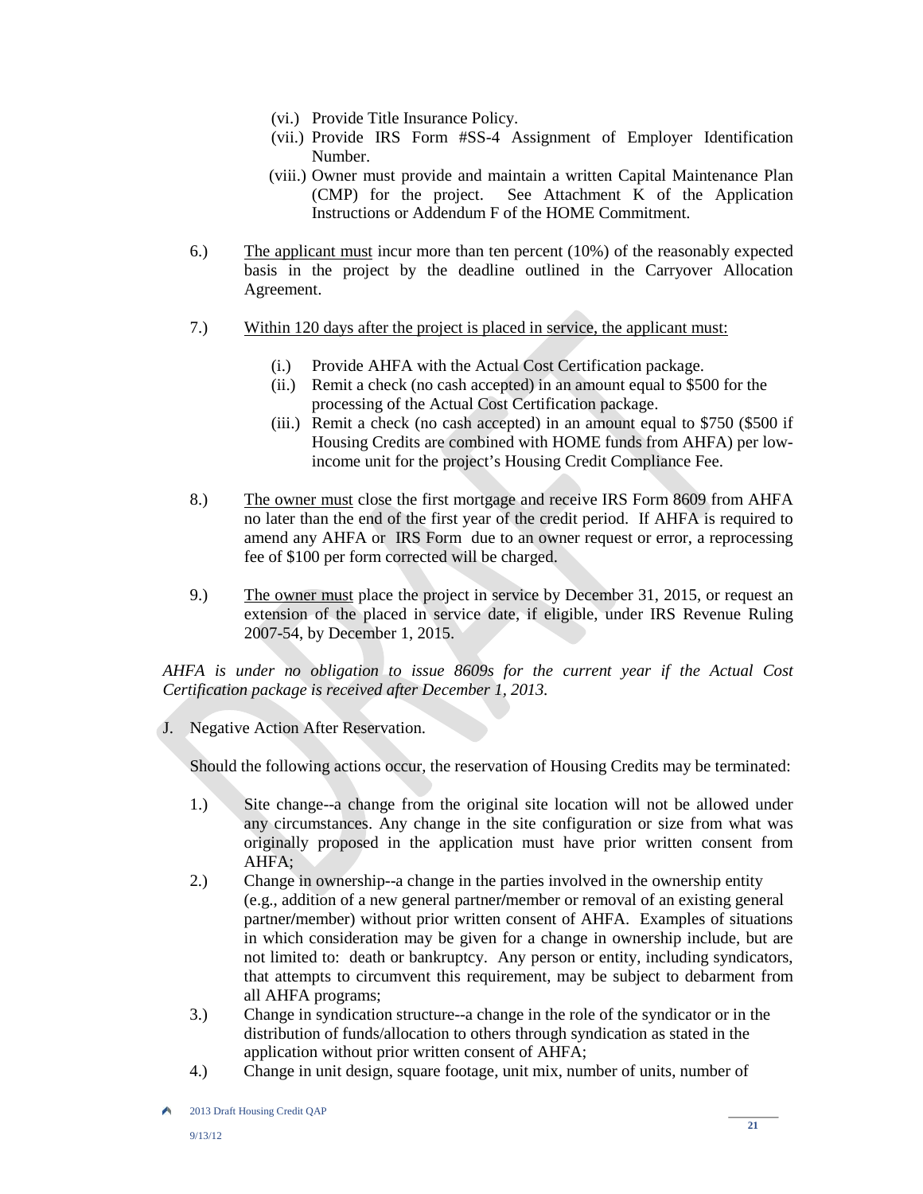(vi.) Provide Title Insurance Policy.

(vii.) Provide IRS Form #SS-4 Assignment of Employer Identification Number.

(viii.) Owner must provide and maintain a written Capital Maintenance Plan (CMP) for the project. See Attachment K of the Application Instructions or Addendum F of the HOME Commitment.

6.) The applicant must incur more than ten percent (10%) of the reasonably expected basis in the project by the deadline outlined in the Carryover Allocation Agreement.

7.) Within 120 days after the project is placed in service, the applicant must:

(i.) Provide AHFA with the Actual Cost Certification package.

(ii.) Remit a check (no cash accepted) in an amount equal to $500 for the processing of the Actual Cost Certification package.

(iii.) Remit a check (no cash accepted) in an amount equal to $750 ($500 if Housing Credits are combined with HOME funds from AHFA) per low-income unit for the project's Housing Credit Compliance Fee.

8.) The owner must close the first mortgage and receive IRS Form 8609 from AHFA no later than the end of the first year of the credit period. If AHFA is required to amend any AHFA or IRS Form due to an owner request or error, a reprocessing fee of $100 per form corrected will be charged.

9.) The owner must place the project in service by December 31, 2015, or request an extension of the placed in service date, if eligible, under IRS Revenue Ruling 2007-54, by December 1, 2015.

*AHFA is under no obligation to issue 8609s for the current year if the Actual Cost Certification package is received after December 1, 2013.*

J. Negative Action After Reservation.

Should the following actions occur, the reservation of Housing Credits may be terminated:

1.) Site change--a change from the original site location will not be allowed under any circumstances. Any change in the site configuration or size from what was originally proposed in the application must have prior written consent from AHFA;

2.) Change in ownership--a change in the parties involved in the ownership entity (e.g., addition of a new general partner/member or removal of an existing general partner/member) without prior written consent of AHFA. Examples of situations in which consideration may be given for a change in ownership include, but are not limited to: death or bankruptcy. Any person or entity, including syndicators, that attempts to circumvent this requirement, may be subject to debarment from all AHFA programs;

3.) Change in syndication structure--a change in the role of the syndicator or in the distribution of funds/allocation to others through syndication as stated in the application without prior written consent of AHFA;

4.) Change in unit design, square footage, unit mix, number of units, number of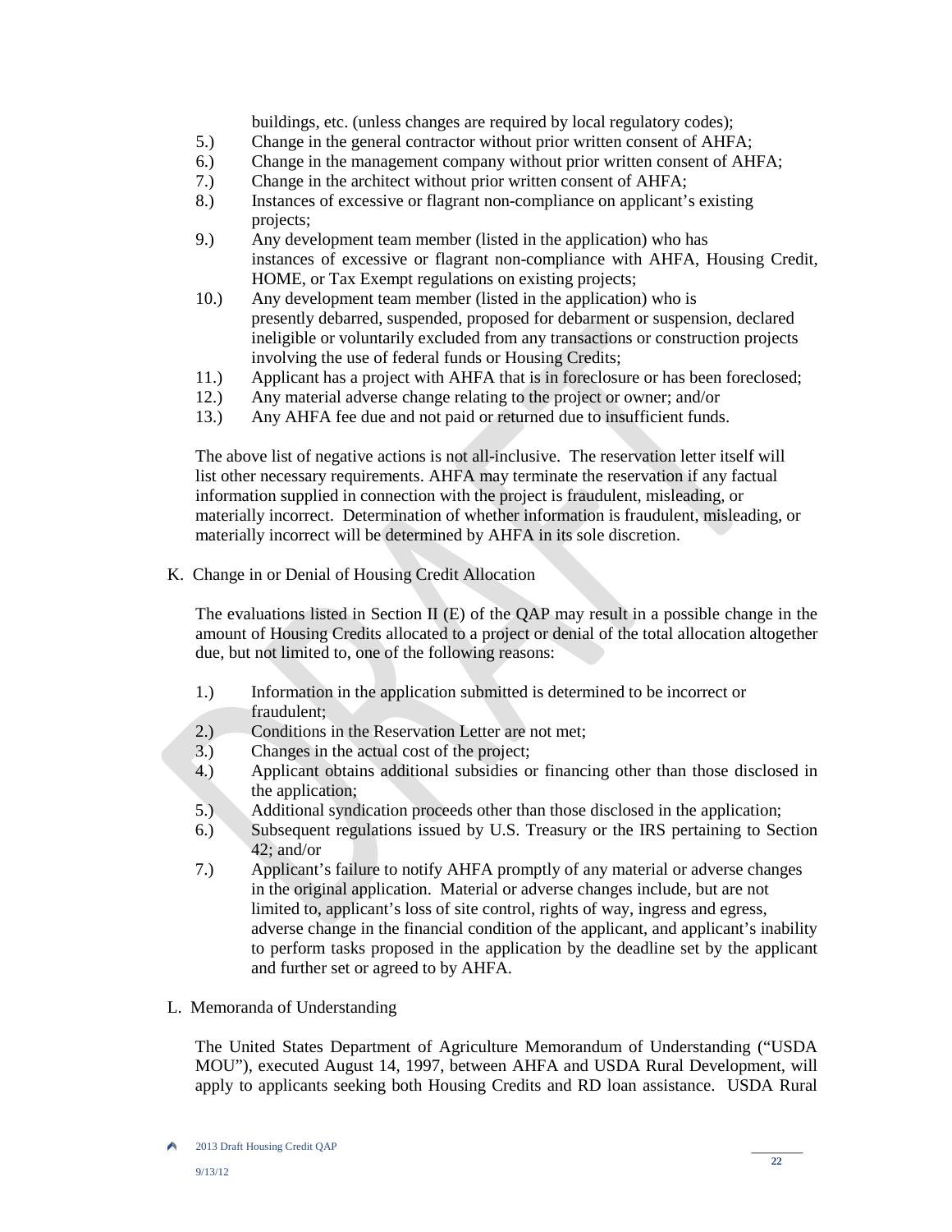buildings, etc. (unless changes are required by local regulatory codes);

5.) Change in the general contractor without prior written consent of AHFA;
6.) Change in the management company without prior written consent of AHFA;
7.) Change in the architect without prior written consent of AHFA;
8.) Instances of excessive or flagrant non-compliance on applicant's existing projects;
9.) Any development team member (listed in the application) who has instances of excessive or flagrant non-compliance with AHFA, Housing Credit, HOME, or Tax Exempt regulations on existing projects;
10.) Any development team member (listed in the application) who is presently debarred, suspended, proposed for debarment or suspension, declared ineligible or voluntarily excluded from any transactions or construction projects involving the use of federal funds or Housing Credits;
11.) Applicant has a project with AHFA that is in foreclosure or has been foreclosed;
12.) Any material adverse change relating to the project or owner; and/or
13.) Any AHFA fee due and not paid or returned due to insufficient funds.

The above list of negative actions is not all-inclusive. The reservation letter itself will list other necessary requirements. AHFA may terminate the reservation if any factual information supplied in connection with the project is fraudulent, misleading, or materially incorrect. Determination of whether information is fraudulent, misleading, or materially incorrect will be determined by AHFA in its sole discretion.

K. Change in or Denial of Housing Credit Allocation

The evaluations listed in Section II (E) of the QAP may result in a possible change in the amount of Housing Credits allocated to a project or denial of the total allocation altogether due, but not limited to, one of the following reasons:

1.) Information in the application submitted is determined to be incorrect or fraudulent;
2.) Conditions in the Reservation Letter are not met;
3.) Changes in the actual cost of the project;
4.) Applicant obtains additional subsidies or financing other than those disclosed in the application;
5.) Additional syndication proceeds other than those disclosed in the application;
6.) Subsequent regulations issued by U.S. Treasury or the IRS pertaining to Section 42; and/or
7.) Applicant's failure to notify AHFA promptly of any material or adverse changes in the original application. Material or adverse changes include, but are not limited to, applicant's loss of site control, rights of way, ingress and egress, adverse change in the financial condition of the applicant, and applicant's inability to perform tasks proposed in the application by the deadline set by the applicant and further set or agreed to by AHFA.

L. Memoranda of Understanding

The United States Department of Agriculture Memorandum of Understanding ("USDA MOU"), executed August 14, 1997, between AHFA and USDA Rural Development, will apply to applicants seeking both Housing Credits and RD loan assistance. USDA Rural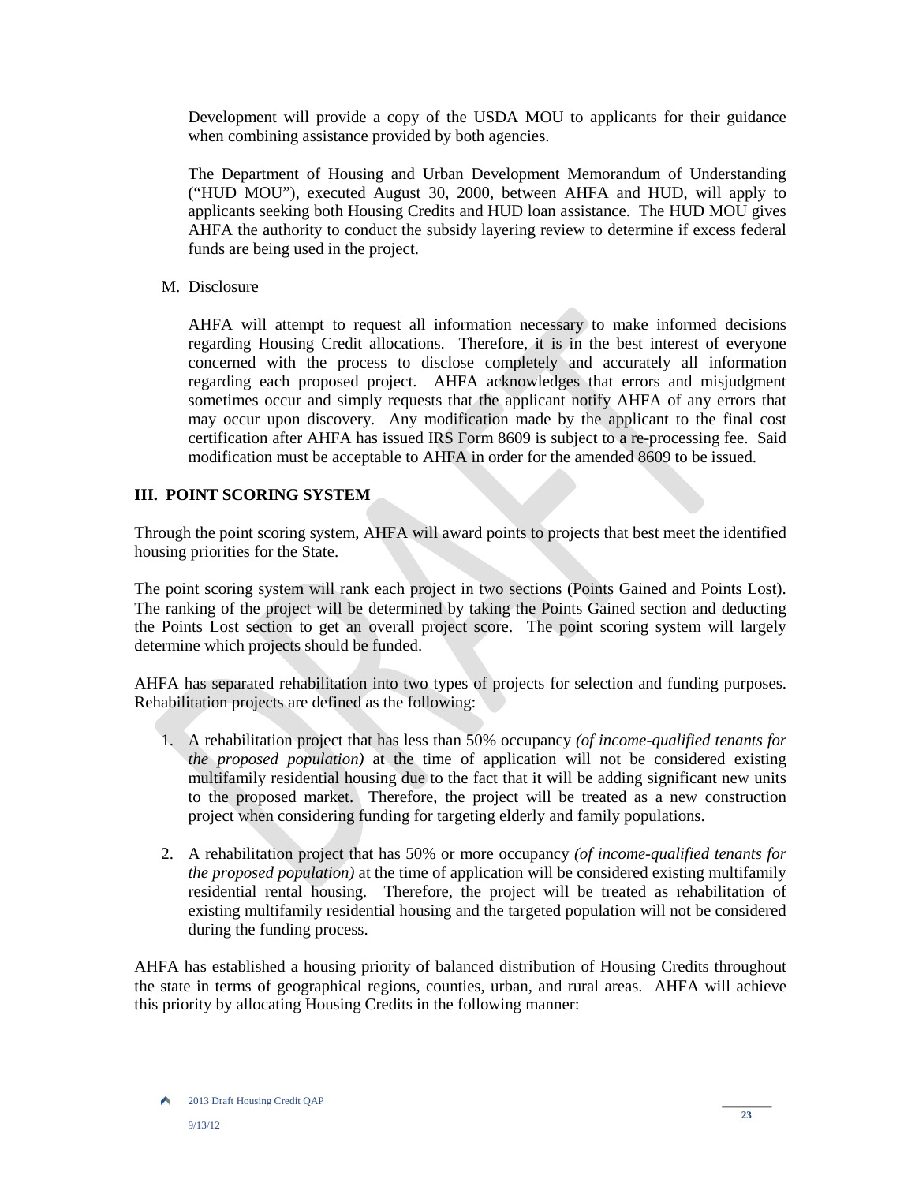Development will provide a copy of the USDA MOU to applicants for their guidance when combining assistance provided by both agencies.

The Department of Housing and Urban Development Memorandum of Understanding ("HUD MOU"), executed August 30, 2000, between AHFA and HUD, will apply to applicants seeking both Housing Credits and HUD loan assistance. The HUD MOU gives AHFA the authority to conduct the subsidy layering review to determine if excess federal funds are being used in the project.

M. Disclosure

AHFA will attempt to request all information necessary to make informed decisions regarding Housing Credit allocations. Therefore, it is in the best interest of everyone concerned with the process to disclose completely and accurately all information regarding each proposed project. AHFA acknowledges that errors and misjudgment sometimes occur and simply requests that the applicant notify AHFA of any errors that may occur upon discovery. Any modification made by the applicant to the final cost certification after AHFA has issued IRS Form 8609 is subject to a re-processing fee. Said modification must be acceptable to AHFA in order for the amended 8609 to be issued.

## III. POINT SCORING SYSTEM

Through the point scoring system, AHFA will award points to projects that best meet the identified housing priorities for the State.

The point scoring system will rank each project in two sections (Points Gained and Points Lost). The ranking of the project will be determined by taking the Points Gained section and deducting the Points Lost section to get an overall project score. The point scoring system will largely determine which projects should be funded.

AHFA has separated rehabilitation into two types of projects for selection and funding purposes. Rehabilitation projects are defined as the following:

1. A rehabilitation project that has less than 50% occupancy *(of income-qualified tenants for the proposed population)* at the time of application will not be considered existing multifamily residential housing due to the fact that it will be adding significant new units to the proposed market. Therefore, the project will be treated as a new construction project when considering funding for targeting elderly and family populations.

2. A rehabilitation project that has 50% or more occupancy *(of income-qualified tenants for the proposed population)* at the time of application will be considered existing multifamily residential rental housing. Therefore, the project will be treated as rehabilitation of existing multifamily residential housing and the targeted population will not be considered during the funding process.

AHFA has established a housing priority of balanced distribution of Housing Credits throughout the state in terms of geographical regions, counties, urban, and rural areas. AHFA will achieve this priority by allocating Housing Credits in the following manner: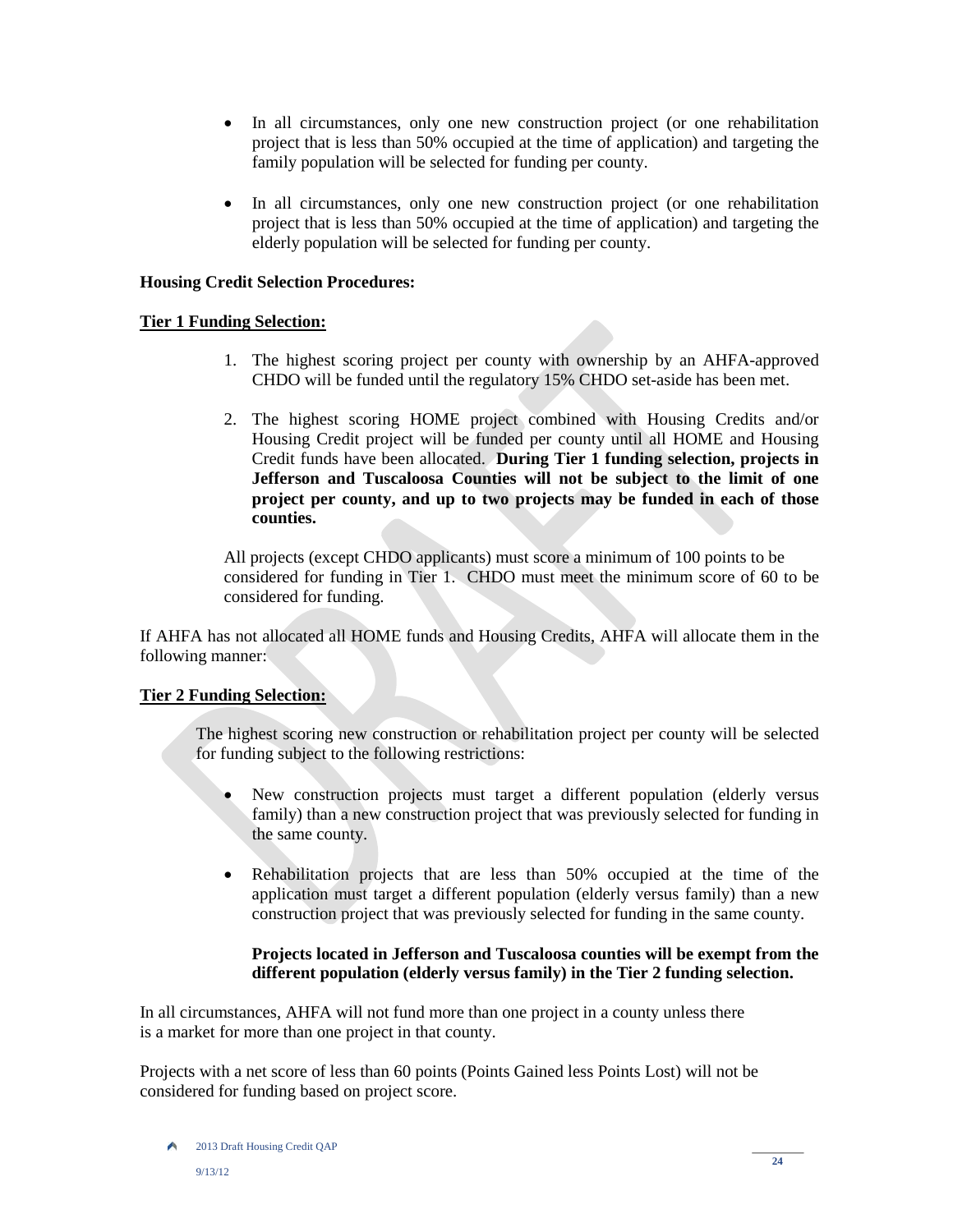- In all circumstances, only one new construction project (or one rehabilitation project that is less than 50% occupied at the time of application) and targeting the family population will be selected for funding per county.

- In all circumstances, only one new construction project (or one rehabilitation project that is less than 50% occupied at the time of application) and targeting the elderly population will be selected for funding per county.

**Housing Credit Selection Procedures:**

**Tier 1 Funding Selection:**

1. The highest scoring project per county with ownership by an AHFA-approved CHDO will be funded until the regulatory 15% CHDO set-aside has been met.

2. The highest scoring HOME project combined with Housing Credits and/or Housing Credit project will be funded per county until all HOME and Housing Credit funds have been allocated. **During Tier 1 funding selection, projects in Jefferson and Tuscaloosa Counties will not be subject to the limit of one project per county, and up to two projects may be funded in each of those counties.**

All projects (except CHDO applicants) must score a minimum of 100 points to be considered for funding in Tier 1. CHDO must meet the minimum score of 60 to be considered for funding.

If AHFA has not allocated all HOME funds and Housing Credits, AHFA will allocate them in the following manner:

**Tier 2 Funding Selection:**

The highest scoring new construction or rehabilitation project per county will be selected for funding subject to the following restrictions:

- New construction projects must target a different population (elderly versus family) than a new construction project that was previously selected for funding in the same county.

- Rehabilitation projects that are less than 50% occupied at the time of the application must target a different population (elderly versus family) than a new construction project that was previously selected for funding in the same county.

  **Projects located in Jefferson and Tuscaloosa counties will be exempt from the different population (elderly versus family) in the Tier 2 funding selection.**

In all circumstances, AHFA will not fund more than one project in a county unless there is a market for more than one project in that county.

Projects with a net score of less than 60 points (Points Gained less Points Lost) will not be considered for funding based on project score.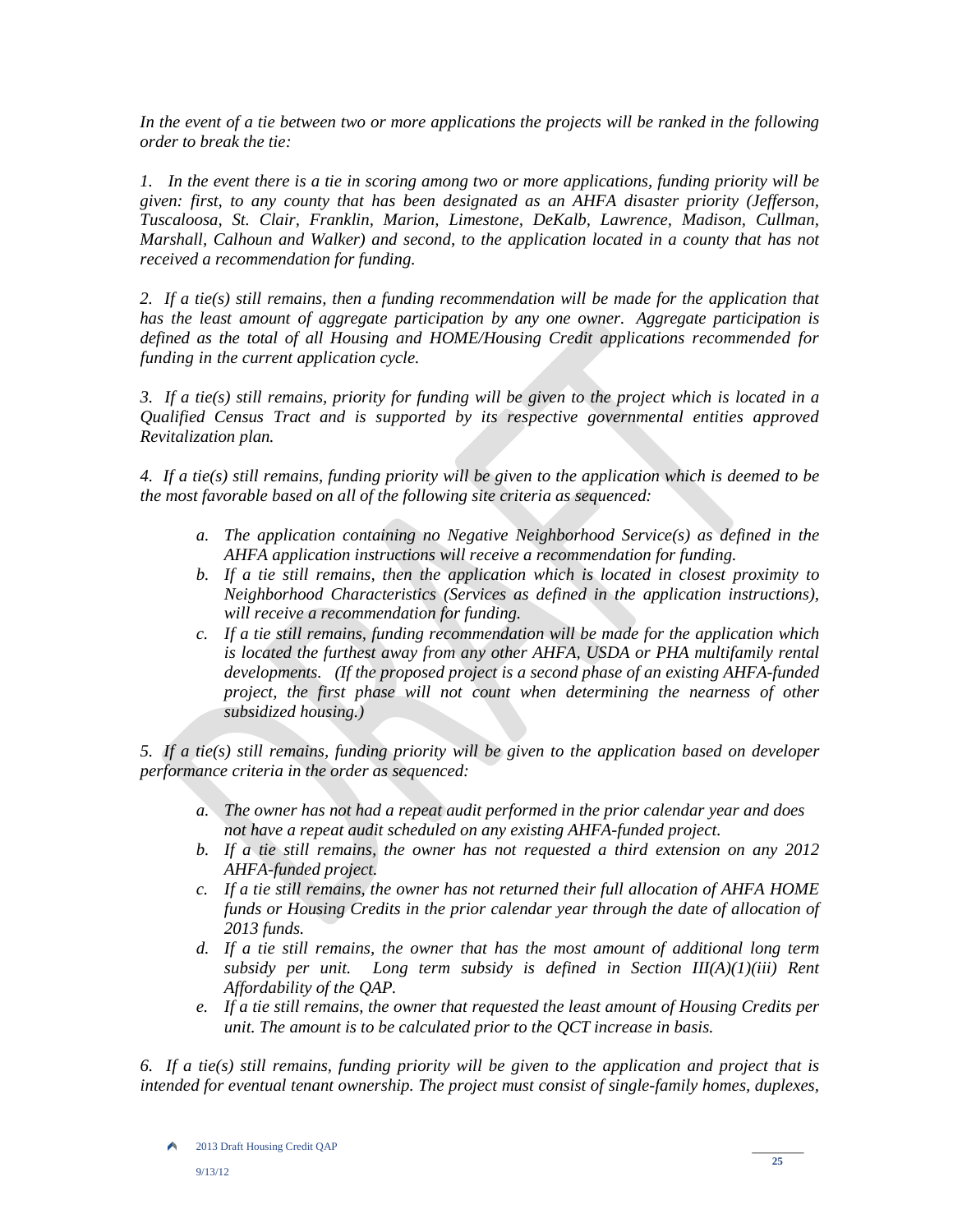*In the event of a tie between two or more applications the projects will be ranked in the following order to break the tie:*

*1. In the event there is a tie in scoring among two or more applications, funding priority will be given: first, to any county that has been designated as an AHFA disaster priority (Jefferson, Tuscaloosa, St. Clair, Franklin, Marion, Limestone, DeKalb, Lawrence, Madison, Cullman, Marshall, Calhoun and Walker) and second, to the application located in a county that has not received a recommendation for funding.*

*2. If a tie(s) still remains, then a funding recommendation will be made for the application that has the least amount of aggregate participation by any one owner. Aggregate participation is defined as the total of all Housing and HOME/Housing Credit applications recommended for funding in the current application cycle.*

*3. If a tie(s) still remains, priority for funding will be given to the project which is located in a Qualified Census Tract and is supported by its respective governmental entities approved Revitalization plan.*

*4. If a tie(s) still remains, funding priority will be given to the application which is deemed to be the most favorable based on all of the following site criteria as sequenced:*

- *a. The application containing no Negative Neighborhood Service(s) as defined in the AHFA application instructions will receive a recommendation for funding.*
- *b. If a tie still remains, then the application which is located in closest proximity to Neighborhood Characteristics (Services as defined in the application instructions), will receive a recommendation for funding.*
- *c. If a tie still remains, funding recommendation will be made for the application which is located the furthest away from any other AHFA, USDA or PHA multifamily rental developments. (If the proposed project is a second phase of an existing AHFA-funded project, the first phase will not count when determining the nearness of other subsidized housing.)*

*5. If a tie(s) still remains, funding priority will be given to the application based on developer performance criteria in the order as sequenced:*

- *a. The owner has not had a repeat audit performed in the prior calendar year and does not have a repeat audit scheduled on any existing AHFA-funded project.*
- *b. If a tie still remains, the owner has not requested a third extension on any 2012 AHFA-funded project.*
- *c. If a tie still remains, the owner has not returned their full allocation of AHFA HOME funds or Housing Credits in the prior calendar year through the date of allocation of 2013 funds.*
- *d. If a tie still remains, the owner that has the most amount of additional long term subsidy per unit. Long term subsidy is defined in Section III(A)(1)(iii) Rent Affordability of the QAP.*
- *e. If a tie still remains, the owner that requested the least amount of Housing Credits per unit. The amount is to be calculated prior to the QCT increase in basis.*

*6. If a tie(s) still remains, funding priority will be given to the application and project that is intended for eventual tenant ownership. The project must consist of single-family homes, duplexes,*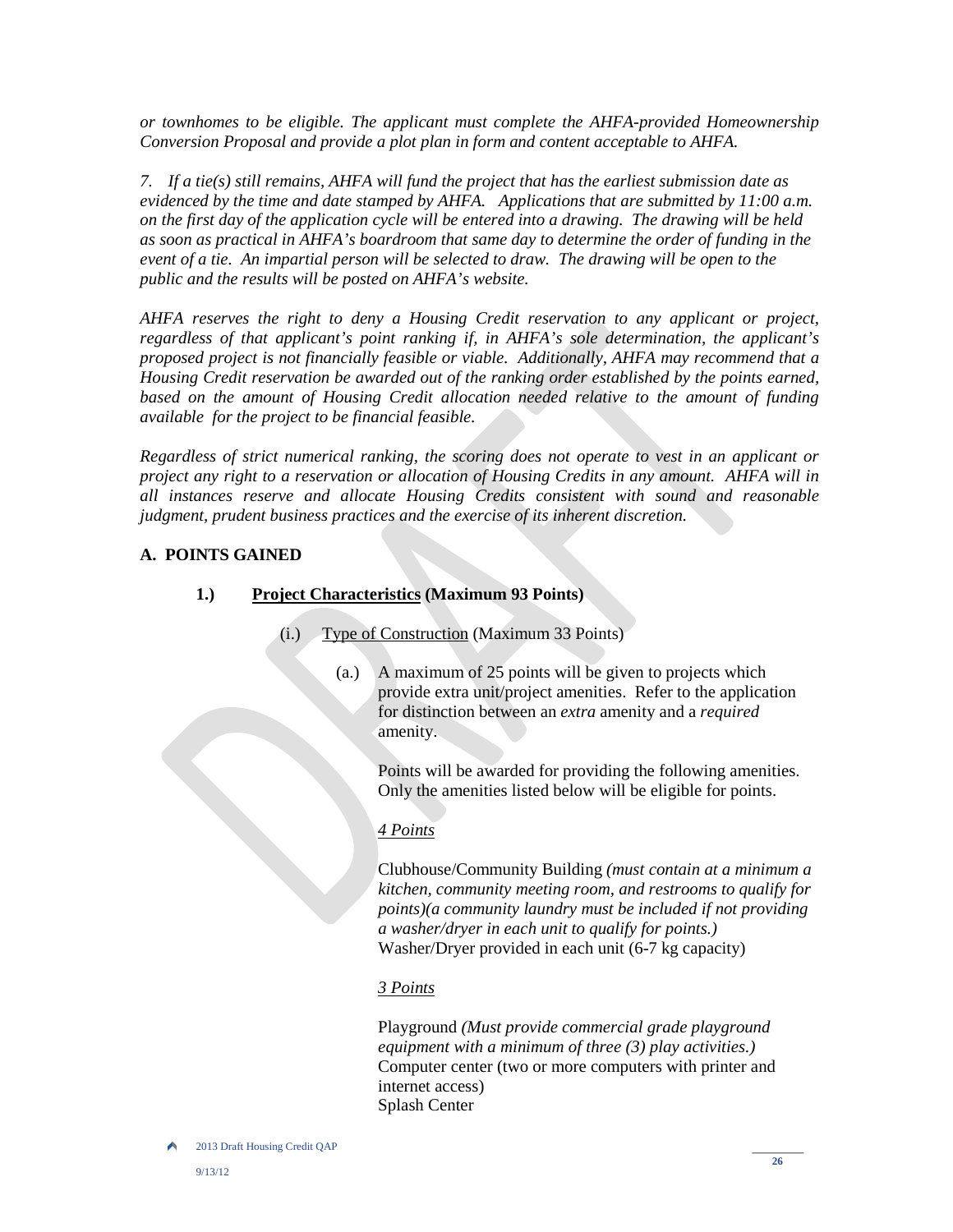*or townhomes to be eligible. The applicant must complete the AHFA-provided Homeownership Conversion Proposal and provide a plot plan in form and content acceptable to AHFA.*

*7. If a tie(s) still remains, AHFA will fund the project that has the earliest submission date as evidenced by the time and date stamped by AHFA. Applications that are submitted by 11:00 a.m. on the first day of the application cycle will be entered into a drawing. The drawing will be held as soon as practical in AHFA's boardroom that same day to determine the order of funding in the event of a tie. An impartial person will be selected to draw. The drawing will be open to the public and the results will be posted on AHFA's website.*

*AHFA reserves the right to deny a Housing Credit reservation to any applicant or project, regardless of that applicant's point ranking if, in AHFA's sole determination, the applicant's proposed project is not financially feasible or viable. Additionally, AHFA may recommend that a Housing Credit reservation be awarded out of the ranking order established by the points earned, based on the amount of Housing Credit allocation needed relative to the amount of funding available for the project to be financial feasible.*

*Regardless of strict numerical ranking, the scoring does not operate to vest in an applicant or project any right to a reservation or allocation of Housing Credits in any amount. AHFA will in all instances reserve and allocate Housing Credits consistent with sound and reasonable judgment, prudent business practices and the exercise of its inherent discretion.*

## A. POINTS GAINED

**1.) <u>Project Characteristics</u> (Maximum 93 Points)**

(i.) <u>Type of Construction</u> (Maximum 33 Points)

(a.) A maximum of 25 points will be given to projects which provide extra unit/project amenities. Refer to the application for distinction between an *extra* amenity and a *required* amenity.

Points will be awarded for providing the following amenities. Only the amenities listed below will be eligible for points.

*<u>4 Points</u>*

Clubhouse/Community Building *(must contain at a minimum a kitchen, community meeting room, and restrooms to qualify for points)(a community laundry must be included if not providing a washer/dryer in each unit to qualify for points.)*
Washer/Dryer provided in each unit (6-7 kg capacity)

*<u>3 Points</u>*

Playground *(Must provide commercial grade playground equipment with a minimum of three (3) play activities.)*
Computer center (two or more computers with printer and internet access)
Splash Center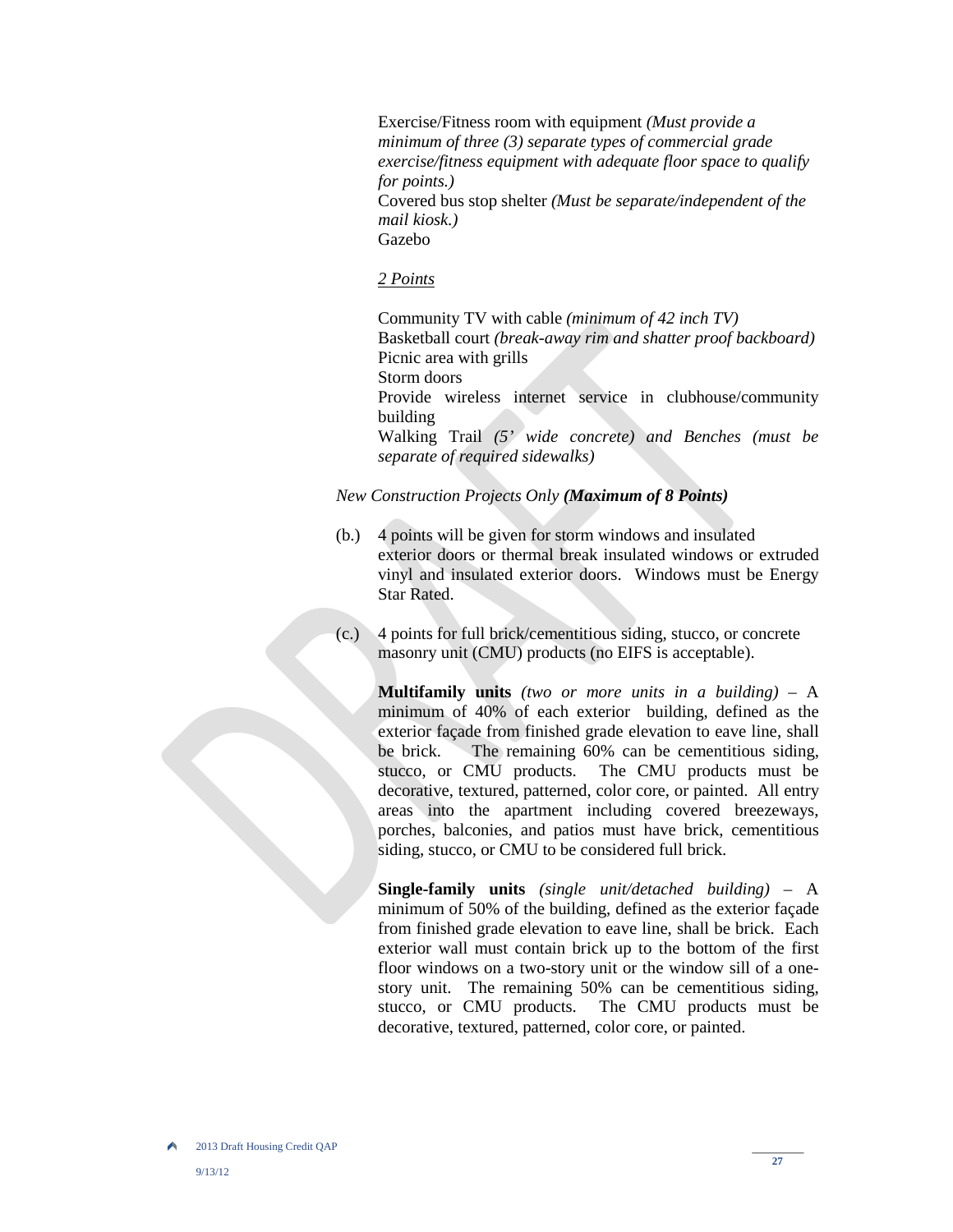Exercise/Fitness room with equipment *(Must provide a minimum of three (3) separate types of commercial grade exercise/fitness equipment with adequate floor space to qualify for points.)*
Covered bus stop shelter *(Must be separate/independent of the mail kiosk.)*
Gazebo

*2 Points*

Community TV with cable *(minimum of 42 inch TV)*
Basketball court *(break-away rim and shatter proof backboard)*
Picnic area with grills
Storm doors
Provide wireless internet service in clubhouse/community building
Walking Trail *(5' wide concrete) and Benches (must be separate of required sidewalks)*

*New Construction Projects Only* ***(Maximum of 8 Points)***

(b.) 4 points will be given for storm windows and insulated exterior doors or thermal break insulated windows or extruded vinyl and insulated exterior doors. Windows must be Energy Star Rated.

(c.) 4 points for full brick/cementitious siding, stucco, or concrete masonry unit (CMU) products (no EIFS is acceptable).

**Multifamily units** *(two or more units in a building)* – A minimum of 40% of each exterior building, defined as the exterior façade from finished grade elevation to eave line, shall be brick. The remaining 60% can be cementitious siding, stucco, or CMU products. The CMU products must be decorative, textured, patterned, color core, or painted. All entry areas into the apartment including covered breezeways, porches, balconies, and patios must have brick, cementitious siding, stucco, or CMU to be considered full brick.

**Single-family units** *(single unit/detached building)* – A minimum of 50% of the building, defined as the exterior façade from finished grade elevation to eave line, shall be brick. Each exterior wall must contain brick up to the bottom of the first floor windows on a two-story unit or the window sill of a one-story unit. The remaining 50% can be cementitious siding, stucco, or CMU products. The CMU products must be decorative, textured, patterned, color core, or painted.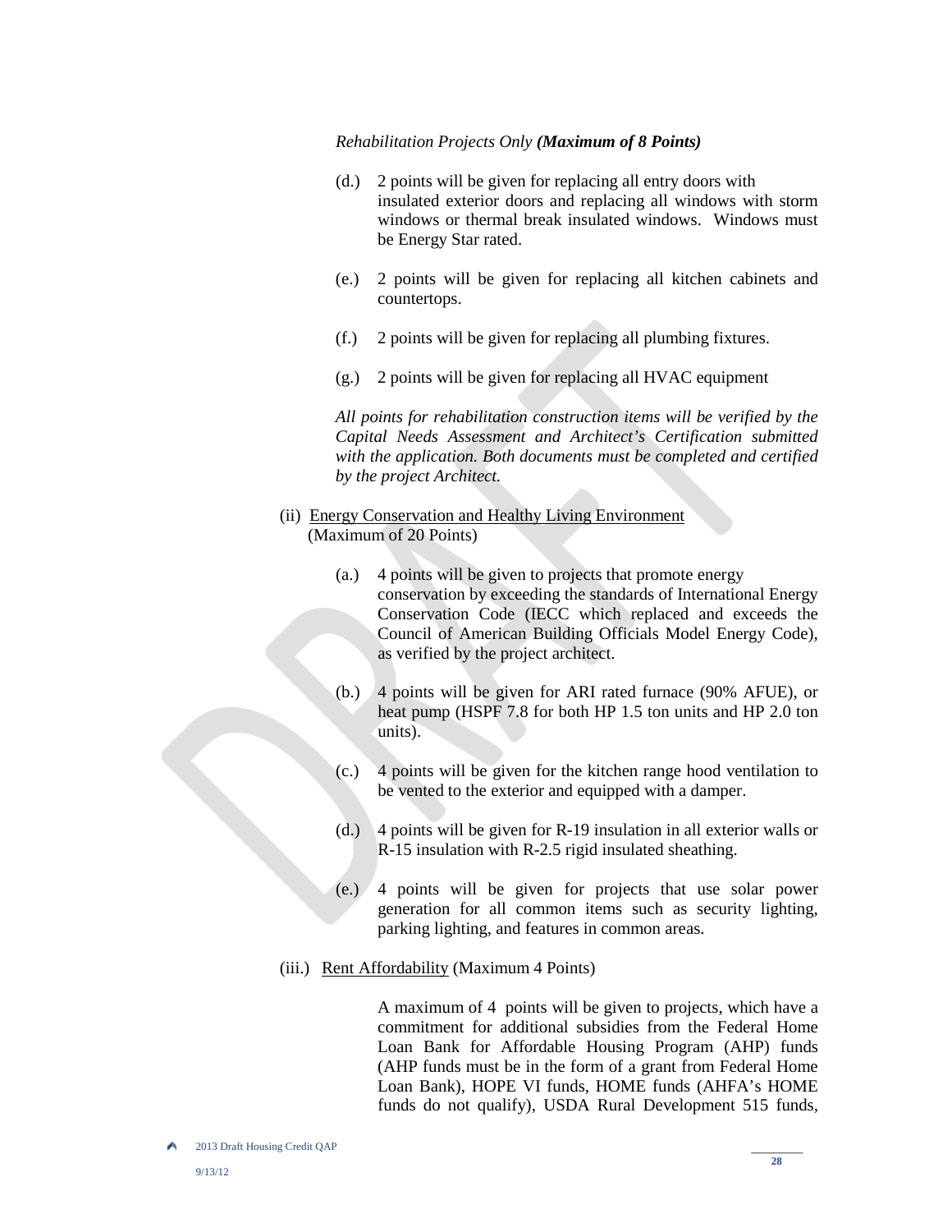*Rehabilitation Projects Only* ***(Maximum of 8 Points)***

(d.) 2 points will be given for replacing all entry doors with insulated exterior doors and replacing all windows with storm windows or thermal break insulated windows. Windows must be Energy Star rated.

(e.) 2 points will be given for replacing all kitchen cabinets and countertops.

(f.) 2 points will be given for replacing all plumbing fixtures.

(g.) 2 points will be given for replacing all HVAC equipment

*All points for rehabilitation construction items will be verified by the Capital Needs Assessment and Architect's Certification submitted with the application. Both documents must be completed and certified by the project Architect.*

(ii) <u>Energy Conservation and Healthy Living Environment</u> (Maximum of 20 Points)

(a.) 4 points will be given to projects that promote energy conservation by exceeding the standards of International Energy Conservation Code (IECC which replaced and exceeds the Council of American Building Officials Model Energy Code), as verified by the project architect.

(b.) 4 points will be given for ARI rated furnace (90% AFUE), or heat pump (HSPF 7.8 for both HP 1.5 ton units and HP 2.0 ton units).

(c.) 4 points will be given for the kitchen range hood ventilation to be vented to the exterior and equipped with a damper.

(d.) 4 points will be given for R-19 insulation in all exterior walls or R-15 insulation with R-2.5 rigid insulated sheathing.

(e.) 4 points will be given for projects that use solar power generation for all common items such as security lighting, parking lighting, and features in common areas.

(iii.) <u>Rent Affordability</u> (Maximum 4 Points)

A maximum of 4 points will be given to projects, which have a commitment for additional subsidies from the Federal Home Loan Bank for Affordable Housing Program (AHP) funds (AHP funds must be in the form of a grant from Federal Home Loan Bank), HOPE VI funds, HOME funds (AHFA's HOME funds do not qualify), USDA Rural Development 515 funds,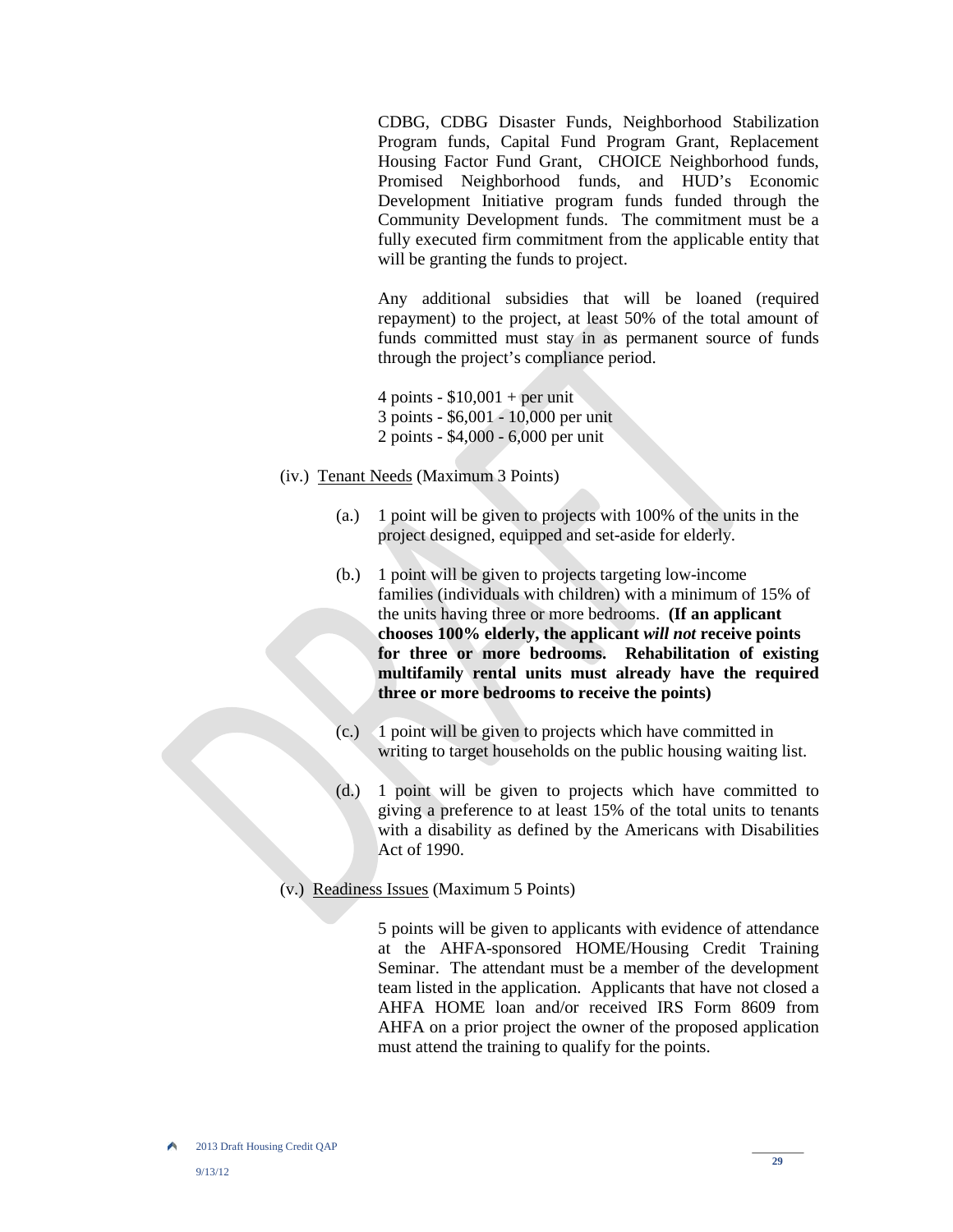CDBG, CDBG Disaster Funds, Neighborhood Stabilization Program funds, Capital Fund Program Grant, Replacement Housing Factor Fund Grant, CHOICE Neighborhood funds, Promised Neighborhood funds, and HUD's Economic Development Initiative program funds funded through the Community Development funds. The commitment must be a fully executed firm commitment from the applicable entity that will be granting the funds to project.

Any additional subsidies that will be loaned (required repayment) to the project, at least 50% of the total amount of funds committed must stay in as permanent source of funds through the project's compliance period.

4 points - $10,001 + per unit
3 points - $6,001 - 10,000 per unit
2 points - $4,000 - 6,000 per unit

(iv.) Tenant Needs (Maximum 3 Points)

(a.) 1 point will be given to projects with 100% of the units in the project designed, equipped and set-aside for elderly.

(b.) 1 point will be given to projects targeting low-income families (individuals with children) with a minimum of 15% of the units having three or more bedrooms. **(If an applicant chooses 100% elderly, the applicant *will not* receive points for three or more bedrooms. Rehabilitation of existing multifamily rental units must already have the required three or more bedrooms to receive the points)**

(c.) 1 point will be given to projects which have committed in writing to target households on the public housing waiting list.

(d.) 1 point will be given to projects which have committed to giving a preference to at least 15% of the total units to tenants with a disability as defined by the Americans with Disabilities Act of 1990.

(v.) Readiness Issues (Maximum 5 Points)

5 points will be given to applicants with evidence of attendance at the AHFA-sponsored HOME/Housing Credit Training Seminar. The attendant must be a member of the development team listed in the application. Applicants that have not closed a AHFA HOME loan and/or received IRS Form 8609 from AHFA on a prior project the owner of the proposed application must attend the training to qualify for the points.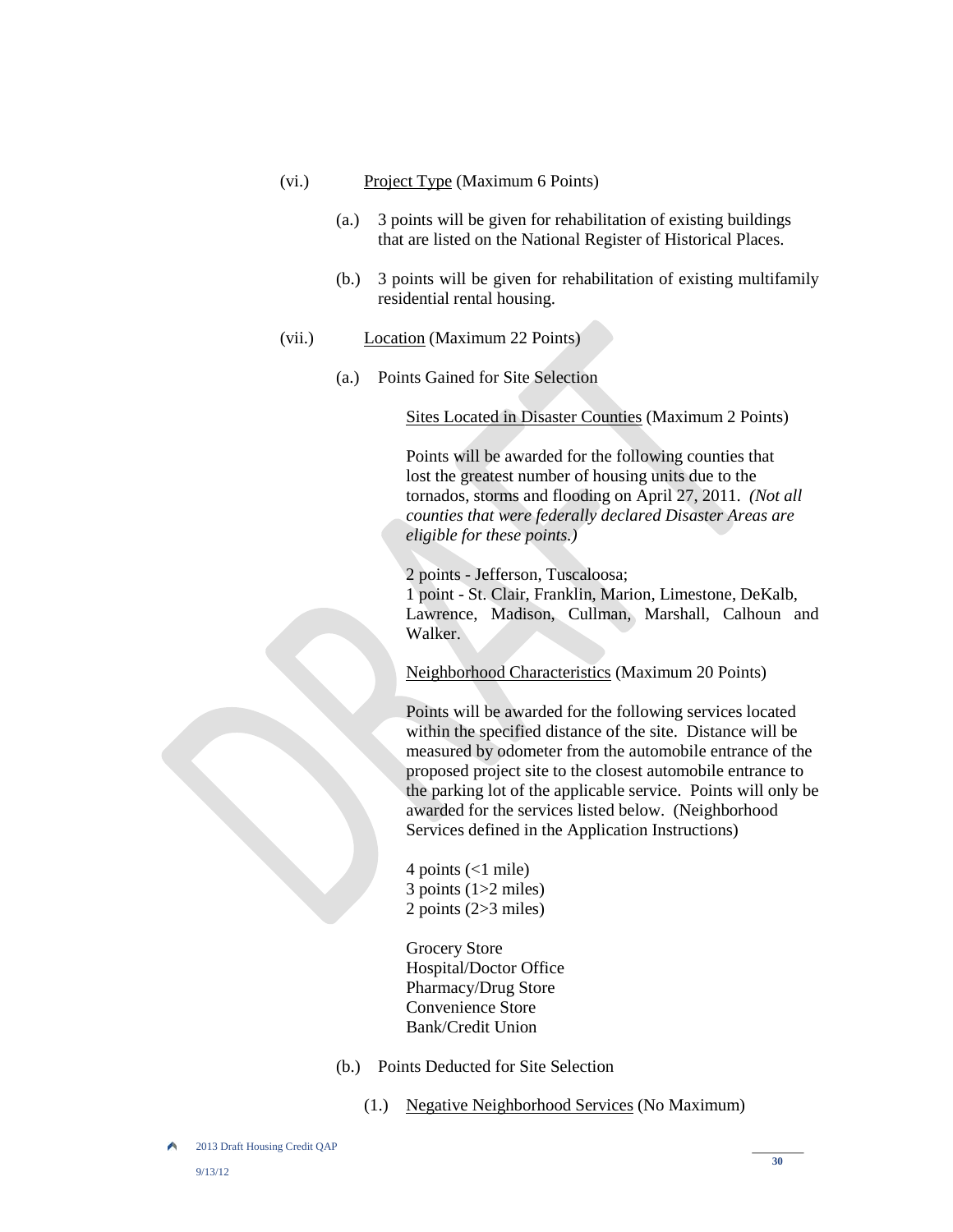(vi.) Project Type (Maximum 6 Points)

(a.) 3 points will be given for rehabilitation of existing buildings that are listed on the National Register of Historical Places.

(b.) 3 points will be given for rehabilitation of existing multifamily residential rental housing.

(vii.) Location (Maximum 22 Points)

(a.) Points Gained for Site Selection

Sites Located in Disaster Counties (Maximum 2 Points)

Points will be awarded for the following counties that lost the greatest number of housing units due to the tornados, storms and flooding on April 27, 2011. *(Not all counties that were federally declared Disaster Areas are eligible for these points.)*

2 points - Jefferson, Tuscaloosa;
1 point - St. Clair, Franklin, Marion, Limestone, DeKalb, Lawrence, Madison, Cullman, Marshall, Calhoun and Walker.

Neighborhood Characteristics (Maximum 20 Points)

Points will be awarded for the following services located within the specified distance of the site. Distance will be measured by odometer from the automobile entrance of the proposed project site to the closest automobile entrance to the parking lot of the applicable service. Points will only be awarded for the services listed below. (Neighborhood Services defined in the Application Instructions)

4 points (<1 mile)
3 points (1>2 miles)
2 points (2>3 miles)

Grocery Store
Hospital/Doctor Office
Pharmacy/Drug Store
Convenience Store
Bank/Credit Union

(b.) Points Deducted for Site Selection

(1.) Negative Neighborhood Services (No Maximum)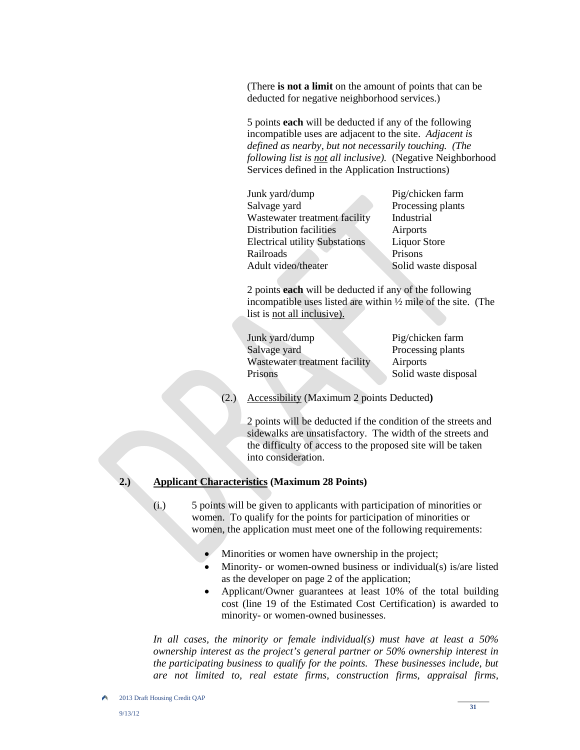(There **is not a limit** on the amount of points that can be deducted for negative neighborhood services.)

5 points **each** will be deducted if any of the following incompatible uses are adjacent to the site. *Adjacent is defined as nearby, but not necessarily touching. (The following list is not all inclusive).* (Negative Neighborhood Services defined in the Application Instructions)

| | |
|---|---|
| Junk yard/dump | Pig/chicken farm |
| Salvage yard | Processing plants |
| Wastewater treatment facility | Industrial |
| Distribution facilities | Airports |
| Electrical utility Substations | Liquor Store |
| Railroads | Prisons |
| Adult video/theater | Solid waste disposal |

2 points **each** will be deducted if any of the following incompatible uses listed are within ½ mile of the site. (The list is not all inclusive).

| | |
|---|---|
| Junk yard/dump | Pig/chicken farm |
| Salvage yard | Processing plants |
| Wastewater treatment facility | Airports |
| Prisons | Solid waste disposal |

(2.) Accessibility (Maximum 2 points Deducted**)**

2 points will be deducted if the condition of the streets and sidewalks are unsatisfactory. The width of the streets and the difficulty of access to the proposed site will be taken into consideration.

**2.) Applicant Characteristics (Maximum 28 Points)**

(i.) 5 points will be given to applicants with participation of minorities or women. To qualify for the points for participation of minorities or women, the application must meet one of the following requirements:

- Minorities or women have ownership in the project;
- Minority- or women-owned business or individual(s) is/are listed as the developer on page 2 of the application;
- Applicant/Owner guarantees at least 10% of the total building cost (line 19 of the Estimated Cost Certification) is awarded to minority- or women-owned businesses.

*In all cases, the minority or female individual(s) must have at least a 50% ownership interest as the project's general partner or 50% ownership interest in the participating business to qualify for the points. These businesses include, but are not limited to, real estate firms, construction firms, appraisal firms,*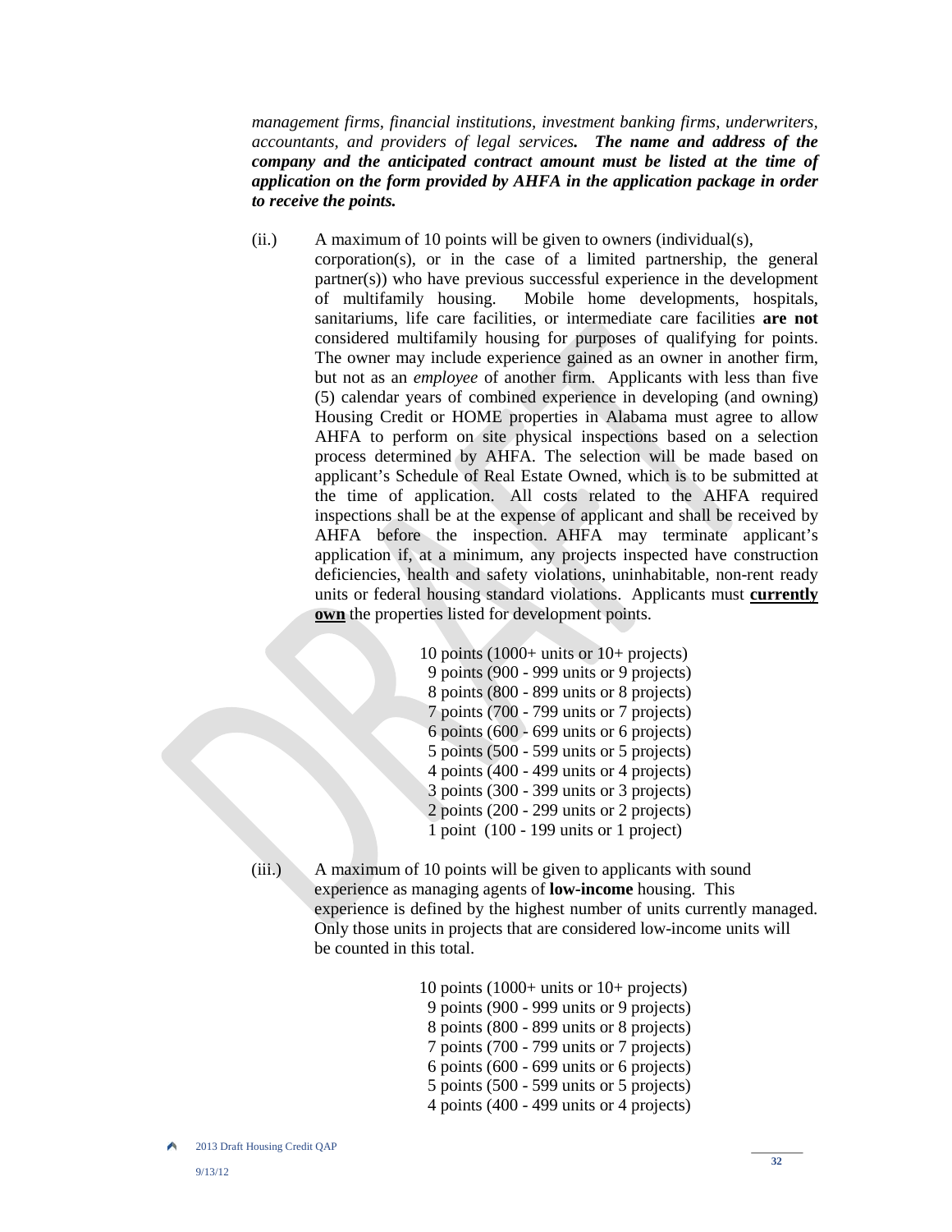*management firms, financial institutions, investment banking firms, underwriters, accountants, and providers of legal services.* ***The name and address of the company and the anticipated contract amount must be listed at the time of application on the form provided by AHFA in the application package in order to receive the points.***

(ii.) A maximum of 10 points will be given to owners (individual(s), corporation(s), or in the case of a limited partnership, the general partner(s)) who have previous successful experience in the development of multifamily housing. Mobile home developments, hospitals, sanitariums, life care facilities, or intermediate care facilities **are not** considered multifamily housing for purposes of qualifying for points. The owner may include experience gained as an owner in another firm, but not as an *employee* of another firm. Applicants with less than five (5) calendar years of combined experience in developing (and owning) Housing Credit or HOME properties in Alabama must agree to allow AHFA to perform on site physical inspections based on a selection process determined by AHFA. The selection will be made based on applicant's Schedule of Real Estate Owned, which is to be submitted at the time of application. All costs related to the AHFA required inspections shall be at the expense of applicant and shall be received by AHFA before the inspection. AHFA may terminate applicant's application if, at a minimum, any projects inspected have construction deficiencies, health and safety violations, uninhabitable, non-rent ready units or federal housing standard violations. Applicants must **<u>currently own</u>** the properties listed for development points.

10 points (1000+ units or 10+ projects)
9 points (900 - 999 units or 9 projects)
8 points (800 - 899 units or 8 projects)
7 points (700 - 799 units or 7 projects)
6 points (600 - 699 units or 6 projects)
5 points (500 - 599 units or 5 projects)
4 points (400 - 499 units or 4 projects)
3 points (300 - 399 units or 3 projects)
2 points (200 - 299 units or 2 projects)
1 point (100 - 199 units or 1 project)

(iii.) A maximum of 10 points will be given to applicants with sound experience as managing agents of **low-income** housing. This experience is defined by the highest number of units currently managed. Only those units in projects that are considered low-income units will be counted in this total.

10 points (1000+ units or 10+ projects)
9 points (900 - 999 units or 9 projects)
8 points (800 - 899 units or 8 projects)
7 points (700 - 799 units or 7 projects)
6 points (600 - 699 units or 6 projects)
5 points (500 - 599 units or 5 projects)
4 points (400 - 499 units or 4 projects)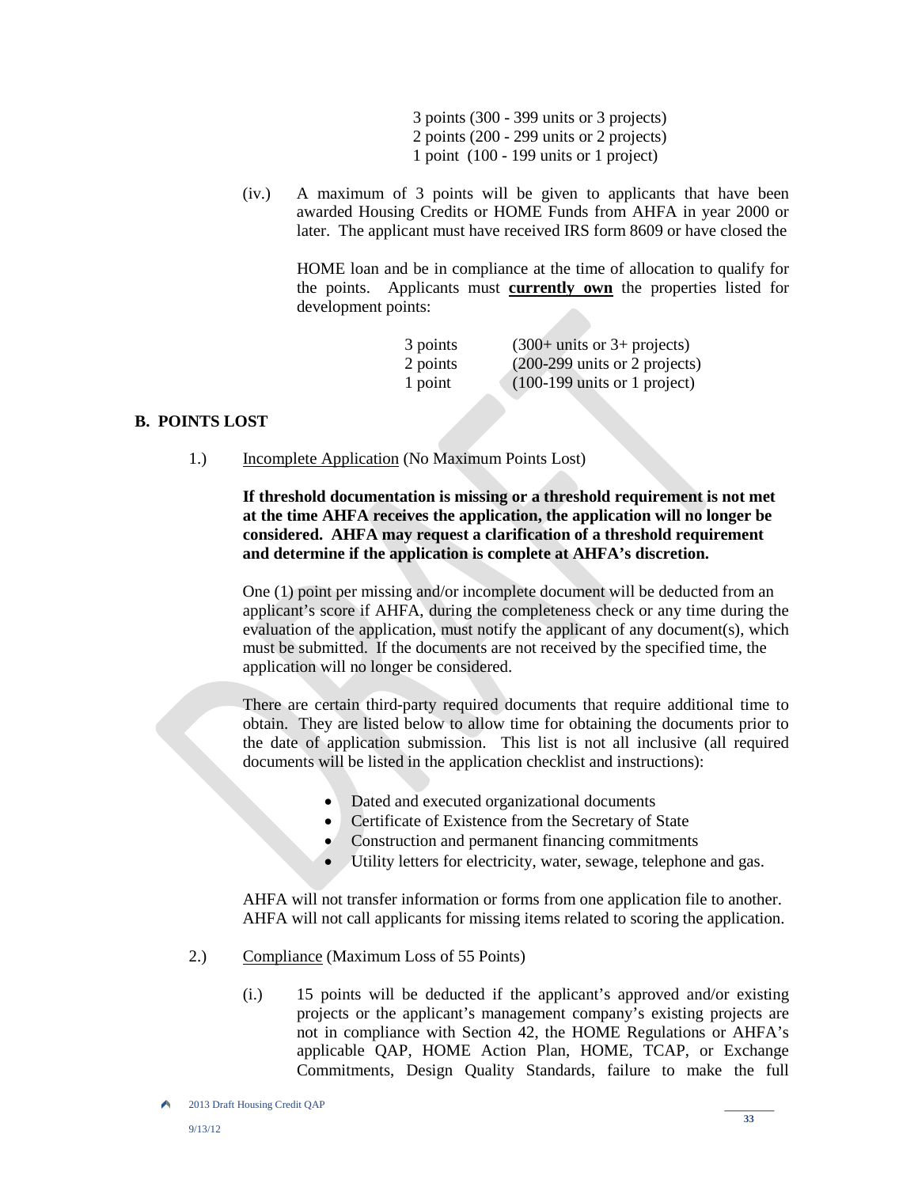3 points (300 - 399 units or 3 projects)
2 points (200 - 299 units or 2 projects)
1 point (100 - 199 units or 1 project)

(iv.) A maximum of 3 points will be given to applicants that have been awarded Housing Credits or HOME Funds from AHFA in year 2000 or later. The applicant must have received IRS form 8609 or have closed the HOME loan and be in compliance at the time of allocation to qualify for the points. Applicants must **currently own** the properties listed for development points:

| | |
|---|---|
| 3 points | (300+ units or 3+ projects) |
| 2 points | (200-299 units or 2 projects) |
| 1 point | (100-199 units or 1 project) |

## B. POINTS LOST

1.) Incomplete Application (No Maximum Points Lost)

**If threshold documentation is missing or a threshold requirement is not met at the time AHFA receives the application, the application will no longer be considered. AHFA may request a clarification of a threshold requirement and determine if the application is complete at AHFA's discretion.**

One (1) point per missing and/or incomplete document will be deducted from an applicant's score if AHFA, during the completeness check or any time during the evaluation of the application, must notify the applicant of any document(s), which must be submitted. If the documents are not received by the specified time, the application will no longer be considered.

There are certain third-party required documents that require additional time to obtain. They are listed below to allow time for obtaining the documents prior to the date of application submission. This list is not all inclusive (all required documents will be listed in the application checklist and instructions):

- Dated and executed organizational documents
- Certificate of Existence from the Secretary of State
- Construction and permanent financing commitments
- Utility letters for electricity, water, sewage, telephone and gas.

AHFA will not transfer information or forms from one application file to another. AHFA will not call applicants for missing items related to scoring the application.

2.) Compliance (Maximum Loss of 55 Points)

(i.) 15 points will be deducted if the applicant's approved and/or existing projects or the applicant's management company's existing projects are not in compliance with Section 42, the HOME Regulations or AHFA's applicable QAP, HOME Action Plan, HOME, TCAP, or Exchange Commitments, Design Quality Standards, failure to make the full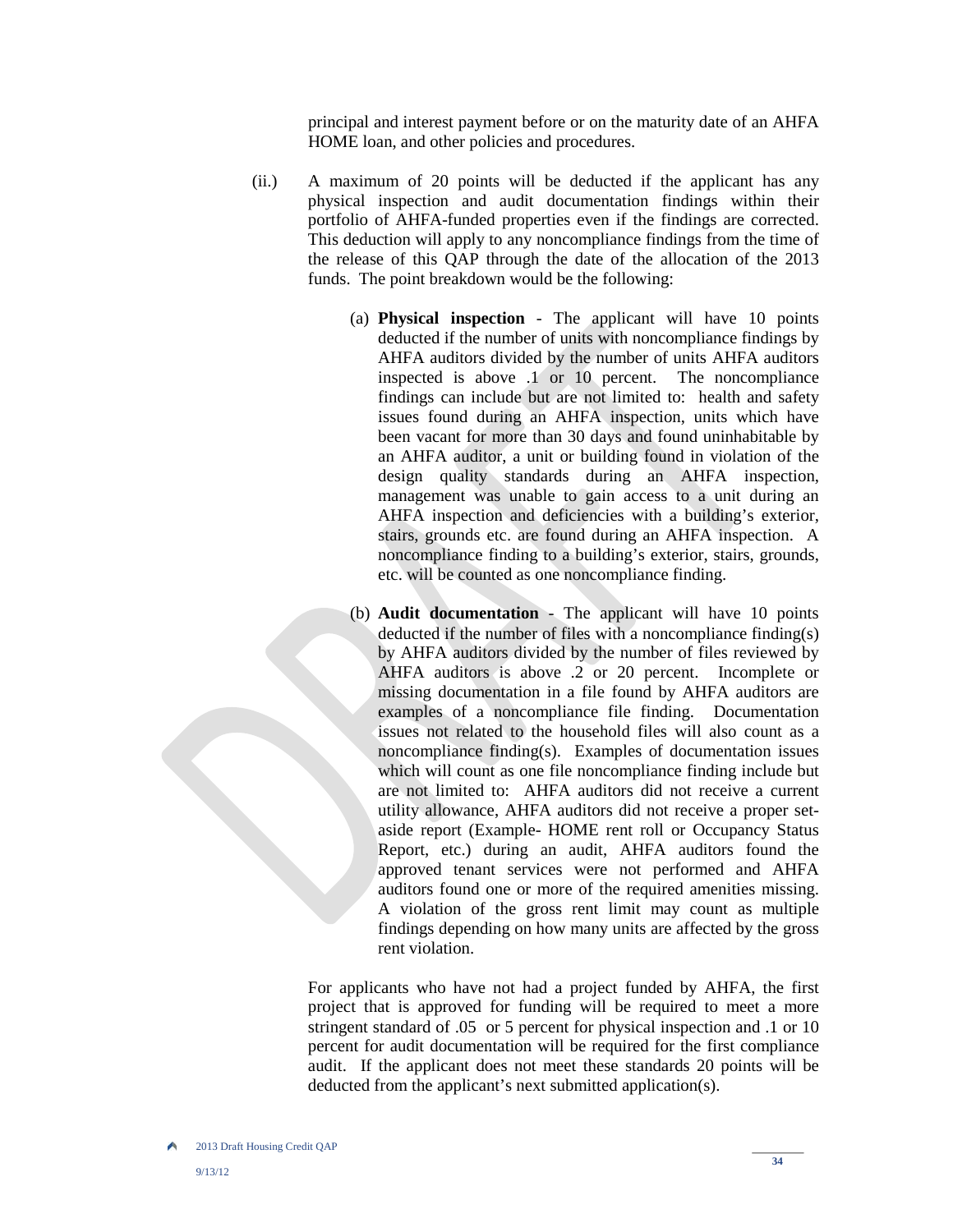principal and interest payment before or on the maturity date of an AHFA HOME loan, and other policies and procedures.

(ii.) A maximum of 20 points will be deducted if the applicant has any physical inspection and audit documentation findings within their portfolio of AHFA-funded properties even if the findings are corrected. This deduction will apply to any noncompliance findings from the time of the release of this QAP through the date of the allocation of the 2013 funds. The point breakdown would be the following:

(a) **Physical inspection** - The applicant will have 10 points deducted if the number of units with noncompliance findings by AHFA auditors divided by the number of units AHFA auditors inspected is above .1 or 10 percent. The noncompliance findings can include but are not limited to: health and safety issues found during an AHFA inspection, units which have been vacant for more than 30 days and found uninhabitable by an AHFA auditor, a unit or building found in violation of the design quality standards during an AHFA inspection, management was unable to gain access to a unit during an AHFA inspection and deficiencies with a building's exterior, stairs, grounds etc. are found during an AHFA inspection. A noncompliance finding to a building's exterior, stairs, grounds, etc. will be counted as one noncompliance finding.

(b) **Audit documentation** - The applicant will have 10 points deducted if the number of files with a noncompliance finding(s) by AHFA auditors divided by the number of files reviewed by AHFA auditors is above .2 or 20 percent. Incomplete or missing documentation in a file found by AHFA auditors are examples of a noncompliance file finding. Documentation issues not related to the household files will also count as a noncompliance finding(s). Examples of documentation issues which will count as one file noncompliance finding include but are not limited to: AHFA auditors did not receive a current utility allowance, AHFA auditors did not receive a proper set-aside report (Example- HOME rent roll or Occupancy Status Report, etc.) during an audit, AHFA auditors found the approved tenant services were not performed and AHFA auditors found one or more of the required amenities missing. A violation of the gross rent limit may count as multiple findings depending on how many units are affected by the gross rent violation.

For applicants who have not had a project funded by AHFA, the first project that is approved for funding will be required to meet a more stringent standard of .05 or 5 percent for physical inspection and .1 or 10 percent for audit documentation will be required for the first compliance audit. If the applicant does not meet these standards 20 points will be deducted from the applicant's next submitted application(s).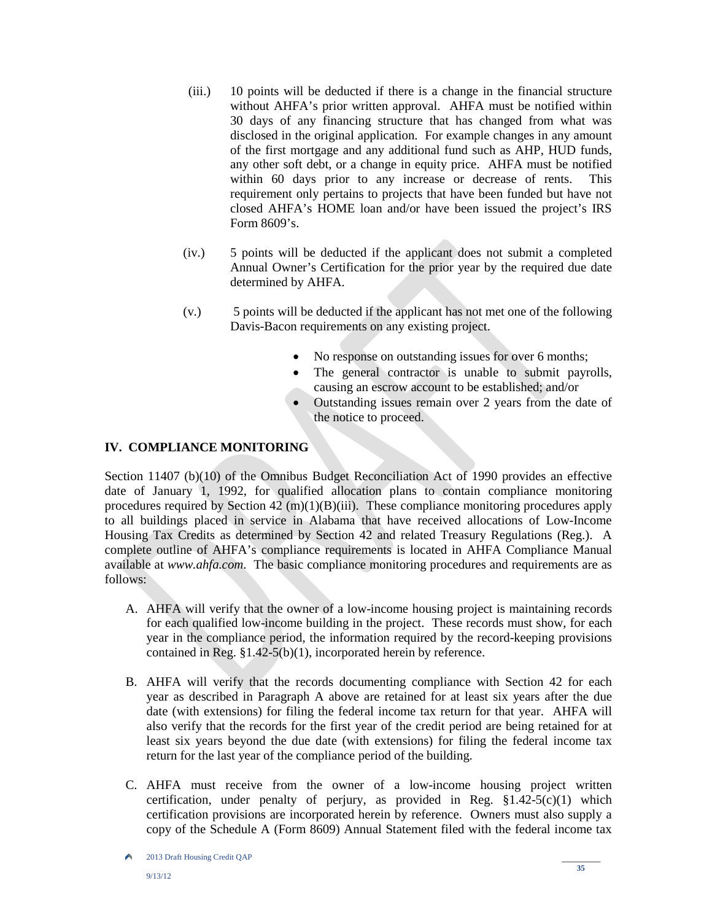(iii.) 10 points will be deducted if there is a change in the financial structure without AHFA's prior written approval. AHFA must be notified within 30 days of any financing structure that has changed from what was disclosed in the original application. For example changes in any amount of the first mortgage and any additional fund such as AHP, HUD funds, any other soft debt, or a change in equity price. AHFA must be notified within 60 days prior to any increase or decrease of rents. This requirement only pertains to projects that have been funded but have not closed AHFA's HOME loan and/or have been issued the project's IRS Form 8609's.

(iv.) 5 points will be deducted if the applicant does not submit a completed Annual Owner's Certification for the prior year by the required due date determined by AHFA.

(v.) 5 points will be deducted if the applicant has not met one of the following Davis-Bacon requirements on any existing project.

- No response on outstanding issues for over 6 months;
- The general contractor is unable to submit payrolls, causing an escrow account to be established; and/or
- Outstanding issues remain over 2 years from the date of the notice to proceed.

## IV. COMPLIANCE MONITORING

Section 11407 (b)(10) of the Omnibus Budget Reconciliation Act of 1990 provides an effective date of January 1, 1992, for qualified allocation plans to contain compliance monitoring procedures required by Section 42 (m)(1)(B)(iii). These compliance monitoring procedures apply to all buildings placed in service in Alabama that have received allocations of Low-Income Housing Tax Credits as determined by Section 42 and related Treasury Regulations (Reg.). A complete outline of AHFA's compliance requirements is located in AHFA Compliance Manual available at *www.ahfa.com*. The basic compliance monitoring procedures and requirements are as follows:

A. AHFA will verify that the owner of a low-income housing project is maintaining records for each qualified low-income building in the project. These records must show, for each year in the compliance period, the information required by the record-keeping provisions contained in Reg. §1.42-5(b)(1), incorporated herein by reference.

B. AHFA will verify that the records documenting compliance with Section 42 for each year as described in Paragraph A above are retained for at least six years after the due date (with extensions) for filing the federal income tax return for that year. AHFA will also verify that the records for the first year of the credit period are being retained for at least six years beyond the due date (with extensions) for filing the federal income tax return for the last year of the compliance period of the building.

C. AHFA must receive from the owner of a low-income housing project written certification, under penalty of perjury, as provided in Reg. §1.42-5(c)(1) which certification provisions are incorporated herein by reference. Owners must also supply a copy of the Schedule A (Form 8609) Annual Statement filed with the federal income tax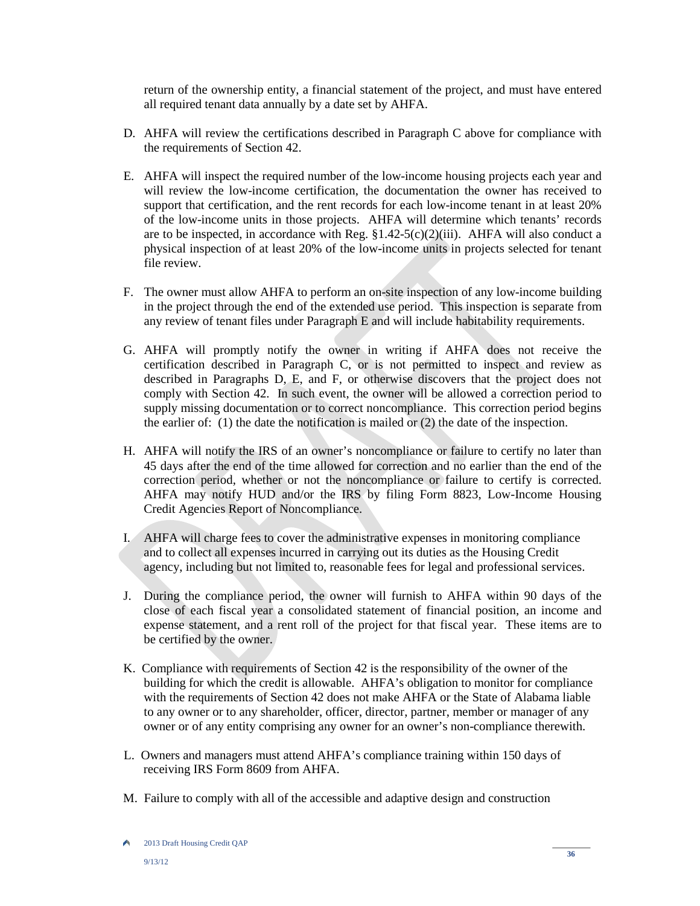return of the ownership entity, a financial statement of the project, and must have entered all required tenant data annually by a date set by AHFA.

D. AHFA will review the certifications described in Paragraph C above for compliance with the requirements of Section 42.

E. AHFA will inspect the required number of the low-income housing projects each year and will review the low-income certification, the documentation the owner has received to support that certification, and the rent records for each low-income tenant in at least 20% of the low-income units in those projects. AHFA will determine which tenants' records are to be inspected, in accordance with Reg. §1.42-5(c)(2)(iii). AHFA will also conduct a physical inspection of at least 20% of the low-income units in projects selected for tenant file review.

F. The owner must allow AHFA to perform an on-site inspection of any low-income building in the project through the end of the extended use period. This inspection is separate from any review of tenant files under Paragraph E and will include habitability requirements.

G. AHFA will promptly notify the owner in writing if AHFA does not receive the certification described in Paragraph C, or is not permitted to inspect and review as described in Paragraphs D, E, and F, or otherwise discovers that the project does not comply with Section 42. In such event, the owner will be allowed a correction period to supply missing documentation or to correct noncompliance. This correction period begins the earlier of: (1) the date the notification is mailed or (2) the date of the inspection.

H. AHFA will notify the IRS of an owner's noncompliance or failure to certify no later than 45 days after the end of the time allowed for correction and no earlier than the end of the correction period, whether or not the noncompliance or failure to certify is corrected. AHFA may notify HUD and/or the IRS by filing Form 8823, Low-Income Housing Credit Agencies Report of Noncompliance.

I. AHFA will charge fees to cover the administrative expenses in monitoring compliance and to collect all expenses incurred in carrying out its duties as the Housing Credit agency, including but not limited to, reasonable fees for legal and professional services.

J. During the compliance period, the owner will furnish to AHFA within 90 days of the close of each fiscal year a consolidated statement of financial position, an income and expense statement, and a rent roll of the project for that fiscal year. These items are to be certified by the owner.

K. Compliance with requirements of Section 42 is the responsibility of the owner of the building for which the credit is allowable. AHFA's obligation to monitor for compliance with the requirements of Section 42 does not make AHFA or the State of Alabama liable to any owner or to any shareholder, officer, director, partner, member or manager of any owner or of any entity comprising any owner for an owner's non-compliance therewith.

L. Owners and managers must attend AHFA's compliance training within 150 days of receiving IRS Form 8609 from AHFA.

M. Failure to comply with all of the accessible and adaptive design and construction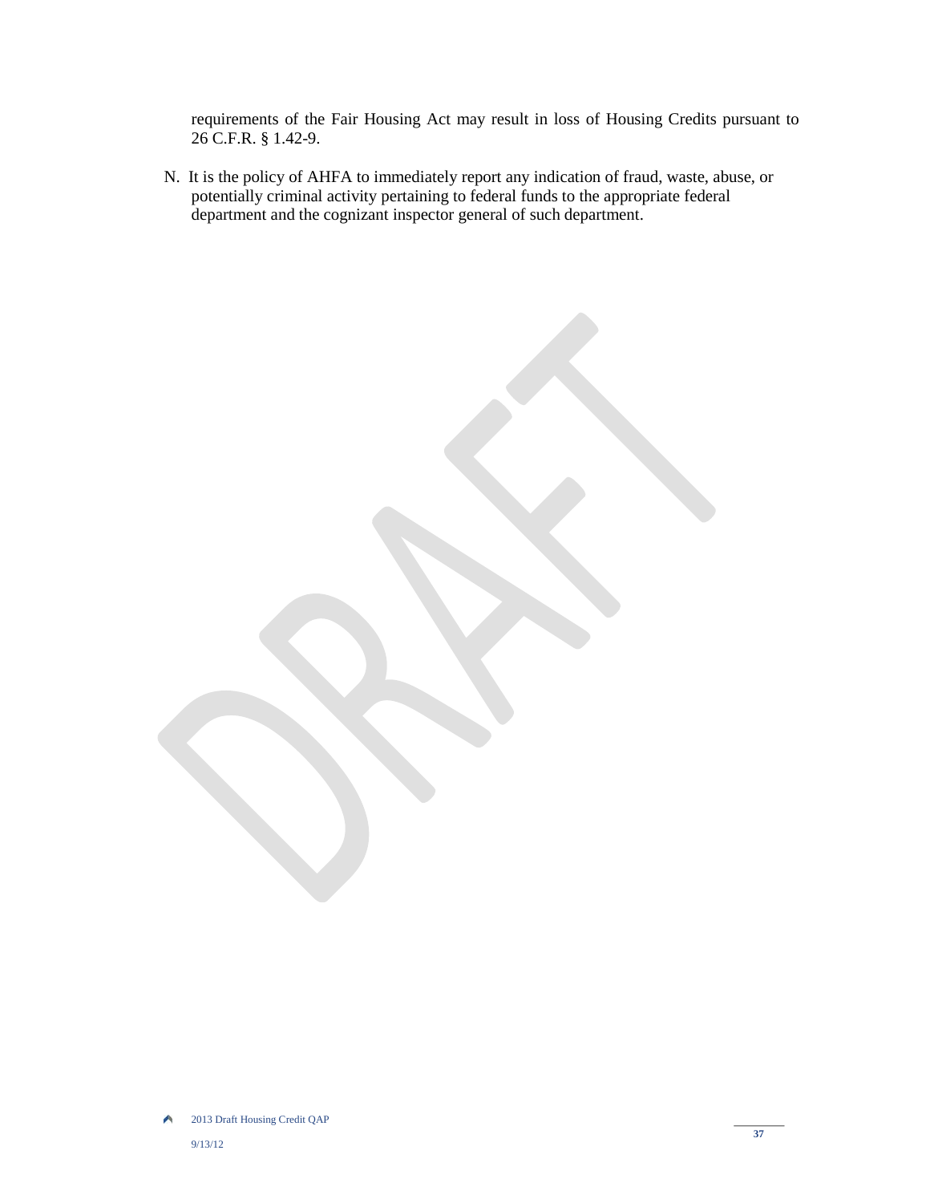requirements of the Fair Housing Act may result in loss of Housing Credits pursuant to 26 C.F.R. § 1.42-9.

N. It is the policy of AHFA to immediately report any indication of fraud, waste, abuse, or potentially criminal activity pertaining to federal funds to the appropriate federal department and the cognizant inspector general of such department.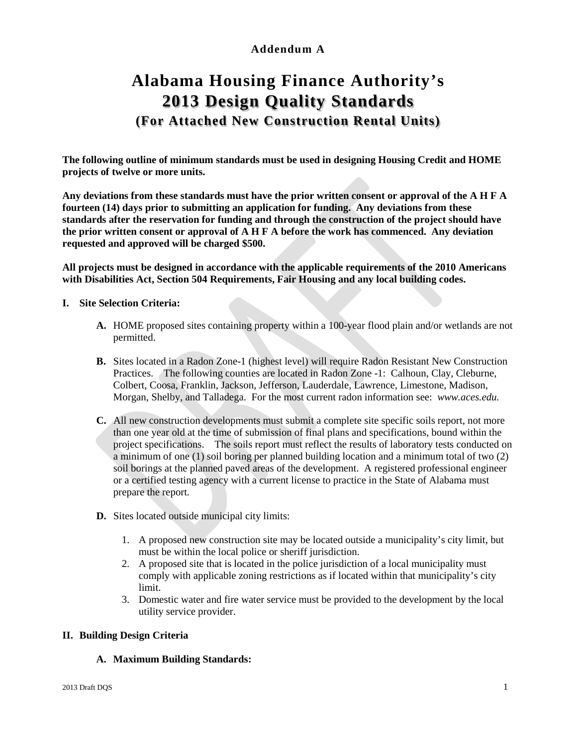**Addendum A**

# Alabama Housing Finance Authority's 2013 Design Quality Standards

## (For Attached New Construction Rental Units)

**The following outline of minimum standards must be used in designing Housing Credit and HOME projects of twelve or more units.**

**Any deviations from these standards must have the prior written consent or approval of the A H F A fourteen (14) days prior to submitting an application for funding. Any deviations from these standards after the reservation for funding and through the construction of the project should have the prior written consent or approval of A H F A before the work has commenced. Any deviation requested and approved will be charged $500.**

**All projects must be designed in accordance with the applicable requirements of the 2010 Americans with Disabilities Act, Section 504 Requirements, Fair Housing and any local building codes.**

### I. Site Selection Criteria:

**A.** HOME proposed sites containing property within a 100-year flood plain and/or wetlands are not permitted.

**B.** Sites located in a Radon Zone-1 (highest level) will require Radon Resistant New Construction Practices. The following counties are located in Radon Zone -1: Calhoun, Clay, Cleburne, Colbert, Coosa, Franklin, Jackson, Jefferson, Lauderdale, Lawrence, Limestone, Madison, Morgan, Shelby, and Talladega. For the most current radon information see: *www.aces.edu.*

**C.** All new construction developments must submit a complete site specific soils report, not more than one year old at the time of submission of final plans and specifications, bound within the project specifications. The soils report must reflect the results of laboratory tests conducted on a minimum of one (1) soil boring per planned building location and a minimum total of two (2) soil borings at the planned paved areas of the development. A registered professional engineer or a certified testing agency with a current license to practice in the State of Alabama must prepare the report.

**D.** Sites located outside municipal city limits:

1. A proposed new construction site may be located outside a municipality's city limit, but must be within the local police or sheriff jurisdiction.
2. A proposed site that is located in the police jurisdiction of a local municipality must comply with applicable zoning restrictions as if located within that municipality's city limit.
3. Domestic water and fire water service must be provided to the development by the local utility service provider.

### II. Building Design Criteria

**A. Maximum Building Standards:**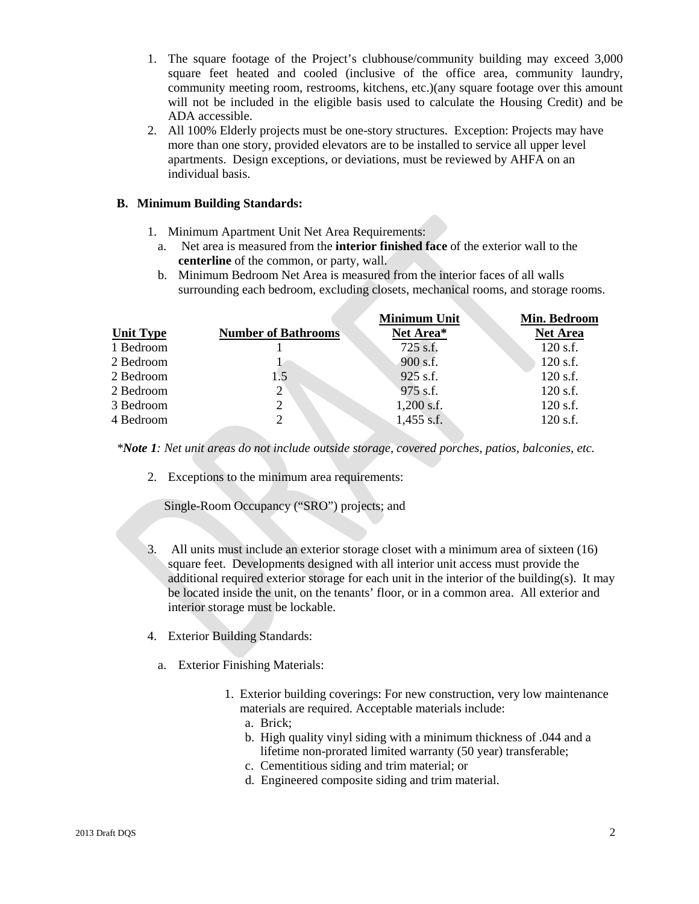1. The square footage of the Project's clubhouse/community building may exceed 3,000 square feet heated and cooled (inclusive of the office area, community laundry, community meeting room, restrooms, kitchens, etc.)(any square footage over this amount will not be included in the eligible basis used to calculate the Housing Credit) and be ADA accessible.
2. All 100% Elderly projects must be one-story structures. Exception: Projects may have more than one story, provided elevators are to be installed to service all upper level apartments. Design exceptions, or deviations, must be reviewed by AHFA on an individual basis.

### B. Minimum Building Standards:

1. Minimum Apartment Unit Net Area Requirements:
   a. Net area is measured from the **interior finished face** of the exterior wall to the **centerline** of the common, or party, wall.
   b. Minimum Bedroom Net Area is measured from the interior faces of all walls surrounding each bedroom, excluding closets, mechanical rooms, and storage rooms.

| Unit Type | Number of Bathrooms | Minimum Unit Net Area* | Min. Bedroom Net Area |
|---|---|---|---|
| 1 Bedroom | 1 | 725 s.f. | 120 s.f. |
| 2 Bedroom | 1 | 900 s.f. | 120 s.f. |
| 2 Bedroom | 1.5 | 925 s.f. | 120 s.f. |
| 2 Bedroom | 2 | 975 s.f. | 120 s.f. |
| 3 Bedroom | 2 | 1,200 s.f. | 120 s.f. |
| 4 Bedroom | 2 | 1,455 s.f. | 120 s.f. |

**Note 1*: Net unit areas do not include outside storage, covered porches, patios, balconies, etc.*

2. Exceptions to the minimum area requirements:

   Single-Room Occupancy ("SRO") projects; and

3. All units must include an exterior storage closet with a minimum area of sixteen (16) square feet. Developments designed with all interior unit access must provide the additional required exterior storage for each unit in the interior of the building(s). It may be located inside the unit, on the tenants' floor, or in a common area. All exterior and interior storage must be lockable.

4. Exterior Building Standards:

   a. Exterior Finishing Materials:

      1. Exterior building coverings: For new construction, very low maintenance materials are required. Acceptable materials include:
         a. Brick;
         b. High quality vinyl siding with a minimum thickness of .044 and a lifetime non-prorated limited warranty (50 year) transferable;
         c. Cementitious siding and trim material; or
         d. Engineered composite siding and trim material.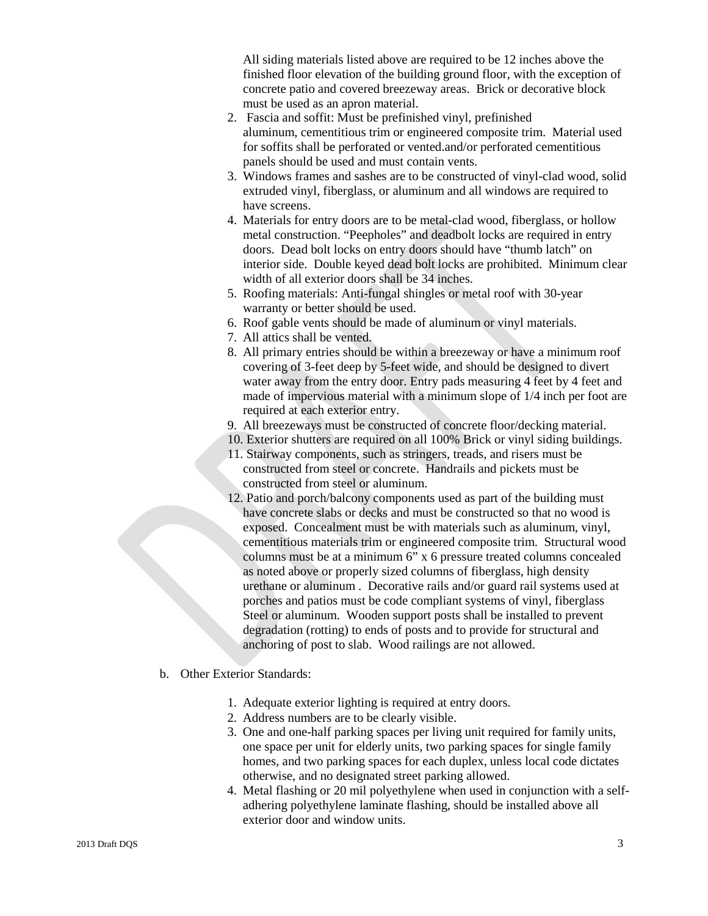All siding materials listed above are required to be 12 inches above the finished floor elevation of the building ground floor, with the exception of concrete patio and covered breezeway areas. Brick or decorative block must be used as an apron material.

2. Fascia and soffit: Must be prefinished vinyl, prefinished aluminum, cementitious trim or engineered composite trim. Material used for soffits shall be perforated or vented.and/or perforated cementitious panels should be used and must contain vents.
3. Windows frames and sashes are to be constructed of vinyl-clad wood, solid extruded vinyl, fiberglass, or aluminum and all windows are required to have screens.
4. Materials for entry doors are to be metal-clad wood, fiberglass, or hollow metal construction. "Peepholes" and deadbolt locks are required in entry doors. Dead bolt locks on entry doors should have "thumb latch" on interior side. Double keyed dead bolt locks are prohibited. Minimum clear width of all exterior doors shall be 34 inches.
5. Roofing materials: Anti-fungal shingles or metal roof with 30-year warranty or better should be used.
6. Roof gable vents should be made of aluminum or vinyl materials.
7. All attics shall be vented.
8. All primary entries should be within a breezeway or have a minimum roof covering of 3-feet deep by 5-feet wide, and should be designed to divert water away from the entry door. Entry pads measuring 4 feet by 4 feet and made of impervious material with a minimum slope of 1/4 inch per foot are required at each exterior entry.
9. All breezeways must be constructed of concrete floor/decking material.
10. Exterior shutters are required on all 100% Brick or vinyl siding buildings.
11. Stairway components, such as stringers, treads, and risers must be constructed from steel or concrete. Handrails and pickets must be constructed from steel or aluminum.
12. Patio and porch/balcony components used as part of the building must have concrete slabs or decks and must be constructed so that no wood is exposed. Concealment must be with materials such as aluminum, vinyl, cementitious materials trim or engineered composite trim. Structural wood columns must be at a minimum 6" x 6 pressure treated columns concealed as noted above or properly sized columns of fiberglass, high density urethane or aluminum . Decorative rails and/or guard rail systems used at porches and patios must be code compliant systems of vinyl, fiberglass Steel or aluminum. Wooden support posts shall be installed to prevent degradation (rotting) to ends of posts and to provide for structural and anchoring of post to slab. Wood railings are not allowed.

b. Other Exterior Standards:

1. Adequate exterior lighting is required at entry doors.
2. Address numbers are to be clearly visible.
3. One and one-half parking spaces per living unit required for family units, one space per unit for elderly units, two parking spaces for single family homes, and two parking spaces for each duplex, unless local code dictates otherwise, and no designated street parking allowed.
4. Metal flashing or 20 mil polyethylene when used in conjunction with a self-adhering polyethylene laminate flashing, should be installed above all exterior door and window units.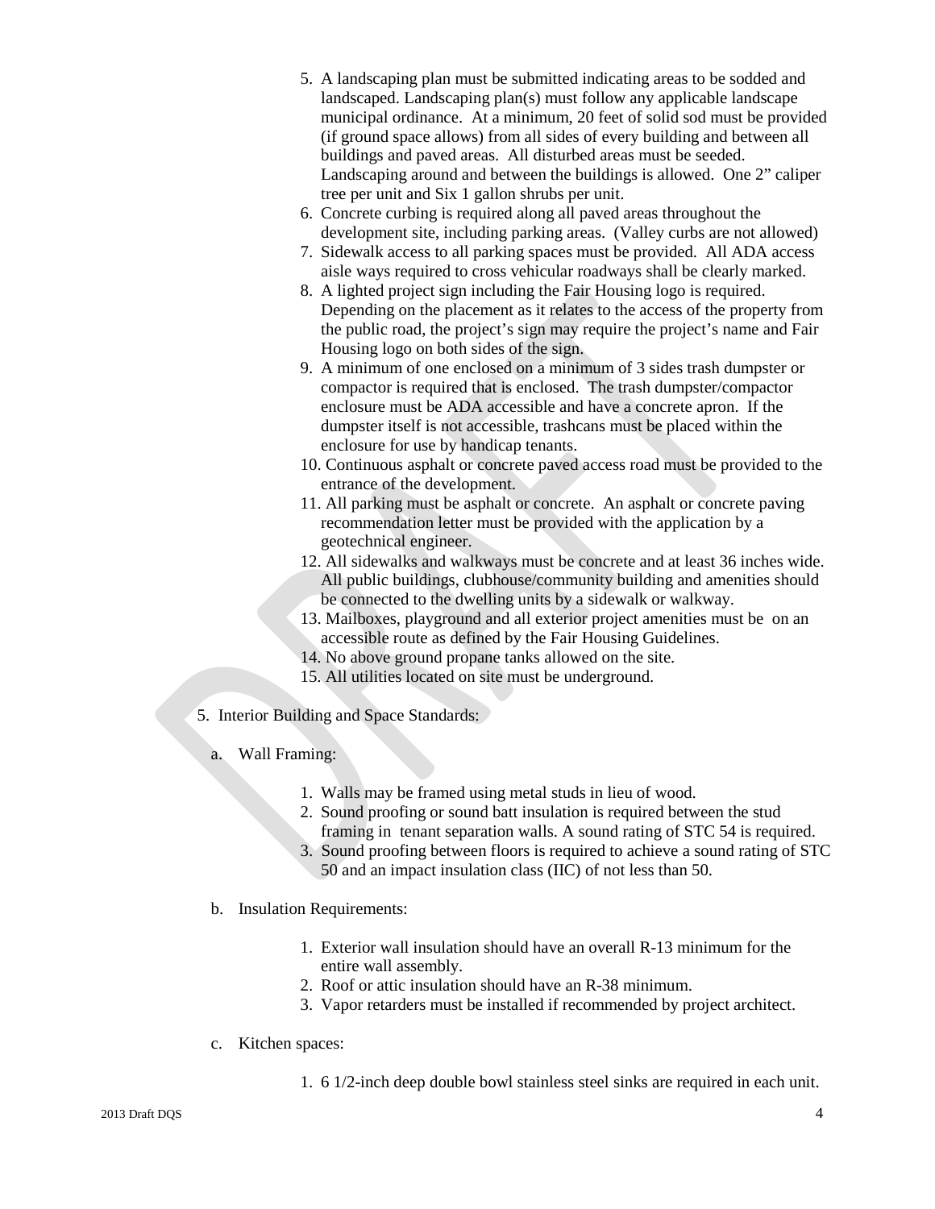5. A landscaping plan must be submitted indicating areas to be sodded and landscaped. Landscaping plan(s) must follow any applicable landscape municipal ordinance. At a minimum, 20 feet of solid sod must be provided (if ground space allows) from all sides of every building and between all buildings and paved areas. All disturbed areas must be seeded. Landscaping around and between the buildings is allowed. One 2" caliper tree per unit and Six 1 gallon shrubs per unit.
6. Concrete curbing is required along all paved areas throughout the development site, including parking areas. (Valley curbs are not allowed)
7. Sidewalk access to all parking spaces must be provided. All ADA access aisle ways required to cross vehicular roadways shall be clearly marked.
8. A lighted project sign including the Fair Housing logo is required. Depending on the placement as it relates to the access of the property from the public road, the project's sign may require the project's name and Fair Housing logo on both sides of the sign.
9. A minimum of one enclosed on a minimum of 3 sides trash dumpster or compactor is required that is enclosed. The trash dumpster/compactor enclosure must be ADA accessible and have a concrete apron. If the dumpster itself is not accessible, trashcans must be placed within the enclosure for use by handicap tenants.
10. Continuous asphalt or concrete paved access road must be provided to the entrance of the development.
11. All parking must be asphalt or concrete. An asphalt or concrete paving recommendation letter must be provided with the application by a geotechnical engineer.
12. All sidewalks and walkways must be concrete and at least 36 inches wide. All public buildings, clubhouse/community building and amenities should be connected to the dwelling units by a sidewalk or walkway.
13. Mailboxes, playground and all exterior project amenities must be on an accessible route as defined by the Fair Housing Guidelines.
14. No above ground propane tanks allowed on the site.
15. All utilities located on site must be underground.

5. Interior Building and Space Standards:

a. Wall Framing:

1. Walls may be framed using metal studs in lieu of wood.
2. Sound proofing or sound batt insulation is required between the stud framing in tenant separation walls. A sound rating of STC 54 is required.
3. Sound proofing between floors is required to achieve a sound rating of STC 50 and an impact insulation class (IIC) of not less than 50.

b. Insulation Requirements:

1. Exterior wall insulation should have an overall R-13 minimum for the entire wall assembly.
2. Roof or attic insulation should have an R-38 minimum.
3. Vapor retarders must be installed if recommended by project architect.

c. Kitchen spaces:

1. 6 1/2-inch deep double bowl stainless steel sinks are required in each unit.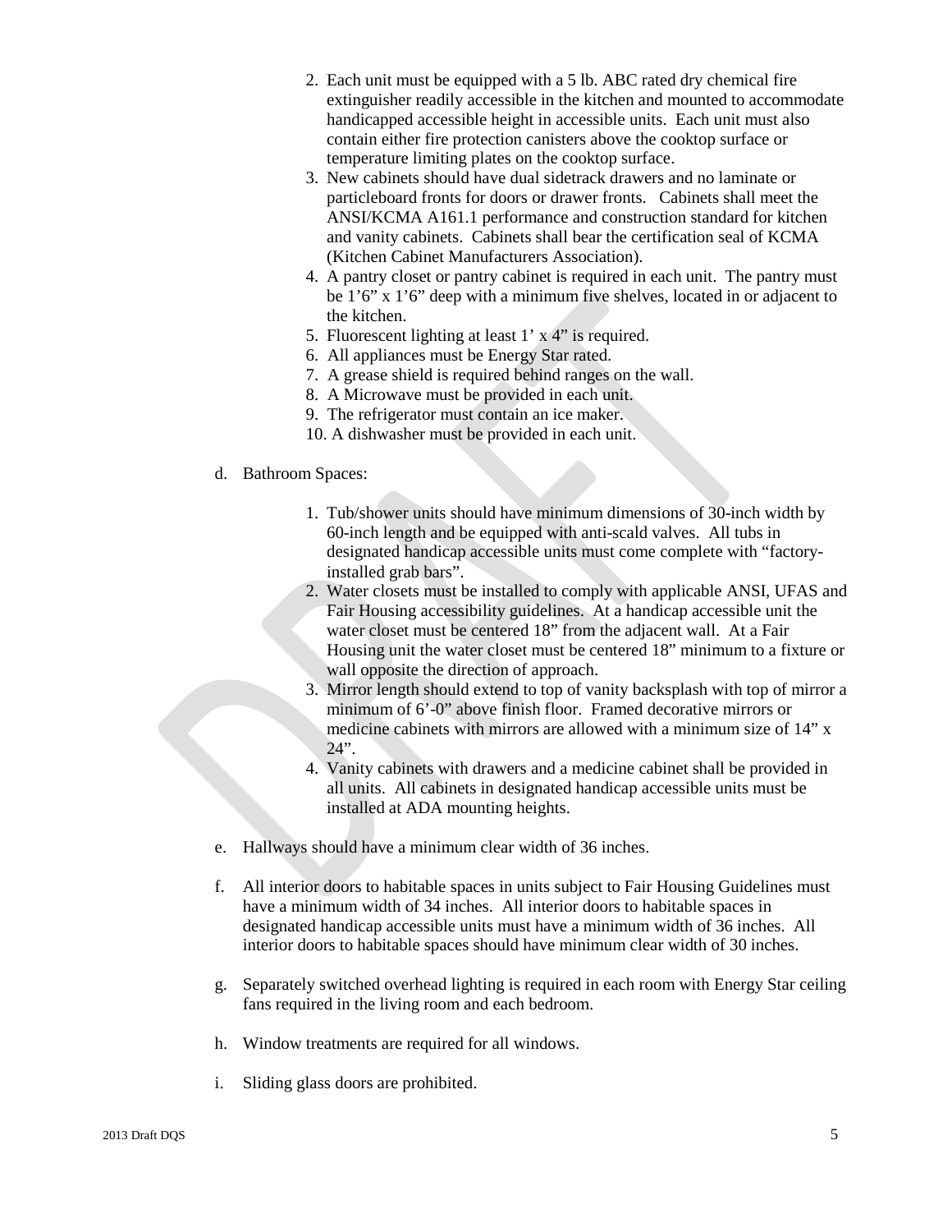2. Each unit must be equipped with a 5 lb. ABC rated dry chemical fire extinguisher readily accessible in the kitchen and mounted to accommodate handicapped accessible height in accessible units. Each unit must also contain either fire protection canisters above the cooktop surface or temperature limiting plates on the cooktop surface.
3. New cabinets should have dual sidetrack drawers and no laminate or particleboard fronts for doors or drawer fronts. Cabinets shall meet the ANSI/KCMA A161.1 performance and construction standard for kitchen and vanity cabinets. Cabinets shall bear the certification seal of KCMA (Kitchen Cabinet Manufacturers Association).
4. A pantry closet or pantry cabinet is required in each unit. The pantry must be 1'6" x 1'6" deep with a minimum five shelves, located in or adjacent to the kitchen.
5. Fluorescent lighting at least 1' x 4" is required.
6. All appliances must be Energy Star rated.
7. A grease shield is required behind ranges on the wall.
8. A Microwave must be provided in each unit.
9. The refrigerator must contain an ice maker.
10. A dishwasher must be provided in each unit.

d. Bathroom Spaces:

1. Tub/shower units should have minimum dimensions of 30-inch width by 60-inch length and be equipped with anti-scald valves. All tubs in designated handicap accessible units must come complete with "factory-installed grab bars".
2. Water closets must be installed to comply with applicable ANSI, UFAS and Fair Housing accessibility guidelines. At a handicap accessible unit the water closet must be centered 18" from the adjacent wall. At a Fair Housing unit the water closet must be centered 18" minimum to a fixture or wall opposite the direction of approach.
3. Mirror length should extend to top of vanity backsplash with top of mirror a minimum of 6'-0" above finish floor. Framed decorative mirrors or medicine cabinets with mirrors are allowed with a minimum size of 14" x 24".
4. Vanity cabinets with drawers and a medicine cabinet shall be provided in all units. All cabinets in designated handicap accessible units must be installed at ADA mounting heights.

e. Hallways should have a minimum clear width of 36 inches.

f. All interior doors to habitable spaces in units subject to Fair Housing Guidelines must have a minimum width of 34 inches. All interior doors to habitable spaces in designated handicap accessible units must have a minimum width of 36 inches. All interior doors to habitable spaces should have minimum clear width of 30 inches.

g. Separately switched overhead lighting is required in each room with Energy Star ceiling fans required in the living room and each bedroom.

h. Window treatments are required for all windows.

i. Sliding glass doors are prohibited.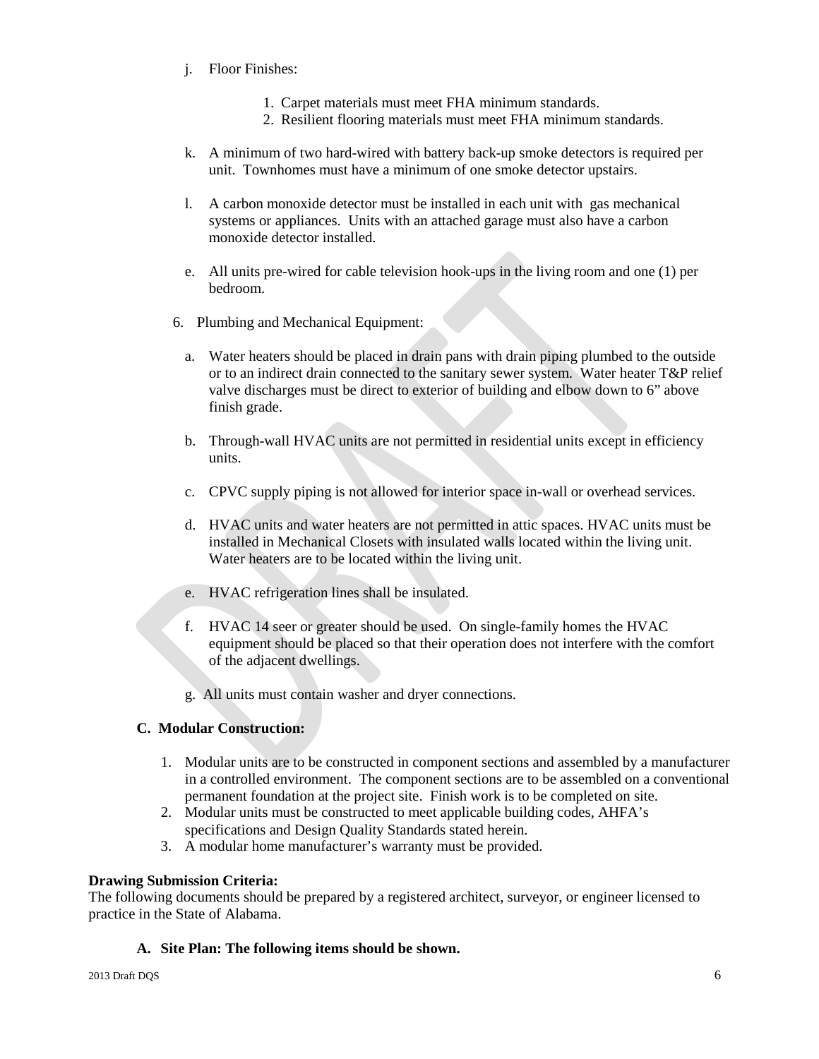j. Floor Finishes:

   1. Carpet materials must meet FHA minimum standards.
   2. Resilient flooring materials must meet FHA minimum standards.

k. A minimum of two hard-wired with battery back-up smoke detectors is required per unit. Townhomes must have a minimum of one smoke detector upstairs.

l. A carbon monoxide detector must be installed in each unit with gas mechanical systems or appliances. Units with an attached garage must also have a carbon monoxide detector installed.

e. All units pre-wired for cable television hook-ups in the living room and one (1) per bedroom.

6. Plumbing and Mechanical Equipment:

   a. Water heaters should be placed in drain pans with drain piping plumbed to the outside or to an indirect drain connected to the sanitary sewer system. Water heater T&P relief valve discharges must be direct to exterior of building and elbow down to 6" above finish grade.

   b. Through-wall HVAC units are not permitted in residential units except in efficiency units.

   c. CPVC supply piping is not allowed for interior space in-wall or overhead services.

   d. HVAC units and water heaters are not permitted in attic spaces. HVAC units must be installed in Mechanical Closets with insulated walls located within the living unit. Water heaters are to be located within the living unit.

   e. HVAC refrigeration lines shall be insulated.

   f. HVAC 14 seer or greater should be used. On single-family homes the HVAC equipment should be placed so that their operation does not interfere with the comfort of the adjacent dwellings.

   g. All units must contain washer and dryer connections.

**C. Modular Construction:**

1. Modular units are to be constructed in component sections and assembled by a manufacturer in a controlled environment. The component sections are to be assembled on a conventional permanent foundation at the project site. Finish work is to be completed on site.
2. Modular units must be constructed to meet applicable building codes, AHFA's specifications and Design Quality Standards stated herein.
3. A modular home manufacturer's warranty must be provided.

**Drawing Submission Criteria:**

The following documents should be prepared by a registered architect, surveyor, or engineer licensed to practice in the State of Alabama.

**A. Site Plan: The following items should be shown.**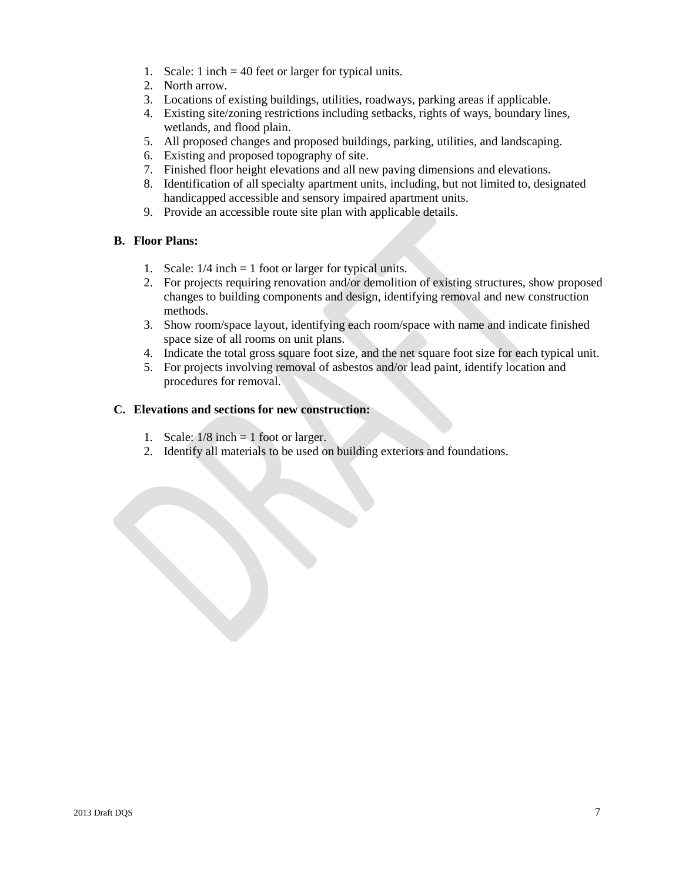1. Scale: 1 inch = 40 feet or larger for typical units.
2. North arrow.
3. Locations of existing buildings, utilities, roadways, parking areas if applicable.
4. Existing site/zoning restrictions including setbacks, rights of ways, boundary lines, wetlands, and flood plain.
5. All proposed changes and proposed buildings, parking, utilities, and landscaping.
6. Existing and proposed topography of site.
7. Finished floor height elevations and all new paving dimensions and elevations.
8. Identification of all specialty apartment units, including, but not limited to, designated handicapped accessible and sensory impaired apartment units.
9. Provide an accessible route site plan with applicable details.

**B. Floor Plans:**

1. Scale: 1/4 inch = 1 foot or larger for typical units.
2. For projects requiring renovation and/or demolition of existing structures, show proposed changes to building components and design, identifying removal and new construction methods.
3. Show room/space layout, identifying each room/space with name and indicate finished space size of all rooms on unit plans.
4. Indicate the total gross square foot size, and the net square foot size for each typical unit.
5. For projects involving removal of asbestos and/or lead paint, identify location and procedures for removal.

**C. Elevations and sections for new construction:**

1. Scale: 1/8 inch = 1 foot or larger.
2. Identify all materials to be used on building exteriors and foundations.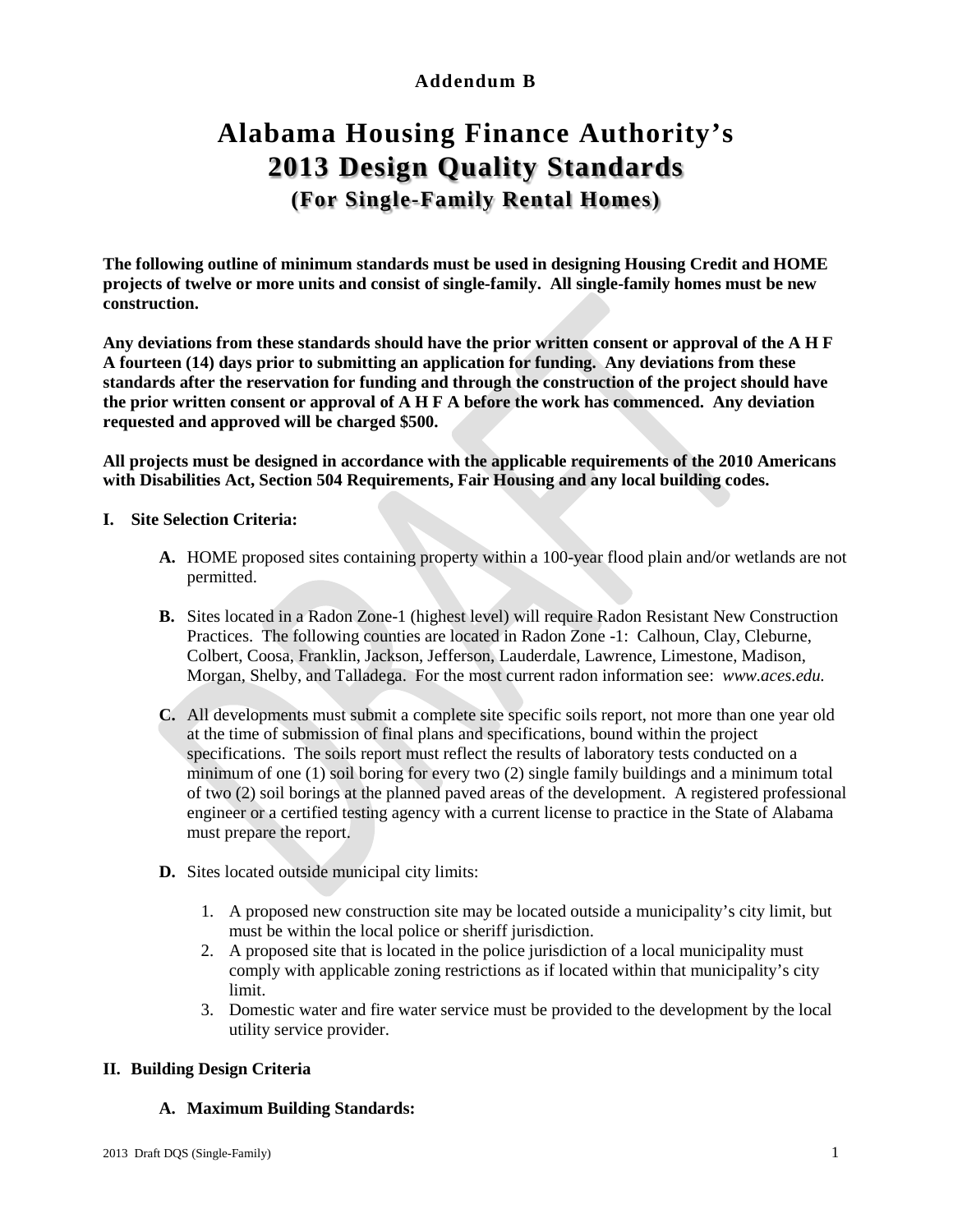**Addendum B**

# Alabama Housing Finance Authority's
# 2013 Design Quality Standards
## (For Single-Family Rental Homes)

**The following outline of minimum standards must be used in designing Housing Credit and HOME projects of twelve or more units and consist of single-family. All single-family homes must be new construction.**

**Any deviations from these standards should have the prior written consent or approval of the A H F A fourteen (14) days prior to submitting an application for funding. Any deviations from these standards after the reservation for funding and through the construction of the project should have the prior written consent or approval of A H F A before the work has commenced. Any deviation requested and approved will be charged $500.**

**All projects must be designed in accordance with the applicable requirements of the 2010 Americans with Disabilities Act, Section 504 Requirements, Fair Housing and any local building codes.**

**I. Site Selection Criteria:**

**A.** HOME proposed sites containing property within a 100-year flood plain and/or wetlands are not permitted.

**B.** Sites located in a Radon Zone-1 (highest level) will require Radon Resistant New Construction Practices. The following counties are located in Radon Zone -1: Calhoun, Clay, Cleburne, Colbert, Coosa, Franklin, Jackson, Jefferson, Lauderdale, Lawrence, Limestone, Madison, Morgan, Shelby, and Talladega. For the most current radon information see: *www.aces.edu.*

**C.** All developments must submit a complete site specific soils report, not more than one year old at the time of submission of final plans and specifications, bound within the project specifications. The soils report must reflect the results of laboratory tests conducted on a minimum of one (1) soil boring for every two (2) single family buildings and a minimum total of two (2) soil borings at the planned paved areas of the development. A registered professional engineer or a certified testing agency with a current license to practice in the State of Alabama must prepare the report.

**D.** Sites located outside municipal city limits:

1. A proposed new construction site may be located outside a municipality's city limit, but must be within the local police or sheriff jurisdiction.
2. A proposed site that is located in the police jurisdiction of a local municipality must comply with applicable zoning restrictions as if located within that municipality's city limit.
3. Domestic water and fire water service must be provided to the development by the local utility service provider.

**II. Building Design Criteria**

**A. Maximum Building Standards:**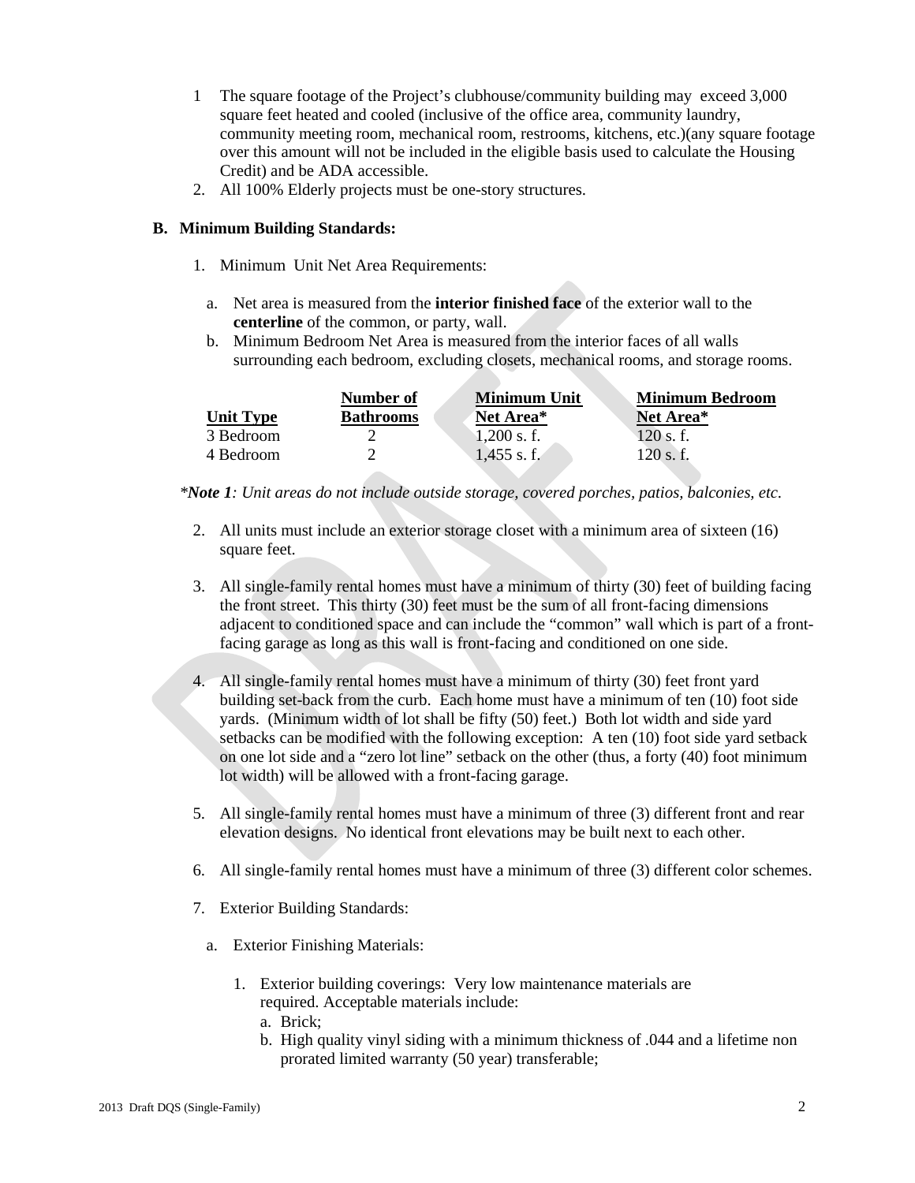1 The square footage of the Project's clubhouse/community building may exceed 3,000 square feet heated and cooled (inclusive of the office area, community laundry, community meeting room, mechanical room, restrooms, kitchens, etc.)(any square footage over this amount will not be included in the eligible basis used to calculate the Housing Credit) and be ADA accessible.
2. All 100% Elderly projects must be one-story structures.

**B. Minimum Building Standards:**

1. Minimum Unit Net Area Requirements:

   a. Net area is measured from the **interior finished face** of the exterior wall to the **centerline** of the common, or party, wall.
   b. Minimum Bedroom Net Area is measured from the interior faces of all walls surrounding each bedroom, excluding closets, mechanical rooms, and storage rooms.

| Unit Type | Number of Bathrooms | Minimum Unit Net Area* | Minimum Bedroom Net Area* |
|---|---|---|---|
| 3 Bedroom | 2 | 1,200 s. f. | 120 s. f. |
| 4 Bedroom | 2 | 1,455 s. f. | 120 s. f. |

**Note 1*: *Unit areas do not include outside storage, covered porches, patios, balconies, etc.*

2. All units must include an exterior storage closet with a minimum area of sixteen (16) square feet.

3. All single-family rental homes must have a minimum of thirty (30) feet of building facing the front street. This thirty (30) feet must be the sum of all front-facing dimensions adjacent to conditioned space and can include the "common" wall which is part of a front-facing garage as long as this wall is front-facing and conditioned on one side.

4. All single-family rental homes must have a minimum of thirty (30) feet front yard building set-back from the curb. Each home must have a minimum of ten (10) foot side yards. (Minimum width of lot shall be fifty (50) feet.) Both lot width and side yard setbacks can be modified with the following exception: A ten (10) foot side yard setback on one lot side and a "zero lot line" setback on the other (thus, a forty (40) foot minimum lot width) will be allowed with a front-facing garage.

5. All single-family rental homes must have a minimum of three (3) different front and rear elevation designs. No identical front elevations may be built next to each other.

6. All single-family rental homes must have a minimum of three (3) different color schemes.

7. Exterior Building Standards:

   a. Exterior Finishing Materials:

      1. Exterior building coverings: Very low maintenance materials are required. Acceptable materials include:
         a. Brick;
         b. High quality vinyl siding with a minimum thickness of .044 and a lifetime non prorated limited warranty (50 year) transferable;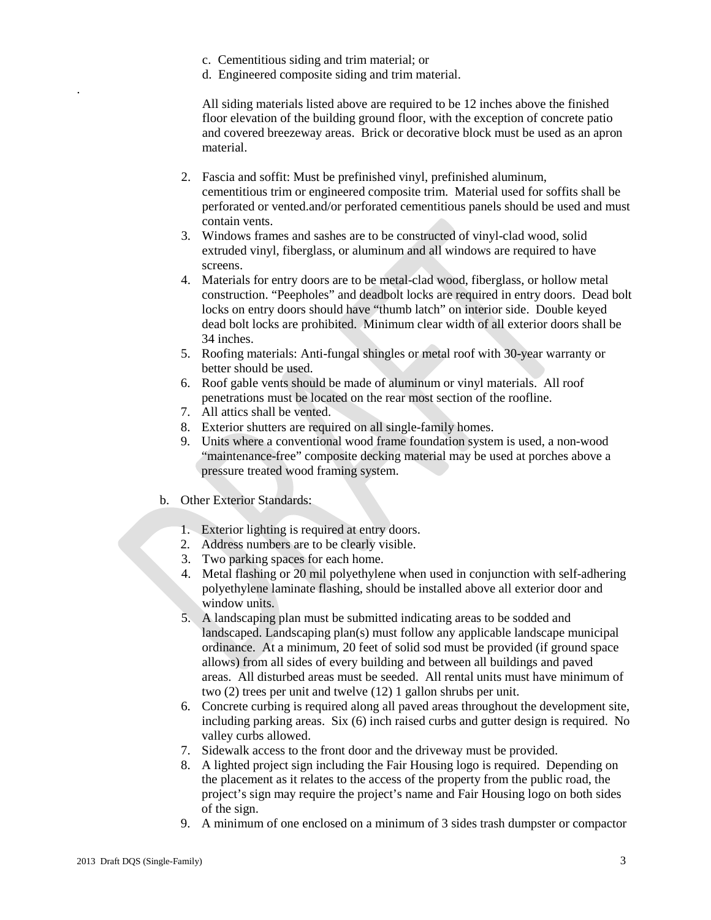c. Cementitious siding and trim material; or
d. Engineered composite siding and trim material.

.

All siding materials listed above are required to be 12 inches above the finished floor elevation of the building ground floor, with the exception of concrete patio and covered breezeway areas. Brick or decorative block must be used as an apron material.

2. Fascia and soffit: Must be prefinished vinyl, prefinished aluminum, cementitious trim or engineered composite trim. Material used for soffits shall be perforated or vented.and/or perforated cementitious panels should be used and must contain vents.
3. Windows frames and sashes are to be constructed of vinyl-clad wood, solid extruded vinyl, fiberglass, or aluminum and all windows are required to have screens.
4. Materials for entry doors are to be metal-clad wood, fiberglass, or hollow metal construction. "Peepholes" and deadbolt locks are required in entry doors. Dead bolt locks on entry doors should have "thumb latch" on interior side. Double keyed dead bolt locks are prohibited. Minimum clear width of all exterior doors shall be 34 inches.
5. Roofing materials: Anti-fungal shingles or metal roof with 30-year warranty or better should be used.
6. Roof gable vents should be made of aluminum or vinyl materials. All roof penetrations must be located on the rear most section of the roofline.
7. All attics shall be vented.
8. Exterior shutters are required on all single-family homes.
9. Units where a conventional wood frame foundation system is used, a non-wood "maintenance-free" composite decking material may be used at porches above a pressure treated wood framing system.

b. Other Exterior Standards:

1. Exterior lighting is required at entry doors.
2. Address numbers are to be clearly visible.
3. Two parking spaces for each home.
4. Metal flashing or 20 mil polyethylene when used in conjunction with self-adhering polyethylene laminate flashing, should be installed above all exterior door and window units.
5. A landscaping plan must be submitted indicating areas to be sodded and landscaped. Landscaping plan(s) must follow any applicable landscape municipal ordinance. At a minimum, 20 feet of solid sod must be provided (if ground space allows) from all sides of every building and between all buildings and paved areas. All disturbed areas must be seeded. All rental units must have minimum of two (2) trees per unit and twelve (12) 1 gallon shrubs per unit.
6. Concrete curbing is required along all paved areas throughout the development site, including parking areas. Six (6) inch raised curbs and gutter design is required. No valley curbs allowed.
7. Sidewalk access to the front door and the driveway must be provided.
8. A lighted project sign including the Fair Housing logo is required. Depending on the placement as it relates to the access of the property from the public road, the project's sign may require the project's name and Fair Housing logo on both sides of the sign.
9. A minimum of one enclosed on a minimum of 3 sides trash dumpster or compactor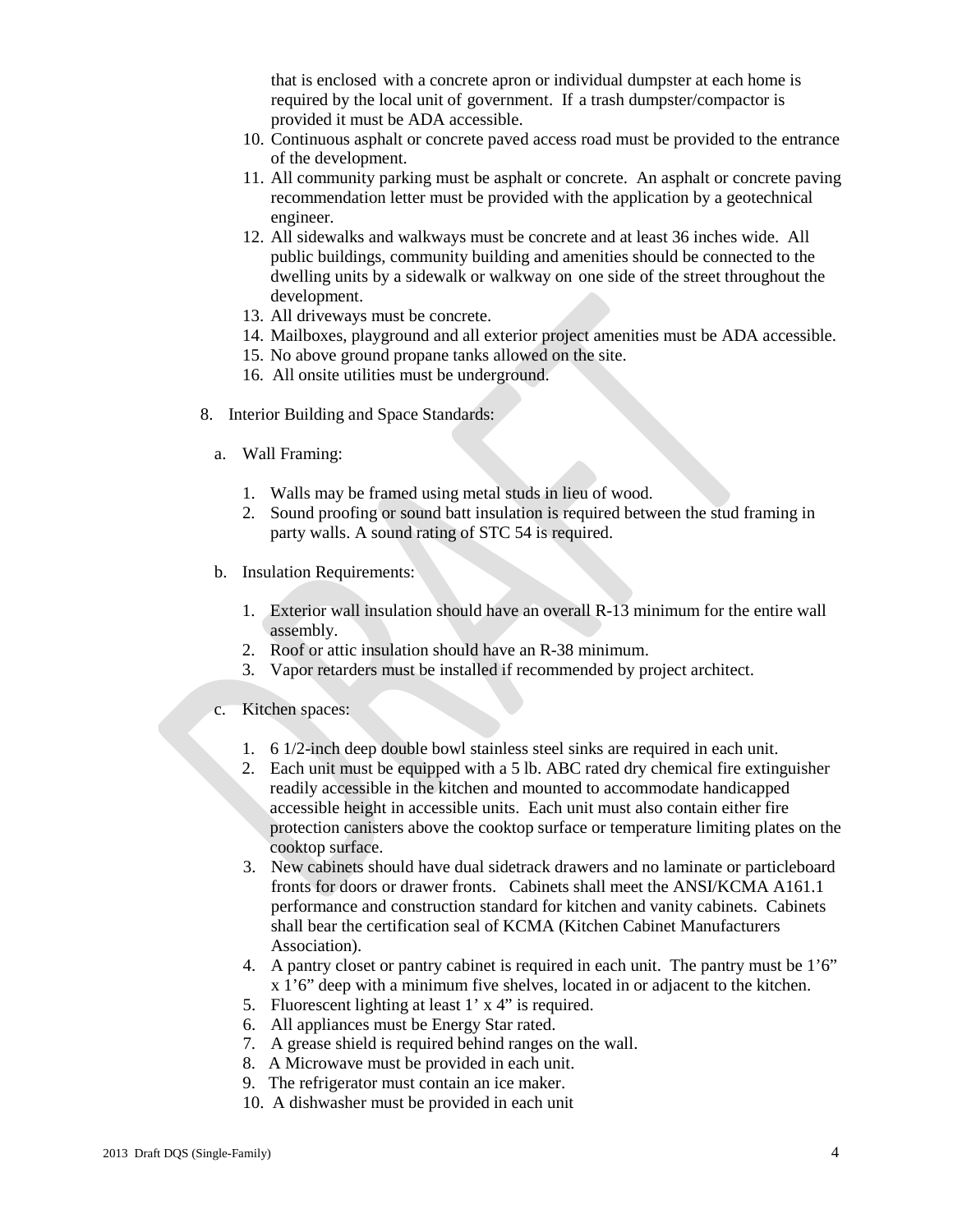that is enclosed with a concrete apron or individual dumpster at each home is required by the local unit of government. If a trash dumpster/compactor is provided it must be ADA accessible.

10. Continuous asphalt or concrete paved access road must be provided to the entrance of the development.
11. All community parking must be asphalt or concrete. An asphalt or concrete paving recommendation letter must be provided with the application by a geotechnical engineer.
12. All sidewalks and walkways must be concrete and at least 36 inches wide. All public buildings, community building and amenities should be connected to the dwelling units by a sidewalk or walkway on one side of the street throughout the development.
13. All driveways must be concrete.
14. Mailboxes, playground and all exterior project amenities must be ADA accessible.
15. No above ground propane tanks allowed on the site.
16. All onsite utilities must be underground.

8. Interior Building and Space Standards:

a. Wall Framing:

1. Walls may be framed using metal studs in lieu of wood.
2. Sound proofing or sound batt insulation is required between the stud framing in party walls. A sound rating of STC 54 is required.

b. Insulation Requirements:

1. Exterior wall insulation should have an overall R-13 minimum for the entire wall assembly.
2. Roof or attic insulation should have an R-38 minimum.
3. Vapor retarders must be installed if recommended by project architect.

c. Kitchen spaces:

1. 6 1/2-inch deep double bowl stainless steel sinks are required in each unit.
2. Each unit must be equipped with a 5 lb. ABC rated dry chemical fire extinguisher readily accessible in the kitchen and mounted to accommodate handicapped accessible height in accessible units. Each unit must also contain either fire protection canisters above the cooktop surface or temperature limiting plates on the cooktop surface.
3. New cabinets should have dual sidetrack drawers and no laminate or particleboard fronts for doors or drawer fronts. Cabinets shall meet the ANSI/KCMA A161.1 performance and construction standard for kitchen and vanity cabinets. Cabinets shall bear the certification seal of KCMA (Kitchen Cabinet Manufacturers Association).
4. A pantry closet or pantry cabinet is required in each unit. The pantry must be 1'6" x 1'6" deep with a minimum five shelves, located in or adjacent to the kitchen.
5. Fluorescent lighting at least 1' x 4" is required.
6. All appliances must be Energy Star rated.
7. A grease shield is required behind ranges on the wall.
8. A Microwave must be provided in each unit.
9. The refrigerator must contain an ice maker.
10. A dishwasher must be provided in each unit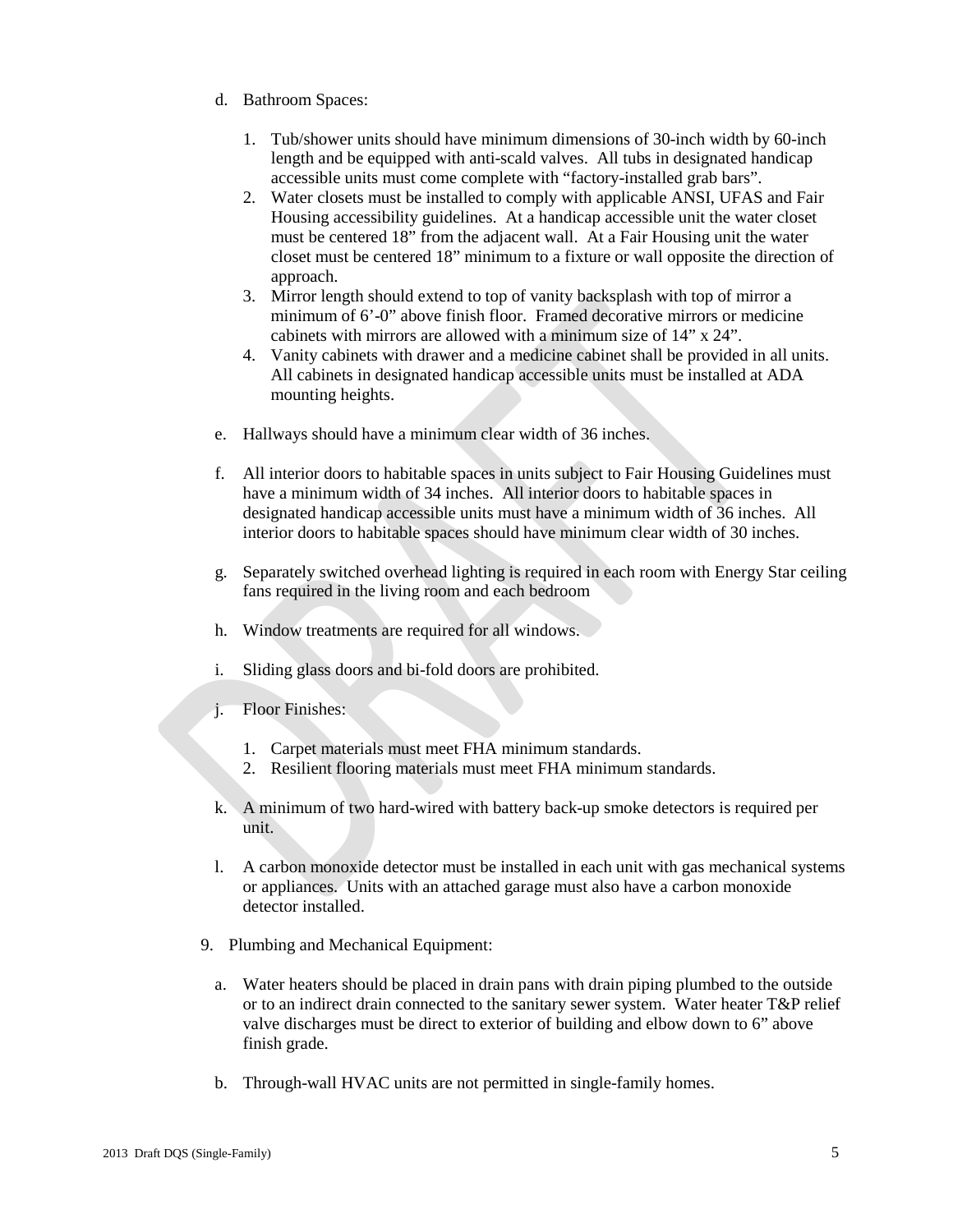d. Bathroom Spaces:

   1. Tub/shower units should have minimum dimensions of 30-inch width by 60-inch length and be equipped with anti-scald valves. All tubs in designated handicap accessible units must come complete with "factory-installed grab bars".
   2. Water closets must be installed to comply with applicable ANSI, UFAS and Fair Housing accessibility guidelines. At a handicap accessible unit the water closet must be centered 18" from the adjacent wall. At a Fair Housing unit the water closet must be centered 18" minimum to a fixture or wall opposite the direction of approach.
   3. Mirror length should extend to top of vanity backsplash with top of mirror a minimum of 6'-0" above finish floor. Framed decorative mirrors or medicine cabinets with mirrors are allowed with a minimum size of 14" x 24".
   4. Vanity cabinets with drawer and a medicine cabinet shall be provided in all units. All cabinets in designated handicap accessible units must be installed at ADA mounting heights.

e. Hallways should have a minimum clear width of 36 inches.

f. All interior doors to habitable spaces in units subject to Fair Housing Guidelines must have a minimum width of 34 inches. All interior doors to habitable spaces in designated handicap accessible units must have a minimum width of 36 inches. All interior doors to habitable spaces should have minimum clear width of 30 inches.

g. Separately switched overhead lighting is required in each room with Energy Star ceiling fans required in the living room and each bedroom

h. Window treatments are required for all windows.

i. Sliding glass doors and bi-fold doors are prohibited.

j. Floor Finishes:

   1. Carpet materials must meet FHA minimum standards.
   2. Resilient flooring materials must meet FHA minimum standards.

k. A minimum of two hard-wired with battery back-up smoke detectors is required per unit.

l. A carbon monoxide detector must be installed in each unit with gas mechanical systems or appliances. Units with an attached garage must also have a carbon monoxide detector installed.

9. Plumbing and Mechanical Equipment:

   a. Water heaters should be placed in drain pans with drain piping plumbed to the outside or to an indirect drain connected to the sanitary sewer system. Water heater T&P relief valve discharges must be direct to exterior of building and elbow down to 6" above finish grade.

   b. Through-wall HVAC units are not permitted in single-family homes.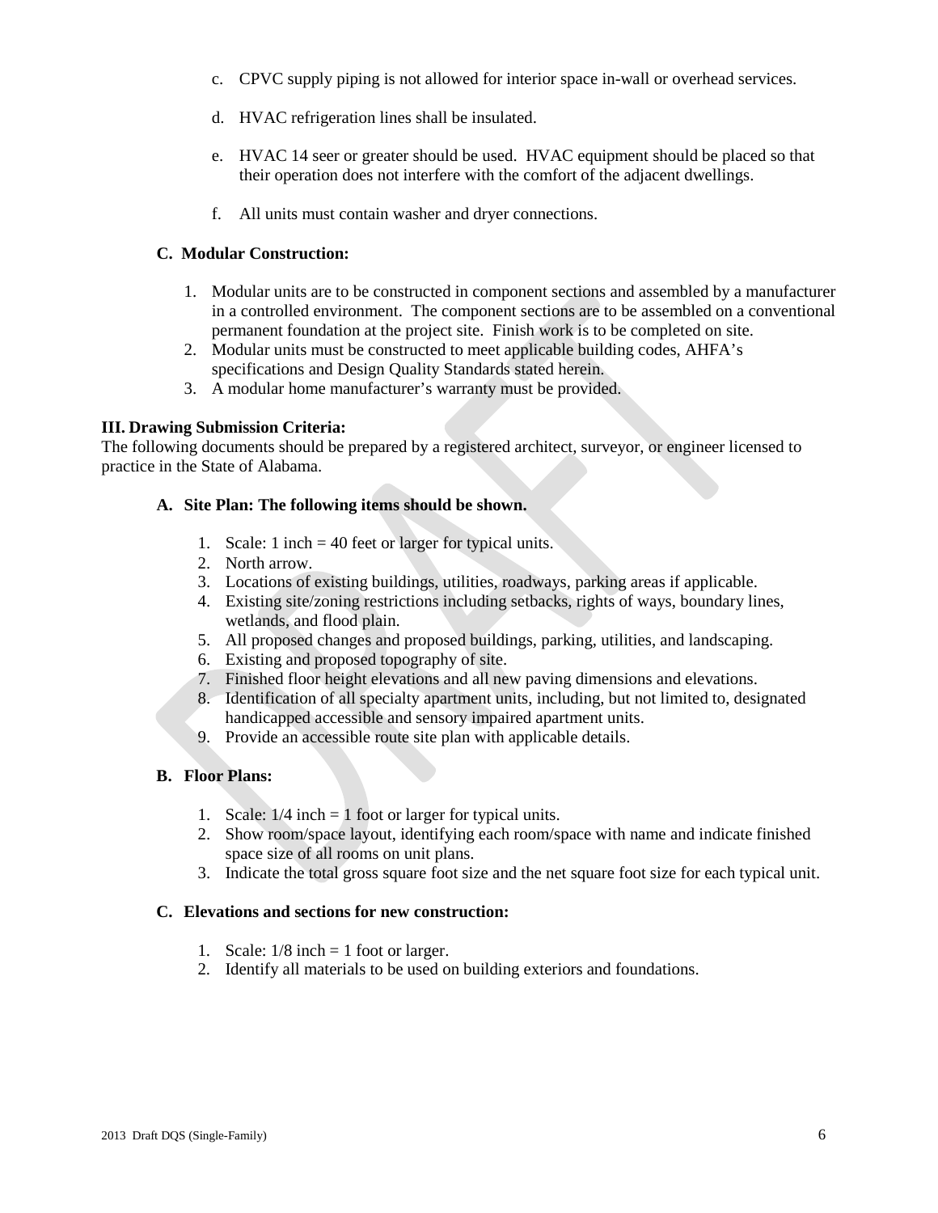c. CPVC supply piping is not allowed for interior space in-wall or overhead services.

d. HVAC refrigeration lines shall be insulated.

e. HVAC 14 seer or greater should be used. HVAC equipment should be placed so that their operation does not interfere with the comfort of the adjacent dwellings.

f. All units must contain washer and dryer connections.

**C. Modular Construction:**

1. Modular units are to be constructed in component sections and assembled by a manufacturer in a controlled environment. The component sections are to be assembled on a conventional permanent foundation at the project site. Finish work is to be completed on site.
2. Modular units must be constructed to meet applicable building codes, AHFA's specifications and Design Quality Standards stated herein.
3. A modular home manufacturer's warranty must be provided.

**III. Drawing Submission Criteria:**

The following documents should be prepared by a registered architect, surveyor, or engineer licensed to practice in the State of Alabama.

**A. Site Plan: The following items should be shown.**

1. Scale: 1 inch = 40 feet or larger for typical units.
2. North arrow.
3. Locations of existing buildings, utilities, roadways, parking areas if applicable.
4. Existing site/zoning restrictions including setbacks, rights of ways, boundary lines, wetlands, and flood plain.
5. All proposed changes and proposed buildings, parking, utilities, and landscaping.
6. Existing and proposed topography of site.
7. Finished floor height elevations and all new paving dimensions and elevations.
8. Identification of all specialty apartment units, including, but not limited to, designated handicapped accessible and sensory impaired apartment units.
9. Provide an accessible route site plan with applicable details.

**B. Floor Plans:**

1. Scale: 1/4 inch = 1 foot or larger for typical units.
2. Show room/space layout, identifying each room/space with name and indicate finished space size of all rooms on unit plans.
3. Indicate the total gross square foot size and the net square foot size for each typical unit.

**C. Elevations and sections for new construction:**

1. Scale: 1/8 inch = 1 foot or larger.
2. Identify all materials to be used on building exteriors and foundations.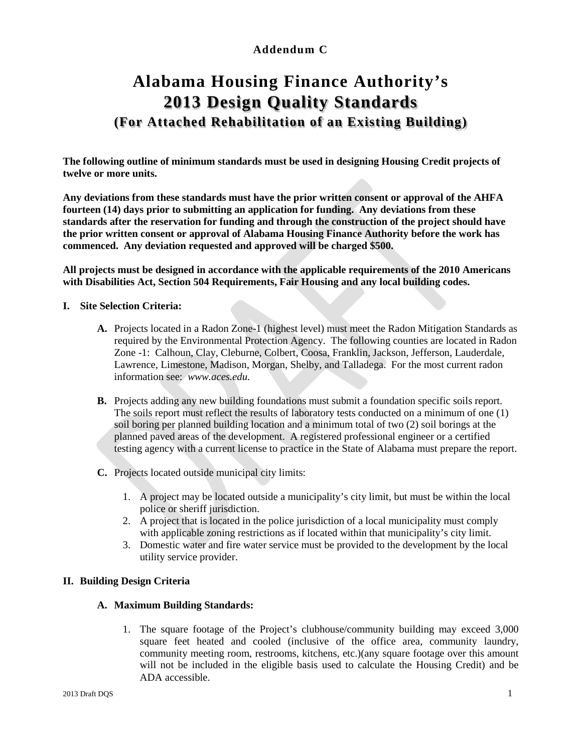**Addendum C**

# Alabama Housing Finance Authority's 2013 Design Quality Standards

## (For Attached Rehabilitation of an Existing Building)

**The following outline of minimum standards must be used in designing Housing Credit projects of twelve or more units.**

**Any deviations from these standards must have the prior written consent or approval of the AHFA fourteen (14) days prior to submitting an application for funding. Any deviations from these standards after the reservation for funding and through the construction of the project should have the prior written consent or approval of Alabama Housing Finance Authority before the work has commenced. Any deviation requested and approved will be charged $500.**

**All projects must be designed in accordance with the applicable requirements of the 2010 Americans with Disabilities Act, Section 504 Requirements, Fair Housing and any local building codes.**

**I. Site Selection Criteria:**

**A.** Projects located in a Radon Zone-1 (highest level) must meet the Radon Mitigation Standards as required by the Environmental Protection Agency. The following counties are located in Radon Zone -1: Calhoun, Clay, Cleburne, Colbert, Coosa, Franklin, Jackson, Jefferson, Lauderdale, Lawrence, Limestone, Madison, Morgan, Shelby, and Talladega. For the most current radon information see: *www.aces.edu.*

**B.** Projects adding any new building foundations must submit a foundation specific soils report. The soils report must reflect the results of laboratory tests conducted on a minimum of one (1) soil boring per planned building location and a minimum total of two (2) soil borings at the planned paved areas of the development. A registered professional engineer or a certified testing agency with a current license to practice in the State of Alabama must prepare the report.

**C.** Projects located outside municipal city limits:

1. A project may be located outside a municipality's city limit, but must be within the local police or sheriff jurisdiction.
2. A project that is located in the police jurisdiction of a local municipality must comply with applicable zoning restrictions as if located within that municipality's city limit.
3. Domestic water and fire water service must be provided to the development by the local utility service provider.

**II. Building Design Criteria**

**A. Maximum Building Standards:**

1. The square footage of the Project's clubhouse/community building may exceed 3,000 square feet heated and cooled (inclusive of the office area, community laundry, community meeting room, restrooms, kitchens, etc.)(any square footage over this amount will not be included in the eligible basis used to calculate the Housing Credit) and be ADA accessible.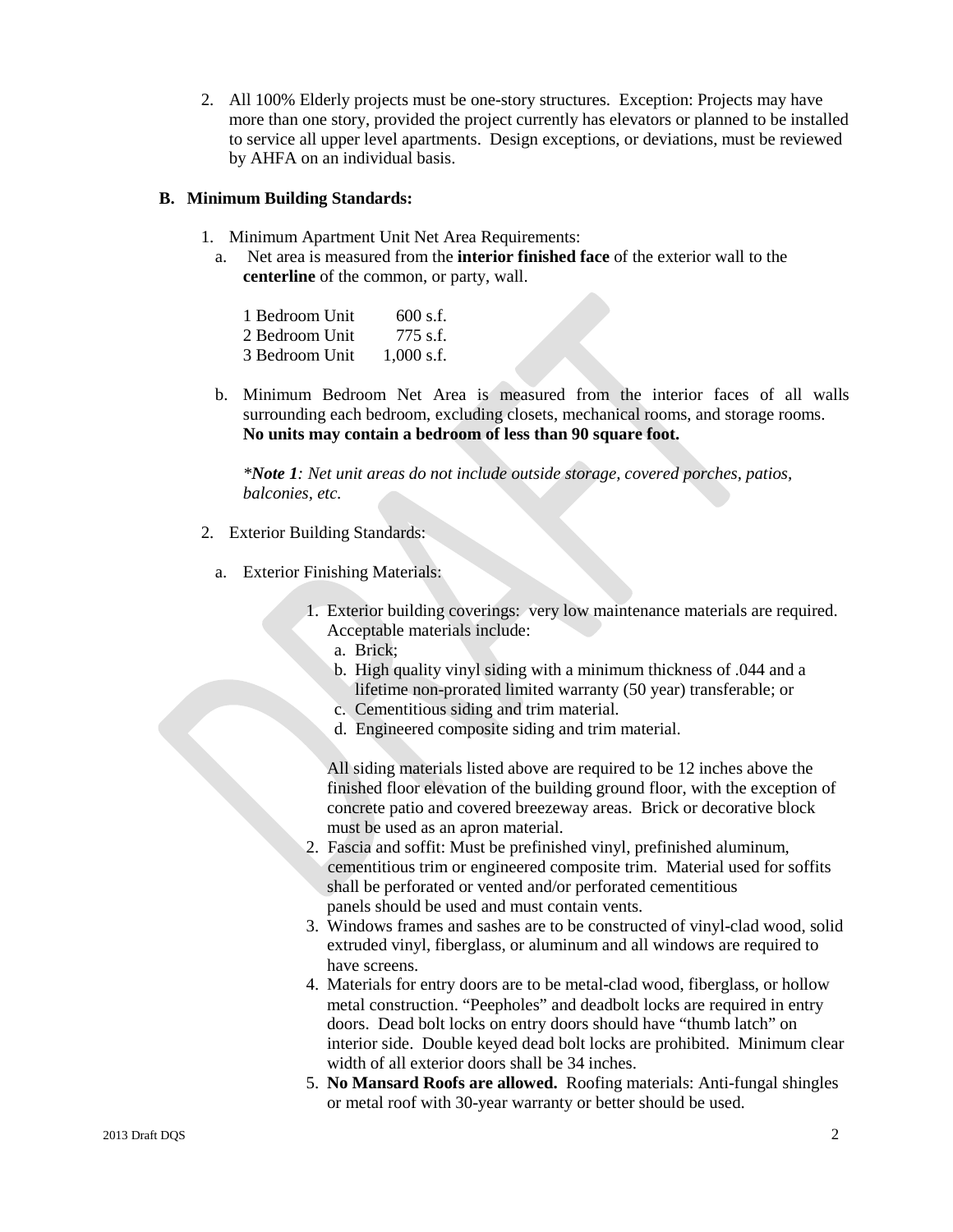2. All 100% Elderly projects must be one-story structures. Exception: Projects may have more than one story, provided the project currently has elevators or planned to be installed to service all upper level apartments. Design exceptions, or deviations, must be reviewed by AHFA on an individual basis.

**B. Minimum Building Standards:**

1. Minimum Apartment Unit Net Area Requirements:
   a. Net area is measured from the **interior finished face** of the exterior wall to the **centerline** of the common, or party, wall.

| | |
|---|---|
| 1 Bedroom Unit | 600 s.f. |
| 2 Bedroom Unit | 775 s.f. |
| 3 Bedroom Unit | 1,000 s.f. |

   b. Minimum Bedroom Net Area is measured from the interior faces of all walls surrounding each bedroom, excluding closets, mechanical rooms, and storage rooms. **No units may contain a bedroom of less than 90 square foot.**

   *\*Note 1: Net unit areas do not include outside storage, covered porches, patios, balconies, etc.*

2. Exterior Building Standards:

   a. Exterior Finishing Materials:

      1. Exterior building coverings: very low maintenance materials are required. Acceptable materials include:
         a. Brick;
         b. High quality vinyl siding with a minimum thickness of .044 and a lifetime non-prorated limited warranty (50 year) transferable; or
         c. Cementitious siding and trim material.
         d. Engineered composite siding and trim material.

         All siding materials listed above are required to be 12 inches above the finished floor elevation of the building ground floor, with the exception of concrete patio and covered breezeway areas. Brick or decorative block must be used as an apron material.
      2. Fascia and soffit: Must be prefinished vinyl, prefinished aluminum, cementitious trim or engineered composite trim. Material used for soffits shall be perforated or vented and/or perforated cementitious panels should be used and must contain vents.
      3. Windows frames and sashes are to be constructed of vinyl-clad wood, solid extruded vinyl, fiberglass, or aluminum and all windows are required to have screens.
      4. Materials for entry doors are to be metal-clad wood, fiberglass, or hollow metal construction. "Peepholes" and deadbolt locks are required in entry doors. Dead bolt locks on entry doors should have "thumb latch" on interior side. Double keyed dead bolt locks are prohibited. Minimum clear width of all exterior doors shall be 34 inches.
      5. **No Mansard Roofs are allowed.** Roofing materials: Anti-fungal shingles or metal roof with 30-year warranty or better should be used.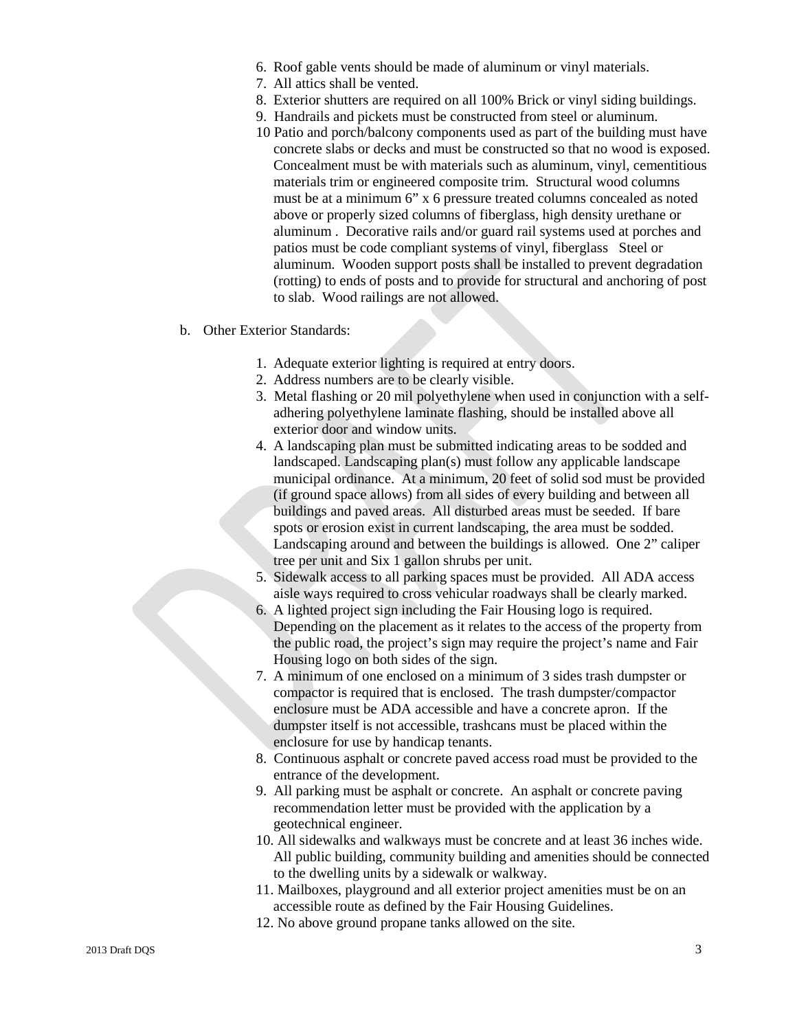6. Roof gable vents should be made of aluminum or vinyl materials.
7. All attics shall be vented.
8. Exterior shutters are required on all 100% Brick or vinyl siding buildings.
9. Handrails and pickets must be constructed from steel or aluminum.
10 Patio and porch/balcony components used as part of the building must have concrete slabs or decks and must be constructed so that no wood is exposed. Concealment must be with materials such as aluminum, vinyl, cementitious materials trim or engineered composite trim. Structural wood columns must be at a minimum 6" x 6 pressure treated columns concealed as noted above or properly sized columns of fiberglass, high density urethane or aluminum . Decorative rails and/or guard rail systems used at porches and patios must be code compliant systems of vinyl, fiberglass Steel or aluminum. Wooden support posts shall be installed to prevent degradation (rotting) to ends of posts and to provide for structural and anchoring of post to slab. Wood railings are not allowed.

b. Other Exterior Standards:

1. Adequate exterior lighting is required at entry doors.
2. Address numbers are to be clearly visible.
3. Metal flashing or 20 mil polyethylene when used in conjunction with a self-adhering polyethylene laminate flashing, should be installed above all exterior door and window units.
4. A landscaping plan must be submitted indicating areas to be sodded and landscaped. Landscaping plan(s) must follow any applicable landscape municipal ordinance. At a minimum, 20 feet of solid sod must be provided (if ground space allows) from all sides of every building and between all buildings and paved areas. All disturbed areas must be seeded. If bare spots or erosion exist in current landscaping, the area must be sodded. Landscaping around and between the buildings is allowed. One 2" caliper tree per unit and Six 1 gallon shrubs per unit.
5. Sidewalk access to all parking spaces must be provided. All ADA access aisle ways required to cross vehicular roadways shall be clearly marked.
6. A lighted project sign including the Fair Housing logo is required. Depending on the placement as it relates to the access of the property from the public road, the project's sign may require the project's name and Fair Housing logo on both sides of the sign.
7. A minimum of one enclosed on a minimum of 3 sides trash dumpster or compactor is required that is enclosed. The trash dumpster/compactor enclosure must be ADA accessible and have a concrete apron. If the dumpster itself is not accessible, trashcans must be placed within the enclosure for use by handicap tenants.
8. Continuous asphalt or concrete paved access road must be provided to the entrance of the development.
9. All parking must be asphalt or concrete. An asphalt or concrete paving recommendation letter must be provided with the application by a geotechnical engineer.
10. All sidewalks and walkways must be concrete and at least 36 inches wide. All public building, community building and amenities should be connected to the dwelling units by a sidewalk or walkway.
11. Mailboxes, playground and all exterior project amenities must be on an accessible route as defined by the Fair Housing Guidelines.
12. No above ground propane tanks allowed on the site.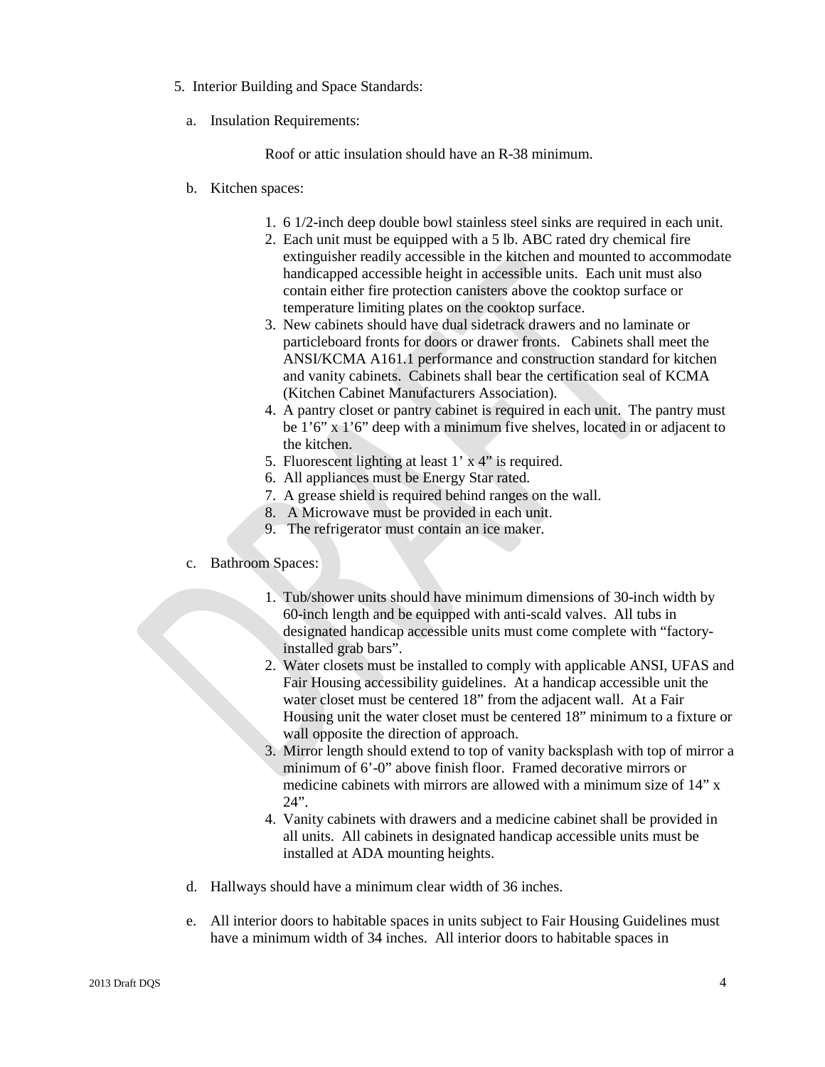5. Interior Building and Space Standards:

   a. Insulation Requirements:

      Roof or attic insulation should have an R-38 minimum.

   b. Kitchen spaces:

      1. 6 1/2-inch deep double bowl stainless steel sinks are required in each unit.
      2. Each unit must be equipped with a 5 lb. ABC rated dry chemical fire extinguisher readily accessible in the kitchen and mounted to accommodate handicapped accessible height in accessible units. Each unit must also contain either fire protection canisters above the cooktop surface or temperature limiting plates on the cooktop surface.
      3. New cabinets should have dual sidetrack drawers and no laminate or particleboard fronts for doors or drawer fronts. Cabinets shall meet the ANSI/KCMA A161.1 performance and construction standard for kitchen and vanity cabinets. Cabinets shall bear the certification seal of KCMA (Kitchen Cabinet Manufacturers Association).
      4. A pantry closet or pantry cabinet is required in each unit. The pantry must be 1'6" x 1'6" deep with a minimum five shelves, located in or adjacent to the kitchen.
      5. Fluorescent lighting at least 1' x 4" is required.
      6. All appliances must be Energy Star rated.
      7. A grease shield is required behind ranges on the wall.
      8. A Microwave must be provided in each unit.
      9. The refrigerator must contain an ice maker.

   c. Bathroom Spaces:

      1. Tub/shower units should have minimum dimensions of 30-inch width by 60-inch length and be equipped with anti-scald valves. All tubs in designated handicap accessible units must come complete with "factory-installed grab bars".
      2. Water closets must be installed to comply with applicable ANSI, UFAS and Fair Housing accessibility guidelines. At a handicap accessible unit the water closet must be centered 18" from the adjacent wall. At a Fair Housing unit the water closet must be centered 18" minimum to a fixture or wall opposite the direction of approach.
      3. Mirror length should extend to top of vanity backsplash with top of mirror a minimum of 6'-0" above finish floor. Framed decorative mirrors or medicine cabinets with mirrors are allowed with a minimum size of 14" x 24".
      4. Vanity cabinets with drawers and a medicine cabinet shall be provided in all units. All cabinets in designated handicap accessible units must be installed at ADA mounting heights.

   d. Hallways should have a minimum clear width of 36 inches.

   e. All interior doors to habitable spaces in units subject to Fair Housing Guidelines must have a minimum width of 34 inches. All interior doors to habitable spaces in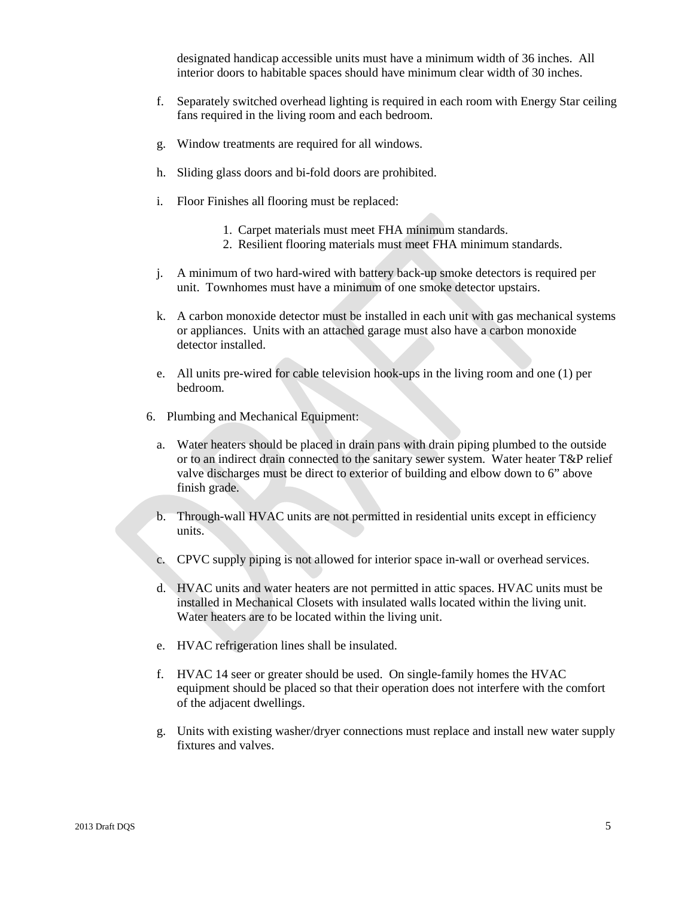designated handicap accessible units must have a minimum width of 36 inches. All interior doors to habitable spaces should have minimum clear width of 30 inches.

f. Separately switched overhead lighting is required in each room with Energy Star ceiling fans required in the living room and each bedroom.

g. Window treatments are required for all windows.

h. Sliding glass doors and bi-fold doors are prohibited.

i. Floor Finishes all flooring must be replaced:

   1. Carpet materials must meet FHA minimum standards.
   2. Resilient flooring materials must meet FHA minimum standards.

j. A minimum of two hard-wired with battery back-up smoke detectors is required per unit. Townhomes must have a minimum of one smoke detector upstairs.

k. A carbon monoxide detector must be installed in each unit with gas mechanical systems or appliances. Units with an attached garage must also have a carbon monoxide detector installed.

e. All units pre-wired for cable television hook-ups in the living room and one (1) per bedroom.

6. Plumbing and Mechanical Equipment:

   a. Water heaters should be placed in drain pans with drain piping plumbed to the outside or to an indirect drain connected to the sanitary sewer system. Water heater T&P relief valve discharges must be direct to exterior of building and elbow down to 6" above finish grade.

   b. Through-wall HVAC units are not permitted in residential units except in efficiency units.

   c. CPVC supply piping is not allowed for interior space in-wall or overhead services.

   d. HVAC units and water heaters are not permitted in attic spaces. HVAC units must be installed in Mechanical Closets with insulated walls located within the living unit. Water heaters are to be located within the living unit.

   e. HVAC refrigeration lines shall be insulated.

   f. HVAC 14 seer or greater should be used. On single-family homes the HVAC equipment should be placed so that their operation does not interfere with the comfort of the adjacent dwellings.

   g. Units with existing washer/dryer connections must replace and install new water supply fixtures and valves.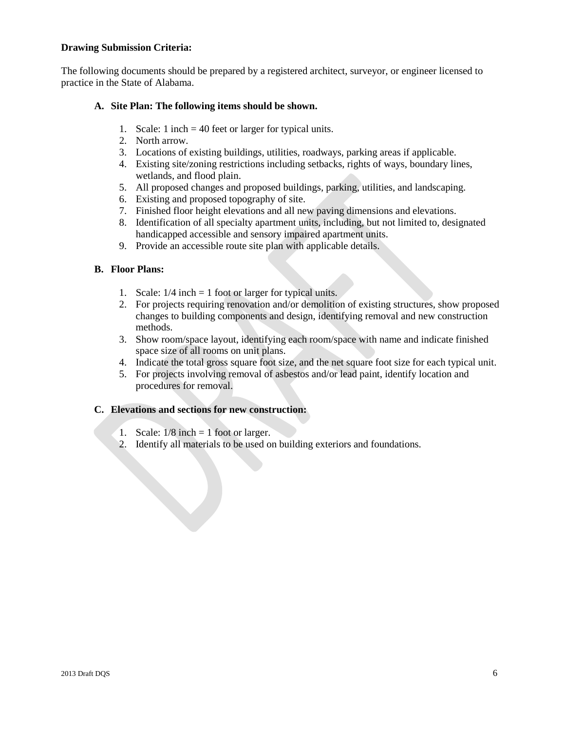**Drawing Submission Criteria:**

The following documents should be prepared by a registered architect, surveyor, or engineer licensed to practice in the State of Alabama.

**A. Site Plan: The following items should be shown.**

1. Scale: 1 inch = 40 feet or larger for typical units.
2. North arrow.
3. Locations of existing buildings, utilities, roadways, parking areas if applicable.
4. Existing site/zoning restrictions including setbacks, rights of ways, boundary lines, wetlands, and flood plain.
5. All proposed changes and proposed buildings, parking, utilities, and landscaping.
6. Existing and proposed topography of site.
7. Finished floor height elevations and all new paving dimensions and elevations.
8. Identification of all specialty apartment units, including, but not limited to, designated handicapped accessible and sensory impaired apartment units.
9. Provide an accessible route site plan with applicable details.

**B. Floor Plans:**

1. Scale: 1/4 inch = 1 foot or larger for typical units.
2. For projects requiring renovation and/or demolition of existing structures, show proposed changes to building components and design, identifying removal and new construction methods.
3. Show room/space layout, identifying each room/space with name and indicate finished space size of all rooms on unit plans.
4. Indicate the total gross square foot size, and the net square foot size for each typical unit.
5. For projects involving removal of asbestos and/or lead paint, identify location and procedures for removal.

**C. Elevations and sections for new construction:**

1. Scale: 1/8 inch = 1 foot or larger.
2. Identify all materials to be used on building exteriors and foundations.